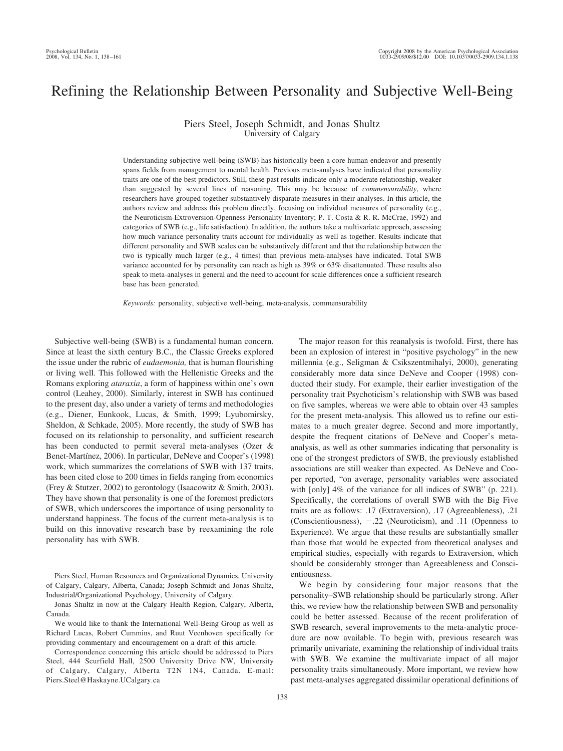# Refining the Relationship Between Personality and Subjective Well-Being

Piers Steel, Joseph Schmidt, and Jonas Shultz
University of Calgary

Understanding subjective well-being (SWB) has historically been a core human endeavor and presently spans fields from management to mental health. Previous meta-analyses have indicated that personality traits are one of the best predictors. Still, these past results indicate only a moderate relationship, weaker than suggested by several lines of reasoning. This may be because of *commensurability*, where researchers have grouped together substantively disparate measures in their analyses. In this article, the authors review and address this problem directly, focusing on individual measures of personality (e.g., the Neuroticism-Extroversion-Openness Personality Inventory; P. T. Costa & R. R. McCrae, 1992) and categories of SWB (e.g., life satisfaction). In addition, the authors take a multivariate approach, assessing how much variance personality traits account for individually as well as together. Results indicate that different personality and SWB scales can be substantively different and that the relationship between the two is typically much larger (e.g., 4 times) than previous meta-analyses have indicated. Total SWB variance accounted for by personality can reach as high as 39% or 63% disattenuated. These results also speak to meta-analyses in general and the need to account for scale differences once a sufficient research base has been generated.

*Keywords:* personality, subjective well-being, meta-analysis, commensurability

Subjective well-being (SWB) is a fundamental human concern. Since at least the sixth century B.C., the Classic Greeks explored the issue under the rubric of *eudaemonia,* that is human flourishing or living well. This followed with the Hellenistic Greeks and the Romans exploring *ataraxia*, a form of happiness within one's own control (Leahey, 2000). Similarly, interest in SWB has continued to the present day, also under a variety of terms and methodologies (e.g., Diener, Eunkook, Lucas, & Smith, 1999; Lyubomirsky, Sheldon, & Schkade, 2005). More recently, the study of SWB has focused on its relationship to personality, and sufficient research has been conducted to permit several meta-analyses (Ozer & Benet-Martínez, 2006). In particular, DeNeve and Cooper's (1998) work, which summarizes the correlations of SWB with 137 traits, has been cited close to 200 times in fields ranging from economics (Frey & Stutzer, 2002) to gerontology (Isaacowitz & Smith, 2003). They have shown that personality is one of the foremost predictors of SWB, which underscores the importance of using personality to understand happiness. The focus of the current meta-analysis is to build on this innovative research base by reexamining the role personality has with SWB.

The major reason for this reanalysis is twofold. First, there has been an explosion of interest in "positive psychology" in the new millennia (e.g., Seligman & Csikszentmihalyi, 2000), generating considerably more data since DeNeve and Cooper (1998) conducted their study. For example, their earlier investigation of the personality trait Psychoticism's relationship with SWB was based on five samples, whereas we were able to obtain over 43 samples for the present meta-analysis. This allowed us to refine our estimates to a much greater degree. Second and more importantly, despite the frequent citations of DeNeve and Cooper's meta-analysis, as well as other summaries indicating that personality is one of the strongest predictors of SWB, the previously established associations are still weaker than expected. As DeNeve and Cooper reported, "on average, personality variables were associated with [only] 4% of the variance for all indices of SWB" (p. 221). Specifically, the correlations of overall SWB with the Big Five traits are as follows: .17 (Extraversion), .17 (Agreeableness), .21 (Conscientiousness), −.22 (Neuroticism), and .11 (Openness to Experience). We argue that these results are substantially smaller than those that would be expected from theoretical analyses and empirical studies, especially with regards to Extraversion, which should be considerably stronger than Agreeableness and Conscientiousness.

We begin by considering four major reasons that the personality–SWB relationship should be particularly strong. After this, we review how the relationship between SWB and personality could be better assessed. Because of the recent proliferation of SWB research, several improvements to the meta-analytic procedure are now available. To begin with, previous research was primarily univariate, examining the relationship of individual traits with SWB. We examine the multivariate impact of all major personality traits simultaneously. More important, we review how past meta-analyses aggregated dissimilar operational definitions of

---

Piers Steel, Human Resources and Organizational Dynamics, University of Calgary, Calgary, Alberta, Canada; Joseph Schmidt and Jonas Shultz, Industrial/Organizational Psychology, University of Calgary.

Jonas Shultz in now at the Calgary Health Region, Calgary, Alberta, Canada.

We would like to thank the International Well-Being Group as well as Richard Lucas, Robert Cummins, and Ruut Veenhoven specifically for providing commentary and encouragement on a draft of this article.

Correspondence concerning this article should be addressed to Piers Steel, 444 Scurfield Hall, 2500 University Drive NW, University of Calgary, Calgary, Alberta T2N 1N4, Canada. E-mail: Piers.Steel@Haskayne.UCalgary.ca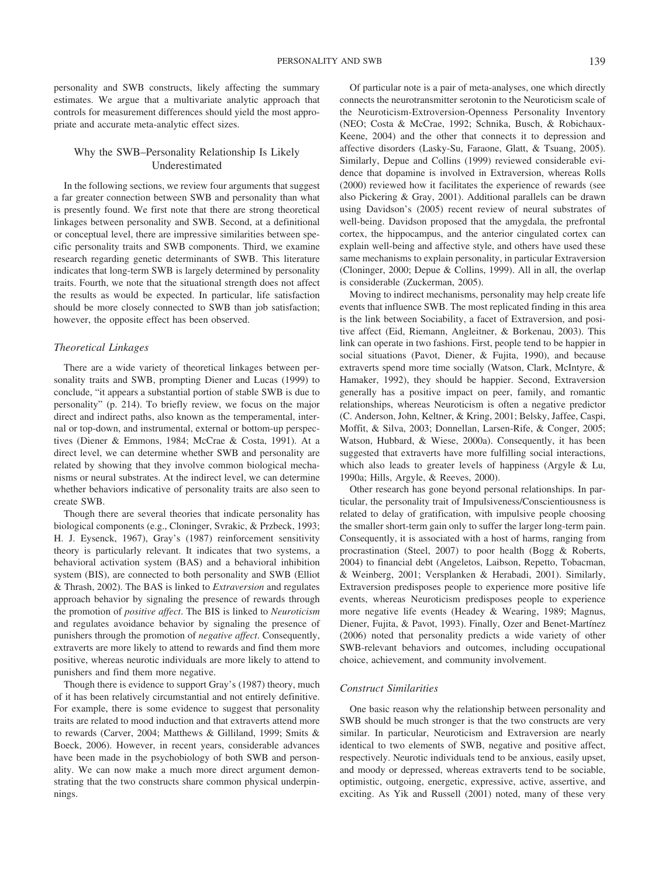personality and SWB constructs, likely affecting the summary estimates. We argue that a multivariate analytic approach that controls for measurement differences should yield the most appropriate and accurate meta-analytic effect sizes.

## Why the SWB–Personality Relationship Is Likely Underestimated

In the following sections, we review four arguments that suggest a far greater connection between SWB and personality than what is presently found. We first note that there are strong theoretical linkages between personality and SWB. Second, at a definitional or conceptual level, there are impressive similarities between specific personality traits and SWB components. Third, we examine research regarding genetic determinants of SWB. This literature indicates that long-term SWB is largely determined by personality traits. Fourth, we note that the situational strength does not affect the results as would be expected. In particular, life satisfaction should be more closely connected to SWB than job satisfaction; however, the opposite effect has been observed.

### *Theoretical Linkages*

There are a wide variety of theoretical linkages between personality traits and SWB, prompting Diener and Lucas (1999) to conclude, "it appears a substantial portion of stable SWB is due to personality" (p. 214). To briefly review, we focus on the major direct and indirect paths, also known as the temperamental, internal or top-down, and instrumental, external or bottom-up perspectives (Diener & Emmons, 1984; McCrae & Costa, 1991). At a direct level, we can determine whether SWB and personality are related by showing that they involve common biological mechanisms or neural substrates. At the indirect level, we can determine whether behaviors indicative of personality traits are also seen to create SWB.

Though there are several theories that indicate personality has biological components (e.g., Cloninger, Svrakic, & Przbeck, 1993; H. J. Eysenck, 1967), Gray's (1987) reinforcement sensitivity theory is particularly relevant. It indicates that two systems, a behavioral activation system (BAS) and a behavioral inhibition system (BIS), are connected to both personality and SWB (Elliot & Thrash, 2002). The BAS is linked to *Extraversion* and regulates approach behavior by signaling the presence of rewards through the promotion of *positive affect*. The BIS is linked to *Neuroticism* and regulates avoidance behavior by signaling the presence of punishers through the promotion of *negative affect*. Consequently, extraverts are more likely to attend to rewards and find them more positive, whereas neurotic individuals are more likely to attend to punishers and find them more negative.

Though there is evidence to support Gray's (1987) theory, much of it has been relatively circumstantial and not entirely definitive. For example, there is some evidence to suggest that personality traits are related to mood induction and that extraverts attend more to rewards (Carver, 2004; Matthews & Gilliland, 1999; Smits & Boeck, 2006). However, in recent years, considerable advances have been made in the psychobiology of both SWB and personality. We can now make a much more direct argument demonstrating that the two constructs share common physical underpinnings.

Of particular note is a pair of meta-analyses, one which directly connects the neurotransmitter serotonin to the Neuroticism scale of the Neuroticism-Extroversion-Openness Personality Inventory (NEO; Costa & McCrae, 1992; Schnika, Busch, & Robichaux-Keene, 2004) and the other that connects it to depression and affective disorders (Lasky-Su, Faraone, Glatt, & Tsuang, 2005). Similarly, Depue and Collins (1999) reviewed considerable evidence that dopamine is involved in Extraversion, whereas Rolls (2000) reviewed how it facilitates the experience of rewards (see also Pickering & Gray, 2001). Additional parallels can be drawn using Davidson's (2005) recent review of neural substrates of well-being. Davidson proposed that the amygdala, the prefrontal cortex, the hippocampus, and the anterior cingulated cortex can explain well-being and affective style, and others have used these same mechanisms to explain personality, in particular Extraversion (Cloninger, 2000; Depue & Collins, 1999). All in all, the overlap is considerable (Zuckerman, 2005).

Moving to indirect mechanisms, personality may help create life events that influence SWB. The most replicated finding in this area is the link between Sociability, a facet of Extraversion, and positive affect (Eid, Riemann, Angleitner, & Borkenau, 2003). This link can operate in two fashions. First, people tend to be happier in social situations (Pavot, Diener, & Fujita, 1990), and because extraverts spend more time socially (Watson, Clark, McIntyre, & Hamaker, 1992), they should be happier. Second, Extraversion generally has a positive impact on peer, family, and romantic relationships, whereas Neuroticism is often a negative predictor (C. Anderson, John, Keltner, & Kring, 2001; Belsky, Jaffee, Caspi, Moffit, & Silva, 2003; Donnellan, Larsen-Rife, & Conger, 2005; Watson, Hubbard, & Wiese, 2000a). Consequently, it has been suggested that extraverts have more fulfilling social interactions, which also leads to greater levels of happiness (Argyle & Lu, 1990a; Hills, Argyle, & Reeves, 2000).

Other research has gone beyond personal relationships. In particular, the personality trait of Impulsiveness/Conscientiousness is related to delay of gratification, with impulsive people choosing the smaller short-term gain only to suffer the larger long-term pain. Consequently, it is associated with a host of harms, ranging from procrastination (Steel, 2007) to poor health (Bogg & Roberts, 2004) to financial debt (Angeletos, Laibson, Repetto, Tobacman, & Weinberg, 2001; Versplanken & Herabadi, 2001). Similarly, Extraversion predisposes people to experience more positive life events, whereas Neuroticism predisposes people to experience more negative life events (Headey & Wearing, 1989; Magnus, Diener, Fujita, & Pavot, 1993). Finally, Ozer and Benet-Martínez (2006) noted that personality predicts a wide variety of other SWB-relevant behaviors and outcomes, including occupational choice, achievement, and community involvement.

### *Construct Similarities*

One basic reason why the relationship between personality and SWB should be much stronger is that the two constructs are very similar. In particular, Neuroticism and Extraversion are nearly identical to two elements of SWB, negative and positive affect, respectively. Neurotic individuals tend to be anxious, easily upset, and moody or depressed, whereas extraverts tend to be sociable, optimistic, outgoing, energetic, expressive, active, assertive, and exciting. As Yik and Russell (2001) noted, many of these very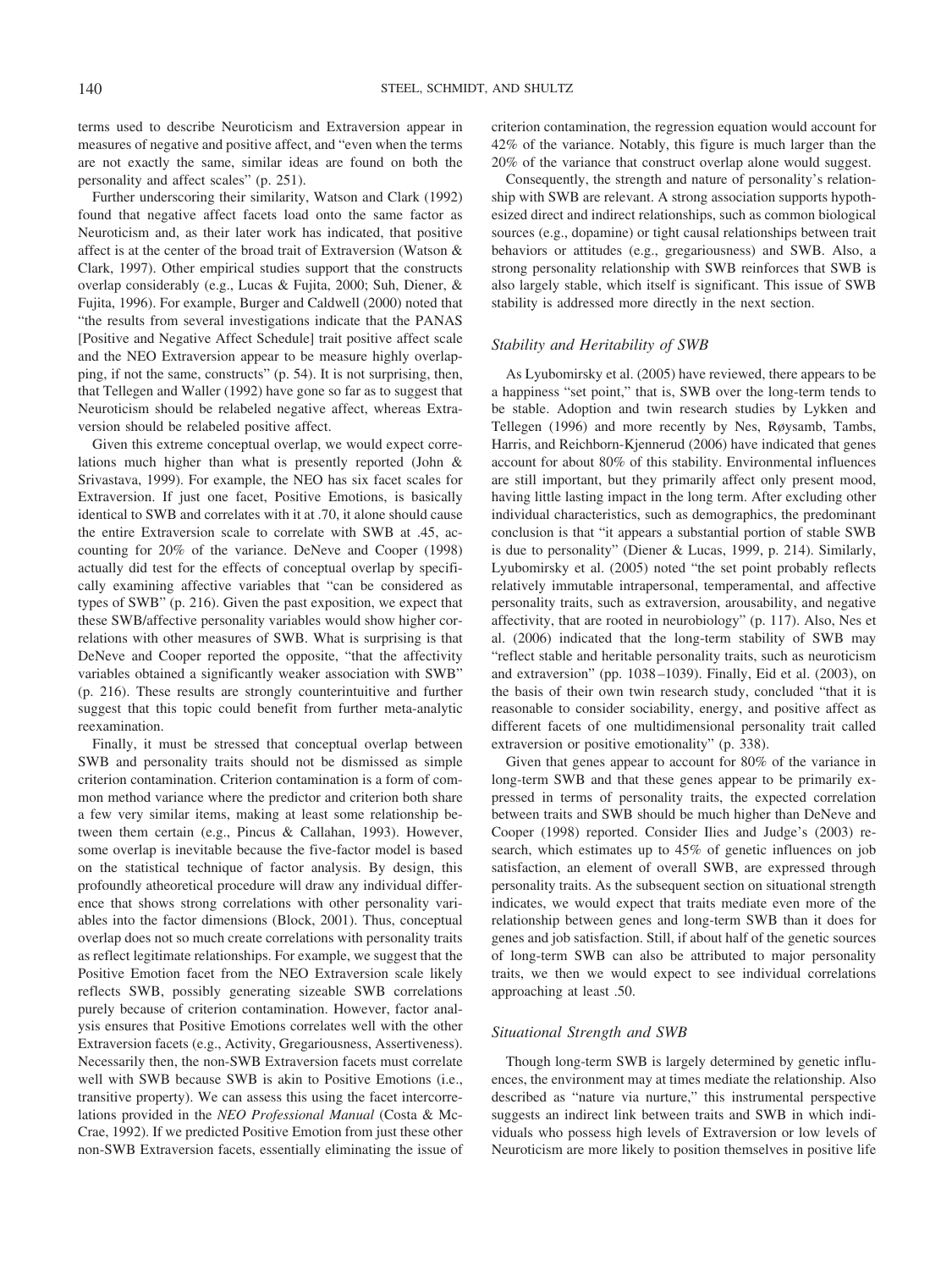terms used to describe Neuroticism and Extraversion appear in measures of negative and positive affect, and "even when the terms are not exactly the same, similar ideas are found on both the personality and affect scales" (p. 251).

Further underscoring their similarity, Watson and Clark (1992) found that negative affect facets load onto the same factor as Neuroticism and, as their later work has indicated, that positive affect is at the center of the broad trait of Extraversion (Watson & Clark, 1997). Other empirical studies support that the constructs overlap considerably (e.g., Lucas & Fujita, 2000; Suh, Diener, & Fujita, 1996). For example, Burger and Caldwell (2000) noted that "the results from several investigations indicate that the PANAS [Positive and Negative Affect Schedule] trait positive affect scale and the NEO Extraversion appear to be measure highly overlapping, if not the same, constructs" (p. 54). It is not surprising, then, that Tellegen and Waller (1992) have gone so far as to suggest that Neuroticism should be relabeled negative affect, whereas Extraversion should be relabeled positive affect.

Given this extreme conceptual overlap, we would expect correlations much higher than what is presently reported (John & Srivastava, 1999). For example, the NEO has six facet scales for Extraversion. If just one facet, Positive Emotions, is basically identical to SWB and correlates with it at .70, it alone should cause the entire Extraversion scale to correlate with SWB at .45, accounting for 20% of the variance. DeNeve and Cooper (1998) actually did test for the effects of conceptual overlap by specifically examining affective variables that "can be considered as types of SWB" (p. 216). Given the past exposition, we expect that these SWB/affective personality variables would show higher correlations with other measures of SWB. What is surprising is that DeNeve and Cooper reported the opposite, "that the affectivity variables obtained a significantly weaker association with SWB" (p. 216). These results are strongly counterintuitive and further suggest that this topic could benefit from further meta-analytic reexamination.

Finally, it must be stressed that conceptual overlap between SWB and personality traits should not be dismissed as simple criterion contamination. Criterion contamination is a form of common method variance where the predictor and criterion both share a few very similar items, making at least some relationship between them certain (e.g., Pincus & Callahan, 1993). However, some overlap is inevitable because the five-factor model is based on the statistical technique of factor analysis. By design, this profoundly atheoretical procedure will draw any individual difference that shows strong correlations with other personality variables into the factor dimensions (Block, 2001). Thus, conceptual overlap does not so much create correlations with personality traits as reflect legitimate relationships. For example, we suggest that the Positive Emotion facet from the NEO Extraversion scale likely reflects SWB, possibly generating sizeable SWB correlations purely because of criterion contamination. However, factor analysis ensures that Positive Emotions correlates well with the other Extraversion facets (e.g., Activity, Gregariousness, Assertiveness). Necessarily then, the non-SWB Extraversion facets must correlate well with SWB because SWB is akin to Positive Emotions (i.e., transitive property). We can assess this using the facet intercorrelations provided in the *NEO Professional Manual* (Costa & McCrae, 1992). If we predicted Positive Emotion from just these other non-SWB Extraversion facets, essentially eliminating the issue of criterion contamination, the regression equation would account for 42% of the variance. Notably, this figure is much larger than the 20% of the variance that construct overlap alone would suggest.

Consequently, the strength and nature of personality's relationship with SWB are relevant. A strong association supports hypothesized direct and indirect relationships, such as common biological sources (e.g., dopamine) or tight causal relationships between trait behaviors or attitudes (e.g., gregariousness) and SWB. Also, a strong personality relationship with SWB reinforces that SWB is also largely stable, which itself is significant. This issue of SWB stability is addressed more directly in the next section.

### Stability and Heritability of SWB

As Lyubomirsky et al. (2005) have reviewed, there appears to be a happiness "set point," that is, SWB over the long-term tends to be stable. Adoption and twin research studies by Lykken and Tellegen (1996) and more recently by Nes, Røysamb, Tambs, Harris, and Reichborn-Kjennerud (2006) have indicated that genes account for about 80% of this stability. Environmental influences are still important, but they primarily affect only present mood, having little lasting impact in the long term. After excluding other individual characteristics, such as demographics, the predominant conclusion is that "it appears a substantial portion of stable SWB is due to personality" (Diener & Lucas, 1999, p. 214). Similarly, Lyubomirsky et al. (2005) noted "the set point probably reflects relatively immutable intrapersonal, temperamental, and affective personality traits, such as extraversion, arousability, and negative affectivity, that are rooted in neurobiology" (p. 117). Also, Nes et al. (2006) indicated that the long-term stability of SWB may "reflect stable and heritable personality traits, such as neuroticism and extraversion" (pp. 1038–1039). Finally, Eid et al. (2003), on the basis of their own twin research study, concluded "that it is reasonable to consider sociability, energy, and positive affect as different facets of one multidimensional personality trait called extraversion or positive emotionality" (p. 338).

Given that genes appear to account for 80% of the variance in long-term SWB and that these genes appear to be primarily expressed in terms of personality traits, the expected correlation between traits and SWB should be much higher than DeNeve and Cooper (1998) reported. Consider Ilies and Judge's (2003) research, which estimates up to 45% of genetic influences on job satisfaction, an element of overall SWB, are expressed through personality traits. As the subsequent section on situational strength indicates, we would expect that traits mediate even more of the relationship between genes and long-term SWB than it does for genes and job satisfaction. Still, if about half of the genetic sources of long-term SWB can also be attributed to major personality traits, we then we would expect to see individual correlations approaching at least .50.

### Situational Strength and SWB

Though long-term SWB is largely determined by genetic influences, the environment may at times mediate the relationship. Also described as "nature via nurture," this instrumental perspective suggests an indirect link between traits and SWB in which individuals who possess high levels of Extraversion or low levels of Neuroticism are more likely to position themselves in positive life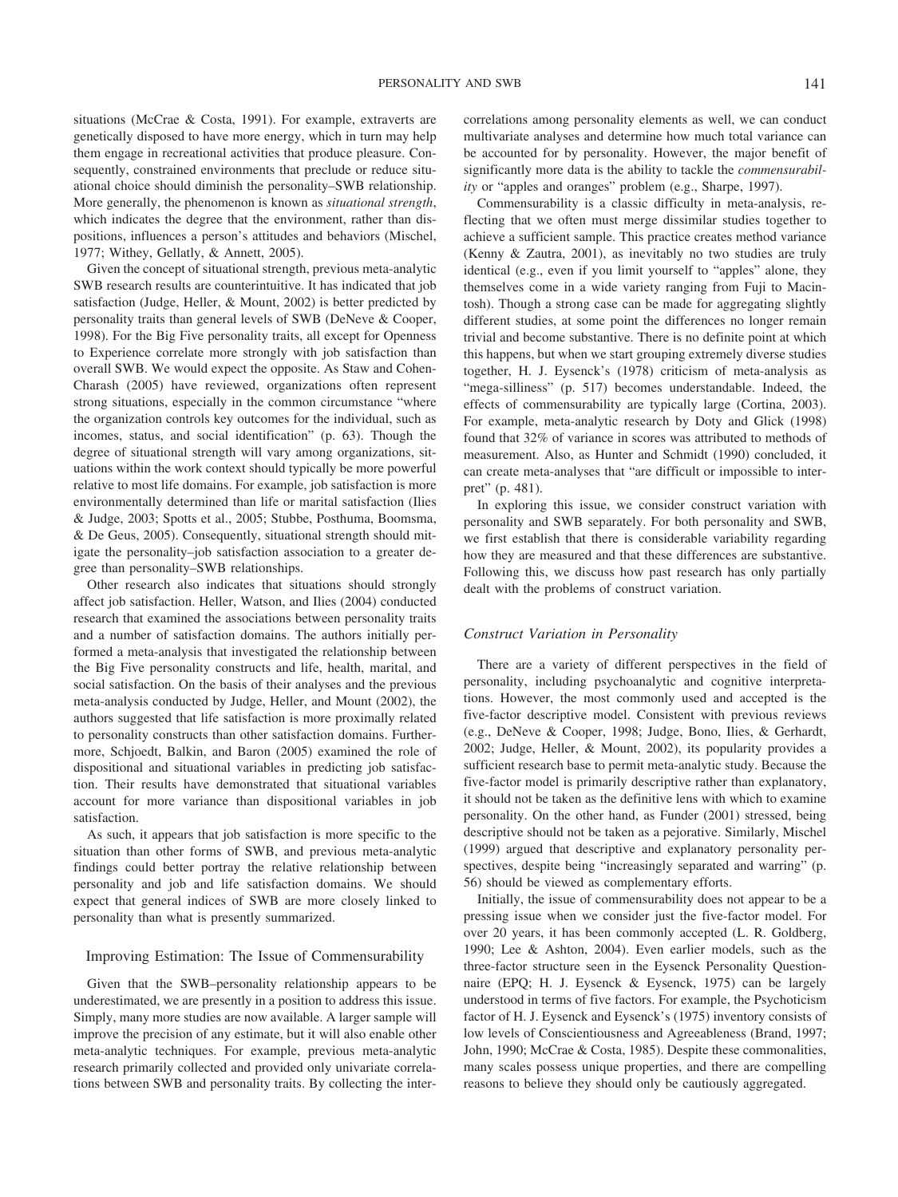situations (McCrae & Costa, 1991). For example, extraverts are genetically disposed to have more energy, which in turn may help them engage in recreational activities that produce pleasure. Consequently, constrained environments that preclude or reduce situational choice should diminish the personality–SWB relationship. More generally, the phenomenon is known as *situational strength*, which indicates the degree that the environment, rather than dispositions, influences a person's attitudes and behaviors (Mischel, 1977; Withey, Gellatly, & Annett, 2005).

Given the concept of situational strength, previous meta-analytic SWB research results are counterintuitive. It has indicated that job satisfaction (Judge, Heller, & Mount, 2002) is better predicted by personality traits than general levels of SWB (DeNeve & Cooper, 1998). For the Big Five personality traits, all except for Openness to Experience correlate more strongly with job satisfaction than overall SWB. We would expect the opposite. As Staw and Cohen-Charash (2005) have reviewed, organizations often represent strong situations, especially in the common circumstance "where the organization controls key outcomes for the individual, such as incomes, status, and social identification" (p. 63). Though the degree of situational strength will vary among organizations, situations within the work context should typically be more powerful relative to most life domains. For example, job satisfaction is more environmentally determined than life or marital satisfaction (Ilies & Judge, 2003; Spotts et al., 2005; Stubbe, Posthuma, Boomsma, & De Geus, 2005). Consequently, situational strength should mitigate the personality–job satisfaction association to a greater degree than personality–SWB relationships.

Other research also indicates that situations should strongly affect job satisfaction. Heller, Watson, and Ilies (2004) conducted research that examined the associations between personality traits and a number of satisfaction domains. The authors initially performed a meta-analysis that investigated the relationship between the Big Five personality constructs and life, health, marital, and social satisfaction. On the basis of their analyses and the previous meta-analysis conducted by Judge, Heller, and Mount (2002), the authors suggested that life satisfaction is more proximally related to personality constructs than other satisfaction domains. Furthermore, Schjoedt, Balkin, and Baron (2005) examined the role of dispositional and situational variables in predicting job satisfaction. Their results have demonstrated that situational variables account for more variance than dispositional variables in job satisfaction.

As such, it appears that job satisfaction is more specific to the situation than other forms of SWB, and previous meta-analytic findings could better portray the relative relationship between personality and job and life satisfaction domains. We should expect that general indices of SWB are more closely linked to personality than what is presently summarized.

## Improving Estimation: The Issue of Commensurability

Given that the SWB–personality relationship appears to be underestimated, we are presently in a position to address this issue. Simply, many more studies are now available. A larger sample will improve the precision of any estimate, but it will also enable other meta-analytic techniques. For example, previous meta-analytic research primarily collected and provided only univariate correlations between SWB and personality traits. By collecting the intercorrelations among personality elements as well, we can conduct multivariate analyses and determine how much total variance can be accounted for by personality. However, the major benefit of significantly more data is the ability to tackle the *commensurability* or "apples and oranges" problem (e.g., Sharpe, 1997).

Commensurability is a classic difficulty in meta-analysis, reflecting that we often must merge dissimilar studies together to achieve a sufficient sample. This practice creates method variance (Kenny & Zautra, 2001), as inevitably no two studies are truly identical (e.g., even if you limit yourself to "apples" alone, they themselves come in a wide variety ranging from Fuji to Macintosh). Though a strong case can be made for aggregating slightly different studies, at some point the differences no longer remain trivial and become substantive. There is no definite point at which this happens, but when we start grouping extremely diverse studies together, H. J. Eysenck's (1978) criticism of meta-analysis as "mega-silliness" (p. 517) becomes understandable. Indeed, the effects of commensurability are typically large (Cortina, 2003). For example, meta-analytic research by Doty and Glick (1998) found that 32% of variance in scores was attributed to methods of measurement. Also, as Hunter and Schmidt (1990) concluded, it can create meta-analyses that "are difficult or impossible to interpret" (p. 481).

In exploring this issue, we consider construct variation with personality and SWB separately. For both personality and SWB, we first establish that there is considerable variability regarding how they are measured and that these differences are substantive. Following this, we discuss how past research has only partially dealt with the problems of construct variation.

### Construct Variation in Personality

There are a variety of different perspectives in the field of personality, including psychoanalytic and cognitive interpretations. However, the most commonly used and accepted is the five-factor descriptive model. Consistent with previous reviews (e.g., DeNeve & Cooper, 1998; Judge, Bono, Ilies, & Gerhardt, 2002; Judge, Heller, & Mount, 2002), its popularity provides a sufficient research base to permit meta-analytic study. Because the five-factor model is primarily descriptive rather than explanatory, it should not be taken as the definitive lens with which to examine personality. On the other hand, as Funder (2001) stressed, being descriptive should not be taken as a pejorative. Similarly, Mischel (1999) argued that descriptive and explanatory personality perspectives, despite being "increasingly separated and warring" (p. 56) should be viewed as complementary efforts.

Initially, the issue of commensurability does not appear to be a pressing issue when we consider just the five-factor model. For over 20 years, it has been commonly accepted (L. R. Goldberg, 1990; Lee & Ashton, 2004). Even earlier models, such as the three-factor structure seen in the Eysenck Personality Questionnaire (EPQ; H. J. Eysenck & Eysenck, 1975) can be largely understood in terms of five factors. For example, the Psychoticism factor of H. J. Eysenck and Eysenck's (1975) inventory consists of low levels of Conscientiousness and Agreeableness (Brand, 1997; John, 1990; McCrae & Costa, 1985). Despite these commonalities, many scales possess unique properties, and there are compelling reasons to believe they should only be cautiously aggregated.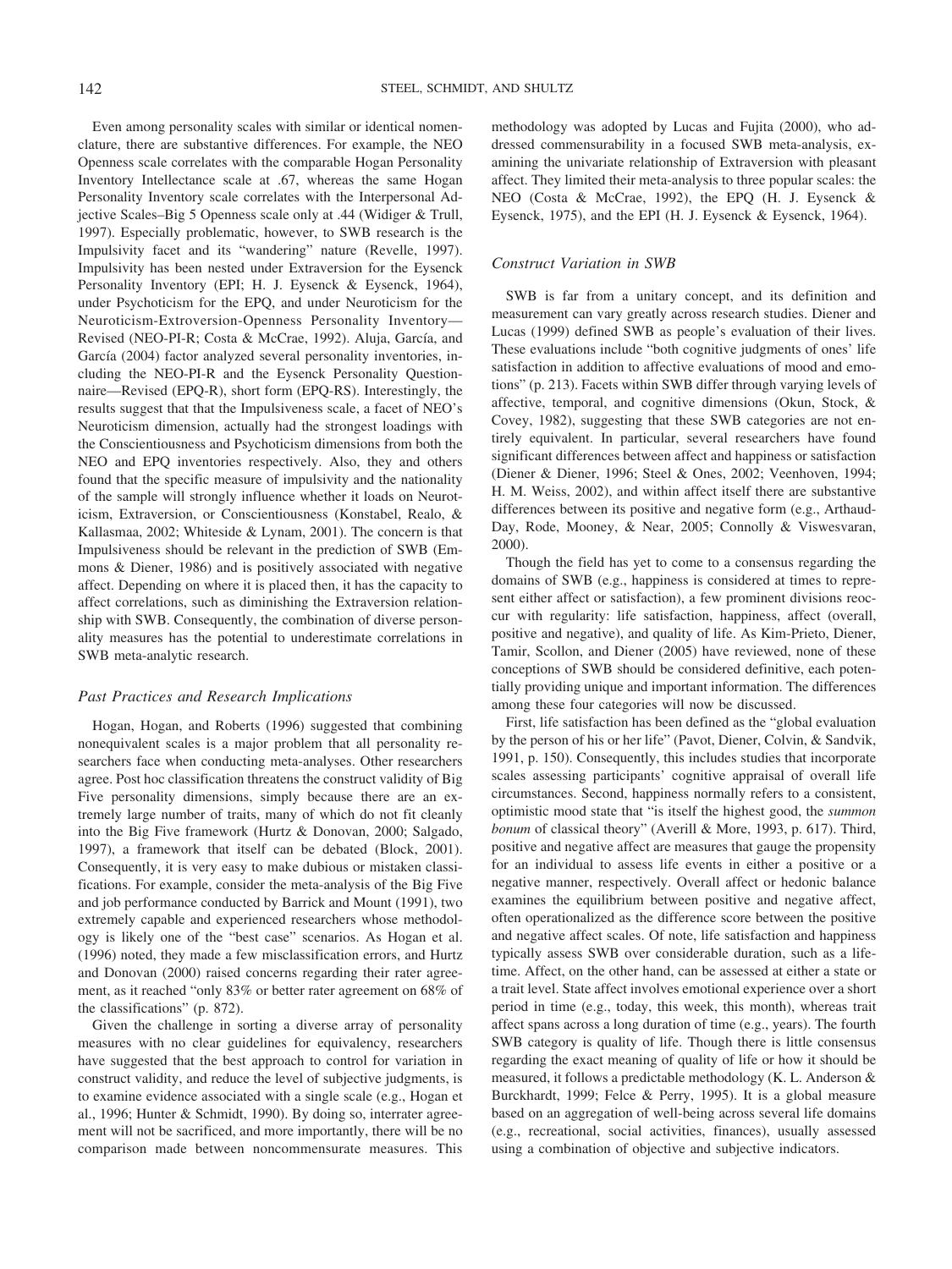Even among personality scales with similar or identical nomenclature, there are substantive differences. For example, the NEO Openness scale correlates with the comparable Hogan Personality Inventory Intellectance scale at .67, whereas the same Hogan Personality Inventory scale correlates with the Interpersonal Adjective Scales–Big 5 Openness scale only at .44 (Widiger & Trull, 1997). Especially problematic, however, to SWB research is the Impulsivity facet and its "wandering" nature (Revelle, 1997). Impulsivity has been nested under Extraversion for the Eysenck Personality Inventory (EPI; H. J. Eysenck & Eysenck, 1964), under Psychoticism for the EPQ, and under Neuroticism for the Neuroticism-Extroversion-Openness Personality Inventory—Revised (NEO-PI-R; Costa & McCrae, 1992). Aluja, García, and García (2004) factor analyzed several personality inventories, including the NEO-PI-R and the Eysenck Personality Questionnaire—Revised (EPQ-R), short form (EPQ-RS). Interestingly, the results suggest that that the Impulsiveness scale, a facet of NEO's Neuroticism dimension, actually had the strongest loadings with the Conscientiousness and Psychoticism dimensions from both the NEO and EPQ inventories respectively. Also, they and others found that the specific measure of impulsivity and the nationality of the sample will strongly influence whether it loads on Neuroticism, Extraversion, or Conscientiousness (Konstabel, Realo, & Kallasmaa, 2002; Whiteside & Lynam, 2001). The concern is that Impulsiveness should be relevant in the prediction of SWB (Emmons & Diener, 1986) and is positively associated with negative affect. Depending on where it is placed then, it has the capacity to affect correlations, such as diminishing the Extraversion relationship with SWB. Consequently, the combination of diverse personality measures has the potential to underestimate correlations in SWB meta-analytic research.

### Past Practices and Research Implications

Hogan, Hogan, and Roberts (1996) suggested that combining nonequivalent scales is a major problem that all personality researchers face when conducting meta-analyses. Other researchers agree. Post hoc classification threatens the construct validity of Big Five personality dimensions, simply because there are an extremely large number of traits, many of which do not fit cleanly into the Big Five framework (Hurtz & Donovan, 2000; Salgado, 1997), a framework that itself can be debated (Block, 2001). Consequently, it is very easy to make dubious or mistaken classifications. For example, consider the meta-analysis of the Big Five and job performance conducted by Barrick and Mount (1991), two extremely capable and experienced researchers whose methodology is likely one of the "best case" scenarios. As Hogan et al. (1996) noted, they made a few misclassification errors, and Hurtz and Donovan (2000) raised concerns regarding their rater agreement, as it reached "only 83% or better rater agreement on 68% of the classifications" (p. 872).

Given the challenge in sorting a diverse array of personality measures with no clear guidelines for equivalency, researchers have suggested that the best approach to control for variation in construct validity, and reduce the level of subjective judgments, is to examine evidence associated with a single scale (e.g., Hogan et al., 1996; Hunter & Schmidt, 1990). By doing so, interrater agreement will not be sacrificed, and more importantly, there will be no comparison made between noncommensurate measures. This methodology was adopted by Lucas and Fujita (2000), who addressed commensurability in a focused SWB meta-analysis, examining the univariate relationship of Extraversion with pleasant affect. They limited their meta-analysis to three popular scales: the NEO (Costa & McCrae, 1992), the EPQ (H. J. Eysenck & Eysenck, 1975), and the EPI (H. J. Eysenck & Eysenck, 1964).

### Construct Variation in SWB

SWB is far from a unitary concept, and its definition and measurement can vary greatly across research studies. Diener and Lucas (1999) defined SWB as people's evaluation of their lives. These evaluations include "both cognitive judgments of ones' life satisfaction in addition to affective evaluations of mood and emotions" (p. 213). Facets within SWB differ through varying levels of affective, temporal, and cognitive dimensions (Okun, Stock, & Covey, 1982), suggesting that these SWB categories are not entirely equivalent. In particular, several researchers have found significant differences between affect and happiness or satisfaction (Diener & Diener, 1996; Steel & Ones, 2002; Veenhoven, 1994; H. M. Weiss, 2002), and within affect itself there are substantive differences between its positive and negative form (e.g., Arthaud-Day, Rode, Mooney, & Near, 2005; Connolly & Viswesvaran, 2000).

Though the field has yet to come to a consensus regarding the domains of SWB (e.g., happiness is considered at times to represent either affect or satisfaction), a few prominent divisions reoccur with regularity: life satisfaction, happiness, affect (overall, positive and negative), and quality of life. As Kim-Prieto, Diener, Tamir, Scollon, and Diener (2005) have reviewed, none of these conceptions of SWB should be considered definitive, each potentially providing unique and important information. The differences among these four categories will now be discussed.

First, life satisfaction has been defined as the "global evaluation by the person of his or her life" (Pavot, Diener, Colvin, & Sandvik, 1991, p. 150). Consequently, this includes studies that incorporate scales assessing participants' cognitive appraisal of overall life circumstances. Second, happiness normally refers to a consistent, optimistic mood state that "is itself the highest good, the *summon bonum* of classical theory" (Averill & More, 1993, p. 617). Third, positive and negative affect are measures that gauge the propensity for an individual to assess life events in either a positive or a negative manner, respectively. Overall affect or hedonic balance examines the equilibrium between positive and negative affect, often operationalized as the difference score between the positive and negative affect scales. Of note, life satisfaction and happiness typically assess SWB over considerable duration, such as a lifetime. Affect, on the other hand, can be assessed at either a state or a trait level. State affect involves emotional experience over a short period in time (e.g., today, this week, this month), whereas trait affect spans across a long duration of time (e.g., years). The fourth SWB category is quality of life. Though there is little consensus regarding the exact meaning of quality of life or how it should be measured, it follows a predictable methodology (K. L. Anderson & Burckhardt, 1999; Felce & Perry, 1995). It is a global measure based on an aggregation of well-being across several life domains (e.g., recreational, social activities, finances), usually assessed using a combination of objective and subjective indicators.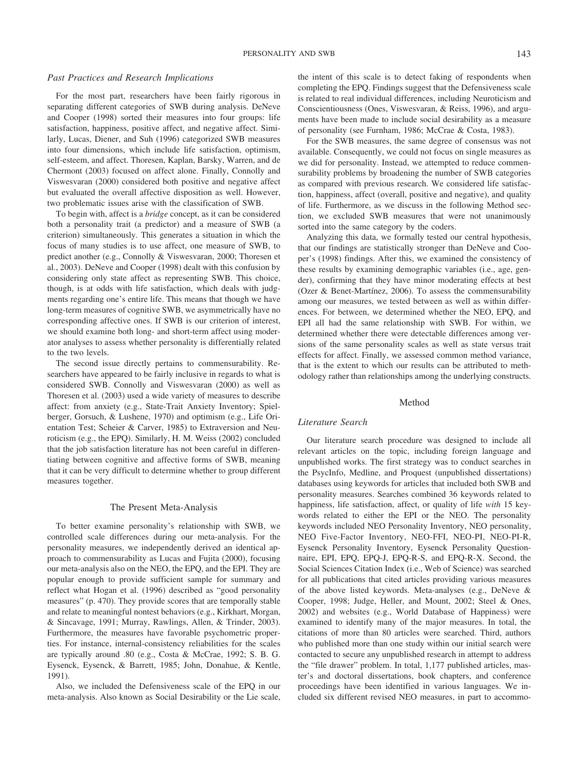### *Past Practices and Research Implications*

For the most part, researchers have been fairly rigorous in separating different categories of SWB during analysis. DeNeve and Cooper (1998) sorted their measures into four groups: life satisfaction, happiness, positive affect, and negative affect. Similarly, Lucas, Diener, and Suh (1996) categorized SWB measures into four dimensions, which include life satisfaction, optimism, self-esteem, and affect. Thoresen, Kaplan, Barsky, Warren, and de Chermont (2003) focused on affect alone. Finally, Connolly and Viswesvaran (2000) considered both positive and negative affect but evaluated the overall affective disposition as well. However, two problematic issues arise with the classification of SWB.

To begin with, affect is a *bridge* concept, as it can be considered both a personality trait (a predictor) and a measure of SWB (a criterion) simultaneously. This generates a situation in which the focus of many studies is to use affect, one measure of SWB, to predict another (e.g., Connolly & Viswesvaran, 2000; Thoresen et al., 2003). DeNeve and Cooper (1998) dealt with this confusion by considering only state affect as representing SWB. This choice, though, is at odds with life satisfaction, which deals with judgments regarding one's entire life. This means that though we have long-term measures of cognitive SWB, we asymmetrically have no corresponding affective ones. If SWB is our criterion of interest, we should examine both long- and short-term affect using moderator analyses to assess whether personality is differentially related to the two levels.

The second issue directly pertains to commensurability. Researchers have appeared to be fairly inclusive in regards to what is considered SWB. Connolly and Viswesvaran (2000) as well as Thoresen et al. (2003) used a wide variety of measures to describe affect: from anxiety (e.g., State-Trait Anxiety Inventory; Spielberger, Gorsuch, & Lushene, 1970) and optimism (e.g., Life Orientation Test; Scheier & Carver, 1985) to Extraversion and Neuroticism (e.g., the EPQ). Similarly, H. M. Weiss (2002) concluded that the job satisfaction literature has not been careful in differentiating between cognitive and affective forms of SWB, meaning that it can be very difficult to determine whether to group different measures together.

## The Present Meta-Analysis

To better examine personality's relationship with SWB, we controlled scale differences during our meta-analysis. For the personality measures, we independently derived an identical approach to commensurability as Lucas and Fujita (2000), focusing our meta-analysis also on the NEO, the EPQ, and the EPI. They are popular enough to provide sufficient sample for summary and reflect what Hogan et al. (1996) described as "good personality measures" (p. 470). They provide scores that are temporally stable and relate to meaningful nontest behaviors (e.g., Kirkhart, Morgan, & Sincavage, 1991; Murray, Rawlings, Allen, & Trinder, 2003). Furthermore, the measures have favorable psychometric properties. For instance, internal-consistency reliabilities for the scales are typically around .80 (e.g., Costa & McCrae, 1992; S. B. G. Eysenck, Eysenck, & Barrett, 1985; John, Donahue, & Kentle, 1991).

Also, we included the Defensiveness scale of the EPQ in our meta-analysis. Also known as Social Desirability or the Lie scale, the intent of this scale is to detect faking of respondents when completing the EPQ. Findings suggest that the Defensiveness scale is related to real individual differences, including Neuroticism and Conscientiousness (Ones, Viswesvaran, & Reiss, 1996), and arguments have been made to include social desirability as a measure of personality (see Furnham, 1986; McCrae & Costa, 1983).

For the SWB measures, the same degree of consensus was not available. Consequently, we could not focus on single measures as we did for personality. Instead, we attempted to reduce commensurability problems by broadening the number of SWB categories as compared with previous research. We considered life satisfaction, happiness, affect (overall, positive and negative), and quality of life. Furthermore, as we discuss in the following Method section, we excluded SWB measures that were not unanimously sorted into the same category by the coders.

Analyzing this data, we formally tested our central hypothesis, that our findings are statistically stronger than DeNeve and Cooper's (1998) findings. After this, we examined the consistency of these results by examining demographic variables (i.e., age, gender), confirming that they have minor moderating effects at best (Ozer & Benet-Martínez, 2006). To assess the commensurability among our measures, we tested between as well as within differences. For between, we determined whether the NEO, EPQ, and EPI all had the same relationship with SWB. For within, we determined whether there were detectable differences among versions of the same personality scales as well as state versus trait effects for affect. Finally, we assessed common method variance, that is the extent to which our results can be attributed to methodology rather than relationships among the underlying constructs.

## Method

### *Literature Search*

Our literature search procedure was designed to include all relevant articles on the topic, including foreign language and unpublished works. The first strategy was to conduct searches in the PsycInfo, Medline, and Proquest (unpublished dissertations) databases using keywords for articles that included both SWB and personality measures. Searches combined 36 keywords related to happiness, life satisfaction, affect, or quality of life *with* 15 keywords related to either the EPI or the NEO. The personality keywords included NEO Personality Inventory, NEO personality, NEO Five-Factor Inventory, NEO-FFI, NEO-PI, NEO-PI-R, Eysenck Personality Inventory, Eysenck Personality Questionnaire, EPI, EPQ, EPQ-J, EPQ-R-S, and EPQ-R-X. Second, the Social Sciences Citation Index (i.e., Web of Science) was searched for all publications that cited articles providing various measures of the above listed keywords. Meta-analyses (e.g., DeNeve & Cooper, 1998; Judge, Heller, and Mount, 2002; Steel & Ones, 2002) and websites (e.g., World Database of Happiness) were examined to identify many of the major measures. In total, the citations of more than 80 articles were searched. Third, authors who published more than one study within our initial search were contacted to secure any unpublished research in attempt to address the "file drawer" problem. In total, 1,177 published articles, master's and doctoral dissertations, book chapters, and conference proceedings have been identified in various languages. We included six different revised NEO measures, in part to accommo-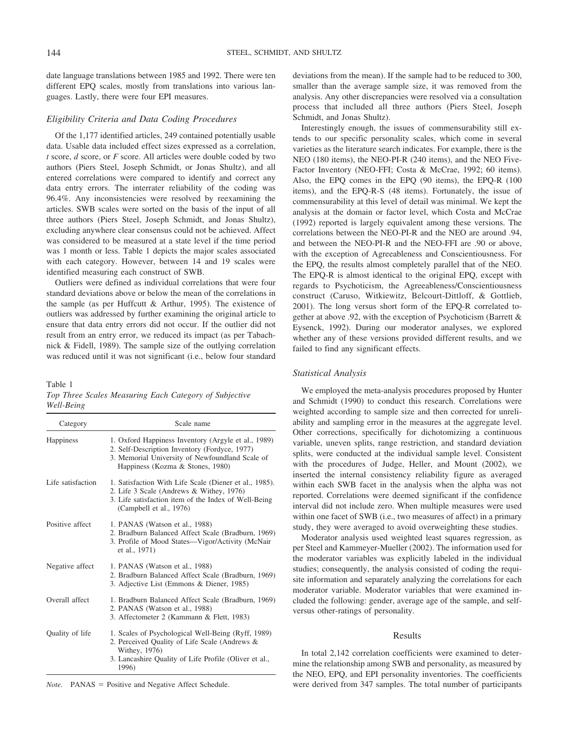date language translations between 1985 and 1992. There were ten different EPQ scales, mostly from translations into various languages. Lastly, there were four EPI measures.

### Eligibility Criteria and Data Coding Procedures

Of the 1,177 identified articles, 249 contained potentially usable data. Usable data included effect sizes expressed as a correlation, *t* score, *d* score, or *F* score. All articles were double coded by two authors (Piers Steel, Joseph Schmidt, or Jonas Shultz), and all entered correlations were compared to identify and correct any data entry errors. The interrater reliability of the coding was 96.4%. Any inconsistencies were resolved by reexamining the articles. SWB scales were sorted on the basis of the input of all three authors (Piers Steel, Joseph Schmidt, and Jonas Shultz), excluding anywhere clear consensus could not be achieved. Affect was considered to be measured at a state level if the time period was 1 month or less. Table 1 depicts the major scales associated with each category. However, between 14 and 19 scales were identified measuring each construct of SWB.

Outliers were defined as individual correlations that were four standard deviations above or below the mean of the correlations in the sample (as per Huffcutt & Arthur, 1995). The existence of outliers was addressed by further examining the original article to ensure that data entry errors did not occur. If the outlier did not result from an entry error, we reduced its impact (as per Tabachnick & Fidell, 1989). The sample size of the outlying correlation was reduced until it was not significant (i.e., below four standard deviations from the mean). If the sample had to be reduced to 300, smaller than the average sample size, it was removed from the analysis. Any other discrepancies were resolved via a consultation process that included all three authors (Piers Steel, Joseph Schmidt, and Jonas Shultz).

Interestingly enough, the issues of commensurability still extends to our specific personality scales, which come in several varieties as the literature search indicates. For example, there is the NEO (180 items), the NEO-PI-R (240 items), and the NEO Five-Factor Inventory (NEO-FFI; Costa & McCrae, 1992; 60 items). Also, the EPQ comes in the EPQ (90 items), the EPQ-R (100 items), and the EPQ-R-S (48 items). Fortunately, the issue of commensurability at this level of detail was minimal. We kept the analysis at the domain or factor level, which Costa and McCrae (1992) reported is largely equivalent among these versions. The correlations between the NEO-PI-R and the NEO are around .94, and between the NEO-PI-R and the NEO-FFI are .90 or above, with the exception of Agreeableness and Conscientiousness. For the EPQ, the results almost completely parallel that of the NEO. The EPQ-R is almost identical to the original EPQ, except with regards to Psychoticism, the Agreeableness/Conscientiousness construct (Caruso, Witkiewitz, Belcourt-Dittloff, & Gottlieb, 2001). The long versus short form of the EPQ-R correlated together at above .92, with the exception of Psychoticism (Barrett & Eysenck, 1992). During our moderator analyses, we explored whether any of these versions provided different results, and we failed to find any significant effects.

Table 1
*Top Three Scales Measuring Each Category of Subjective Well-Being*

| Category | Scale name |
|---|---|
| Happiness | 1. Oxford Happiness Inventory (Argyle et al., 1989)<br>2. Self-Description Inventory (Fordyce, 1977)<br>3. Memorial University of Newfoundland Scale of Happiness (Kozma & Stones, 1980) |
| Life satisfaction | 1. Satisfaction With Life Scale (Diener et al., 1985).<br>2. Life 3 Scale (Andrews & Withey, 1976)<br>3. Life satisfaction item of the Index of Well-Being (Campbell et al., 1976) |
| Positive affect | 1. PANAS (Watson et al., 1988)<br>2. Bradburn Balanced Affect Scale (Bradburn, 1969)<br>3. Profile of Mood States—Vigor/Activity (McNair et al., 1971) |
| Negative affect | 1. PANAS (Watson et al., 1988)<br>2. Bradburn Balanced Affect Scale (Bradburn, 1969)<br>3. Adjective List (Emmons & Diener, 1985) |
| Overall affect | 1. Bradburn Balanced Affect Scale (Bradburn, 1969)<br>2. PANAS (Watson et al., 1988)<br>3. Affectometer 2 (Kammann & Flett, 1983) |
| Quality of life | 1. Scales of Psychological Well-Being (Ryff, 1989)<br>2. Perceived Quality of Life Scale (Andrews & Withey, 1976)<br>3. Lancashire Quality of Life Profile (Oliver et al., 1996) |

*Note.* PANAS = Positive and Negative Affect Schedule.

### Statistical Analysis

We employed the meta-analysis procedures proposed by Hunter and Schmidt (1990) to conduct this research. Correlations were weighted according to sample size and then corrected for unreliability and sampling error in the measures at the aggregate level. Other corrections, specifically for dichotomizing a continuous variable, uneven splits, range restriction, and standard deviation splits, were conducted at the individual sample level. Consistent with the procedures of Judge, Heller, and Mount (2002), we inserted the internal consistency reliability figure as averaged within each SWB facet in the analysis when the alpha was not reported. Correlations were deemed significant if the confidence interval did not include zero. When multiple measures were used within one facet of SWB (i.e., two measures of affect) in a primary study, they were averaged to avoid overweighting these studies.

Moderator analysis used weighted least squares regression, as per Steel and Kammeyer-Mueller (2002). The information used for the moderator variables was explicitly labeled in the individual studies; consequently, the analysis consisted of coding the requisite information and separately analyzing the correlations for each moderator variable. Moderator variables that were examined included the following: gender, average age of the sample, and self- versus other-ratings of personality.

## Results

In total 2,142 correlation coefficients were examined to determine the relationship among SWB and personality, as measured by the NEO, EPQ, and EPI personality inventories. The coefficients were derived from 347 samples. The total number of participants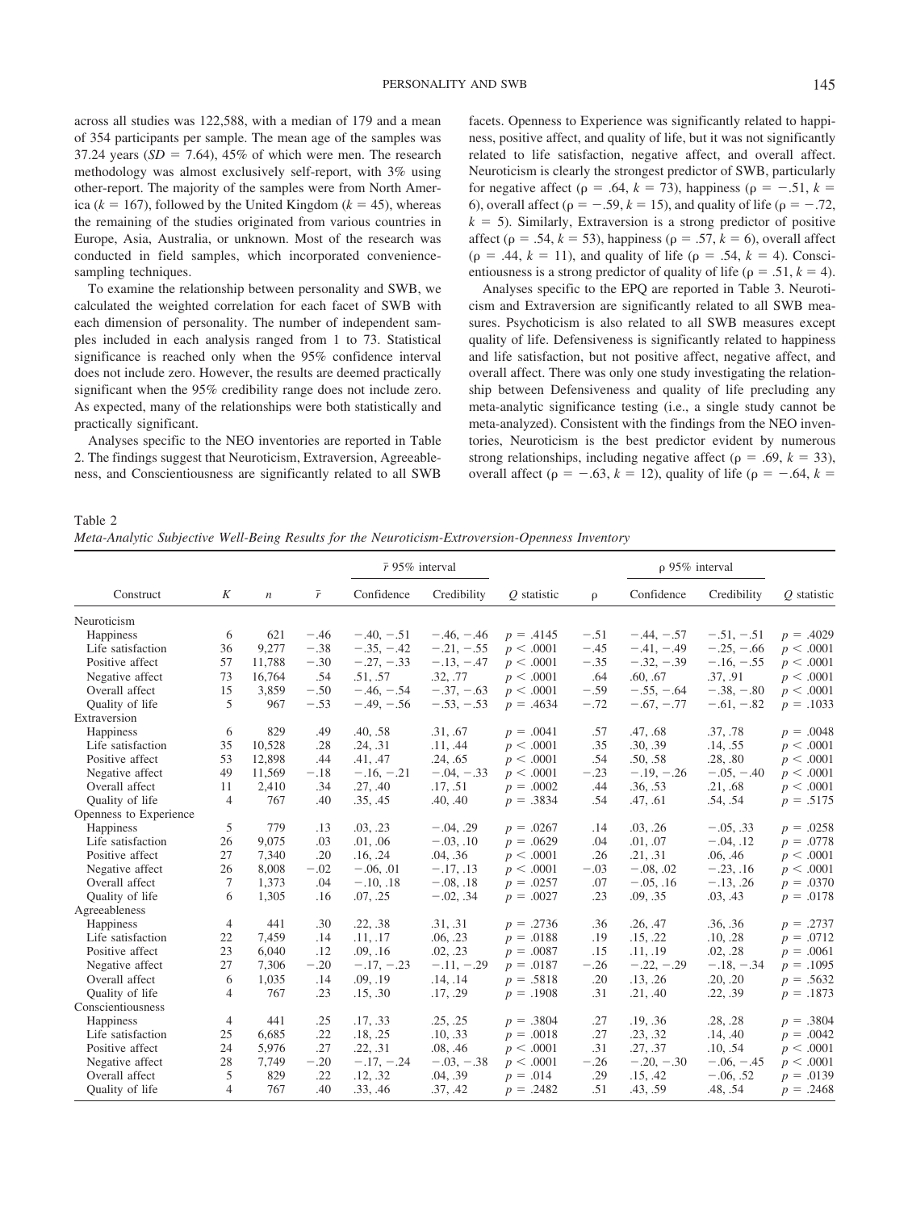across all studies was 122,588, with a median of 179 and a mean of 354 participants per sample. The mean age of the samples was 37.24 years ($SD = 7.64$), 45% of which were men. The research methodology was almost exclusively self-report, with 3% using other-report. The majority of the samples were from North America ($k = 167$), followed by the United Kingdom ($k = 45$), whereas the remaining of the studies originated from various countries in Europe, Asia, Australia, or unknown. Most of the research was conducted in field samples, which incorporated convenience-sampling techniques.

To examine the relationship between personality and SWB, we calculated the weighted correlation for each facet of SWB with each dimension of personality. The number of independent samples included in each analysis ranged from 1 to 73. Statistical significance is reached only when the 95% confidence interval does not include zero. However, the results are deemed practically significant when the 95% credibility range does not include zero. As expected, many of the relationships were both statistically and practically significant.

Analyses specific to the NEO inventories are reported in Table 2. The findings suggest that Neuroticism, Extraversion, Agreeableness, and Conscientiousness are significantly related to all SWB facets. Openness to Experience was significantly related to happiness, positive affect, and quality of life, but it was not significantly related to life satisfaction, negative affect, and overall affect. Neuroticism is clearly the strongest predictor of SWB, particularly for negative affect ($\rho = .64$, $k = 73$), happiness ($\rho = -.51$, $k = 6$), overall affect ($\rho = -.59$, $k = 15$), and quality of life ($\rho = -.72$, $k = 5$). Similarly, Extraversion is a strong predictor of positive affect ($\rho = .54$, $k = 53$), happiness ($\rho = .57$, $k = 6$), overall affect ($\rho = .44$, $k = 11$), and quality of life ($\rho = .54$, $k = 4$). Conscientiousness is a strong predictor of quality of life ($\rho = .51$, $k = 4$).

Analyses specific to the EPQ are reported in Table 3. Neuroticism and Extraversion are significantly related to all SWB measures. Psychoticism is also related to all SWB measures except quality of life. Defensiveness is significantly related to happiness and life satisfaction, but not positive affect, negative affect, and overall affect. There was only one study investigating the relationship between Defensiveness and quality of life precluding any meta-analytic significance testing (i.e., a single study cannot be meta-analyzed). Consistent with the findings from the NEO inventories, Neuroticism is the best predictor evident by numerous strong relationships, including negative affect ($\rho = .69$, $k = 33$), overall affect ($\rho = -.63$, $k = 12$), quality of life ($\rho = -.64$, $k =$

Table 2
*Meta-Analytic Subjective Well-Being Results for the Neuroticism-Extroversion-Openness Inventory*

| Construct | $K$ | $n$ | $\bar{r}$ | $\bar{r}$ 95% interval: Confidence | $\bar{r}$ 95% interval: Credibility | $Q$ statistic | $\rho$ | $\rho$ 95% interval: Confidence | $\rho$ 95% interval: Credibility | $Q$ statistic |
|---|---|---|---|---|---|---|---|---|---|---|
| Neuroticism | | | | | | | | | | |
| Happiness | 6 | 621 | −.46 | −.40, −.51 | −.46, −.46 | $p = .4145$ | −.51 | −.44, −.57 | −.51, −.51 | $p = .4029$ |
| Life satisfaction | 36 | 9,277 | −.38 | −.35, −.42 | −.21, −.55 | $p < .0001$ | −.45 | −.41, −.49 | −.25, −.66 | $p < .0001$ |
| Positive affect | 57 | 11,788 | −.30 | −.27, −.33 | −.13, −.47 | $p < .0001$ | −.35 | −.32, −.39 | −.16, −.55 | $p < .0001$ |
| Negative affect | 73 | 16,764 | .54 | .51, .57 | .32, .77 | $p < .0001$ | .64 | .60, .67 | .37, .91 | $p < .0001$ |
| Overall affect | 15 | 3,859 | −.50 | −.46, −.54 | −.37, −.63 | $p < .0001$ | −.59 | −.55, −.64 | −.38, −.80 | $p < .0001$ |
| Quality of life | 5 | 967 | −.53 | −.49, −.56 | −.53, −.53 | $p = .4634$ | −.72 | −.67, −.77 | −.61, −.82 | $p = .1033$ |
| Extraversion | | | | | | | | | | |
| Happiness | 6 | 829 | .49 | .40, .58 | .31, .67 | $p = .0041$ | .57 | .47, .68 | .37, .78 | $p = .0048$ |
| Life satisfaction | 35 | 10,528 | .28 | .24, .31 | .11, .44 | $p < .0001$ | .35 | .30, .39 | .14, .55 | $p < .0001$ |
| Positive affect | 53 | 12,898 | .44 | .41, .47 | .24, .65 | $p < .0001$ | .54 | .50, .58 | .28, .80 | $p < .0001$ |
| Negative affect | 49 | 11,569 | −.18 | −.16, −.21 | −.04, −.33 | $p < .0001$ | −.23 | −.19, −.26 | −.05, −.40 | $p < .0001$ |
| Overall affect | 11 | 2,410 | .34 | .27, .40 | .17, .51 | $p = .0002$ | .44 | .36, .53 | .21, .68 | $p < .0001$ |
| Quality of life | 4 | 767 | .40 | .35, .45 | .40, .40 | $p = .3834$ | .54 | .47, .61 | .54, .54 | $p = .5175$ |
| Openness to Experience | | | | | | | | | | |
| Happiness | 5 | 779 | .13 | .03, .23 | −.04, .29 | $p = .0267$ | .14 | .03, .26 | −.05, .33 | $p = .0258$ |
| Life satisfaction | 26 | 9,075 | .03 | .01, .06 | −.03, .10 | $p = .0629$ | .04 | .01, .07 | −.04, .12 | $p = .0778$ |
| Positive affect | 27 | 7,340 | .20 | .16, .24 | .04, .36 | $p < .0001$ | .26 | .21, .31 | .06, .46 | $p < .0001$ |
| Negative affect | 26 | 8,008 | −.02 | −.06, .01 | −.17, .13 | $p < .0001$ | −.03 | −.08, .02 | −.23, .16 | $p < .0001$ |
| Overall affect | 7 | 1,373 | .04 | −.10, .18 | −.08, .18 | $p = .0257$ | .07 | −.05, .16 | −.13, .26 | $p = .0370$ |
| Quality of life | 6 | 1,305 | .16 | .07, .25 | −.02, .34 | $p = .0027$ | .23 | .09, .35 | .03, .43 | $p = .0178$ |
| Agreeableness | | | | | | | | | | |
| Happiness | 4 | 441 | .30 | .22, .38 | .31, .31 | $p = .2736$ | .36 | .26, .47 | .36, .36 | $p = .2737$ |
| Life satisfaction | 22 | 7,459 | .14 | .11, .17 | .06, .23 | $p = .0188$ | .19 | .15, .22 | .10, .28 | $p = .0712$ |
| Positive affect | 23 | 6,040 | .12 | .09, .16 | .02, .23 | $p = .0087$ | .15 | .11, .19 | .02, .28 | $p = .0061$ |
| Negative affect | 27 | 7,306 | −.20 | −.17, −.23 | −.11, −.29 | $p = .0187$ | −.26 | −.22, −.29 | −.18, −.34 | $p = .1095$ |
| Overall affect | 6 | 1,035 | .14 | .09, .19 | .14, .14 | $p = .5818$ | .20 | .13, .26 | .20, .20 | $p = .5632$ |
| Quality of life | 4 | 767 | .23 | .15, .30 | .17, .29 | $p = .1908$ | .31 | .21, .40 | .22, .39 | $p = .1873$ |
| Conscientiousness | | | | | | | | | | |
| Happiness | 4 | 441 | .25 | .17, .33 | .25, .25 | $p = .3804$ | .27 | .19, .36 | .28, .28 | $p = .3804$ |
| Life satisfaction | 25 | 6,685 | .22 | .18, .25 | .10, .33 | $p = .0018$ | .27 | .23, .32 | .14, .40 | $p = .0042$ |
| Positive affect | 24 | 5,976 | .27 | .22, .31 | .08, .46 | $p < .0001$ | .31 | .27, .37 | .10, .54 | $p < .0001$ |
| Negative affect | 28 | 7,749 | −.20 | −.17, −.24 | −.03, −.38 | $p < .0001$ | −.26 | −.20, −.30 | −.06, −.45 | $p < .0001$ |
| Overall affect | 5 | 829 | .22 | .12, .32 | .04, .39 | $p = .014$ | .29 | .15, .42 | −.06, .52 | $p = .0139$ |
| Quality of life | 4 | 767 | .40 | .33, .46 | .37, .42 | $p = .2482$ | .51 | .43, .59 | .48, .54 | $p = .2468$ |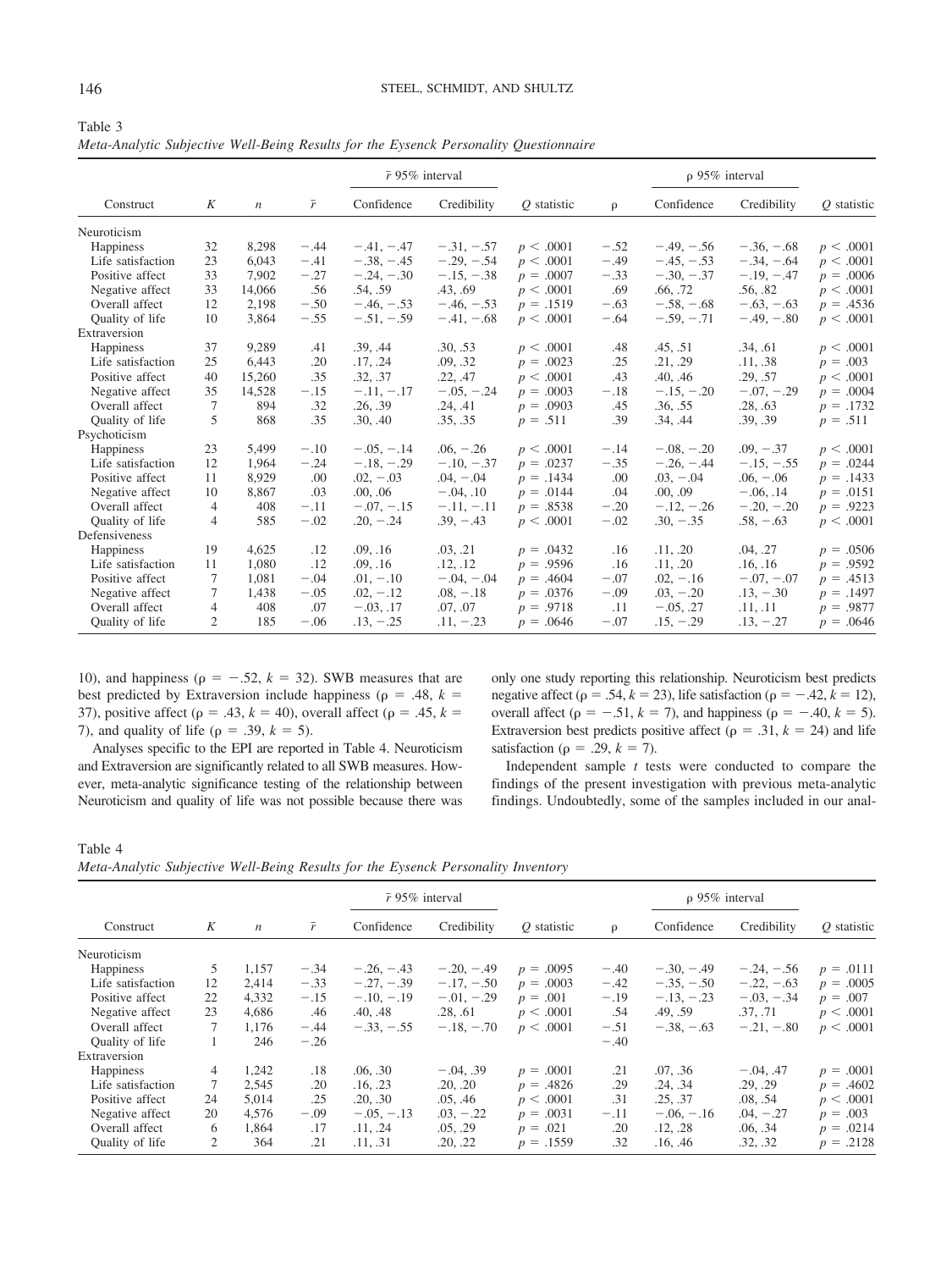Table 3
*Meta-Analytic Subjective Well-Being Results for the Eysenck Personality Questionnaire*

| Construct | $K$ | $n$ | $\bar{r}$ | $\bar{r}$ 95% interval Confidence | $\bar{r}$ 95% interval Credibility | $Q$ statistic | ρ | ρ 95% interval Confidence | ρ 95% interval Credibility | $Q$ statistic |
|---|---|---|---|---|---|---|---|---|---|---|
| Neuroticism | | | | | | | | | | |
| Happiness | 32 | 8,298 | −.44 | −.41, −.47 | −.31, −.57 | $p < .0001$ | −.52 | −.49, −.56 | −.36, −.68 | $p < .0001$ |
| Life satisfaction | 23 | 6,043 | −.41 | −.38, −.45 | −.29, −.54 | $p < .0001$ | −.49 | −.45, −.53 | −.34, −.64 | $p < .0001$ |
| Positive affect | 33 | 7,902 | −.27 | −.24, −.30 | −.15, −.38 | $p = .0007$ | −.33 | −.30, −.37 | −.19, −.47 | $p = .0006$ |
| Negative affect | 33 | 14,066 | .56 | .54, .59 | .43, .69 | $p < .0001$ | .69 | .66, .72 | .56, .82 | $p < .0001$ |
| Overall affect | 12 | 2,198 | −.50 | −.46, −.53 | −.46, −.53 | $p = .1519$ | −.63 | −.58, −.68 | −.63, −.63 | $p = .4536$ |
| Quality of life | 10 | 3,864 | −.55 | −.51, −.59 | −.41, −.68 | $p < .0001$ | −.64 | −.59, −.71 | −.49, −.80 | $p < .0001$ |
| Extraversion | | | | | | | | | | |
| Happiness | 37 | 9,289 | .41 | .39, .44 | .30, .53 | $p < .0001$ | .48 | .45, .51 | .34, .61 | $p < .0001$ |
| Life satisfaction | 25 | 6,443 | .20 | .17, .24 | .09, .32 | $p = .0023$ | .25 | .21, .29 | .11, .38 | $p = .003$ |
| Positive affect | 40 | 15,260 | .35 | .32, .37 | .22, .47 | $p < .0001$ | .43 | .40, .46 | .29, .57 | $p < .0001$ |
| Negative affect | 35 | 14,528 | −.15 | −.11, −.17 | −.05, −.24 | $p = .0003$ | −.18 | −.15, −.20 | −.07, −.29 | $p = .0004$ |
| Overall affect | 7 | 894 | .32 | .26, .39 | .24, .41 | $p = .0903$ | .45 | .36, .55 | .28, .63 | $p = .1732$ |
| Quality of life | 5 | 868 | .35 | .30, .40 | .35, .35 | $p = .511$ | .39 | .34, .44 | .39, .39 | $p = .511$ |
| Psychoticism | | | | | | | | | | |
| Happiness | 23 | 5,499 | −.10 | −.05, −.14 | .06, −.26 | $p < .0001$ | −.14 | −.08, −.20 | .09, −.37 | $p < .0001$ |
| Life satisfaction | 12 | 1,964 | −.24 | −.18, −.29 | −.10, −.37 | $p = .0237$ | −.35 | −.26, −.44 | −.15, −.55 | $p = .0244$ |
| Positive affect | 11 | 8,929 | .00 | .02, −.03 | .04, −.04 | $p = .1434$ | .00 | .03, −.04 | .06, −.06 | $p = .1433$ |
| Negative affect | 10 | 8,867 | .03 | .00, .06 | −.04, .10 | $p = .0144$ | .04 | .00, .09 | −.06, .14 | $p = .0151$ |
| Overall affect | 4 | 408 | −.11 | −.07, −.15 | −.11, −.11 | $p = .8538$ | −.20 | −.12, −.26 | −.20, −.20 | $p = .9223$ |
| Quality of life | 4 | 585 | −.02 | .20, −.24 | .39, −.43 | $p < .0001$ | −.02 | .30, −.35 | .58, −.63 | $p < .0001$ |
| Defensiveness | | | | | | | | | | |
| Happiness | 19 | 4,625 | .12 | .09, .16 | .03, .21 | $p = .0432$ | .16 | .11, .20 | .04, .27 | $p = .0506$ |
| Life satisfaction | 11 | 1,080 | .12 | .09, .16 | .12, .12 | $p = .9596$ | .16 | .11, .20 | .16, .16 | $p = .9592$ |
| Positive affect | 7 | 1,081 | −.04 | .01, −.10 | −.04, −.04 | $p = .4604$ | −.07 | .02, −.16 | −.07, −.07 | $p = .4513$ |
| Negative affect | 7 | 1,438 | −.05 | .02, −.12 | .08, −.18 | $p = .0376$ | −.09 | .03, −.20 | .13, −.30 | $p = .1497$ |
| Overall affect | 4 | 408 | .07 | −.03, .17 | .07, .07 | $p = .9718$ | .11 | −.05, .27 | .11, .11 | $p = .9877$ |
| Quality of life | 2 | 185 | −.06 | .13, −.25 | .11, −.23 | $p = .0646$ | −.07 | .15, −.29 | .13, −.27 | $p = .0646$ |

10), and happiness (ρ = −.52, $k$ = 32). SWB measures that are best predicted by Extraversion include happiness (ρ = .48, $k$ = 37), positive affect (ρ = .43, $k$ = 40), overall affect (ρ = .45, $k$ = 7), and quality of life (ρ = .39, $k$ = 5).

Analyses specific to the EPI are reported in Table 4. Neuroticism and Extraversion are significantly related to all SWB measures. However, meta-analytic significance testing of the relationship between Neuroticism and quality of life was not possible because there was only one study reporting this relationship. Neuroticism best predicts negative affect (ρ = .54, $k$ = 23), life satisfaction (ρ = −.42, $k$ = 12), overall affect (ρ = −.51, $k$ = 7), and happiness (ρ = −.40, $k$ = 5). Extraversion best predicts positive affect (ρ = .31, $k$ = 24) and life satisfaction (ρ = .29, $k$ = 7).

Independent sample $t$ tests were conducted to compare the findings of the present investigation with previous meta-analytic findings. Undoubtedly, some of the samples included in our anal-

Table 4
*Meta-Analytic Subjective Well-Being Results for the Eysenck Personality Inventory*

| Construct | $K$ | $n$ | $\bar{r}$ | $\bar{r}$ 95% interval Confidence | $\bar{r}$ 95% interval Credibility | $Q$ statistic | ρ | ρ 95% interval Confidence | ρ 95% interval Credibility | $Q$ statistic |
|---|---|---|---|---|---|---|---|---|---|---|
| Neuroticism | | | | | | | | | | |
| Happiness | 5 | 1,157 | −.34 | −.26, −.43 | −.20, −.49 | $p = .0095$ | −.40 | −.30, −.49 | −.24, −.56 | $p = .0111$ |
| Life satisfaction | 12 | 2,414 | −.33 | −.27, −.39 | −.17, −.50 | $p = .0003$ | −.42 | −.35, −.50 | −.22, −.63 | $p = .0005$ |
| Positive affect | 22 | 4,332 | −.15 | −.10, −.19 | −.01, −.29 | $p = .001$ | −.19 | −.13, −.23 | −.03, −.34 | $p = .007$ |
| Negative affect | 23 | 4,686 | .46 | .40, .48 | .28, .61 | $p < .0001$ | .54 | .49, .59 | .37, .71 | $p < .0001$ |
| Overall affect | 7 | 1,176 | −.44 | −.33, −.55 | −.18, −.70 | $p < .0001$ | −.51 | −.38, −.63 | −.21, −.80 | $p < .0001$ |
| Quality of life | 1 | 246 | −.26 | | | | −.40 | | | |
| Extraversion | | | | | | | | | | |
| Happiness | 4 | 1,242 | .18 | .06, .30 | −.04, .39 | $p = .0001$ | .21 | .07, .36 | −.04, .47 | $p = .0001$ |
| Life satisfaction | 7 | 2,545 | .20 | .16, .23 | .20, .20 | $p = .4826$ | .29 | .24, .34 | .29, .29 | $p = .4602$ |
| Positive affect | 24 | 5,014 | .25 | .20, .30 | .05, .46 | $p < .0001$ | .31 | .25, .37 | .08, .54 | $p < .0001$ |
| Negative affect | 20 | 4,576 | −.09 | −.05, −.13 | .03, −.22 | $p = .0031$ | −.11 | −.06, −.16 | .04, −.27 | $p = .003$ |
| Overall affect | 6 | 1,864 | .17 | .11, .24 | .05, .29 | $p = .021$ | .20 | .12, .28 | .06, .34 | $p = .0214$ |
| Quality of life | 2 | 364 | .21 | .11, .31 | .20, .22 | $p = .1559$ | .32 | .16, .46 | .32, .32 | $p = .2128$ |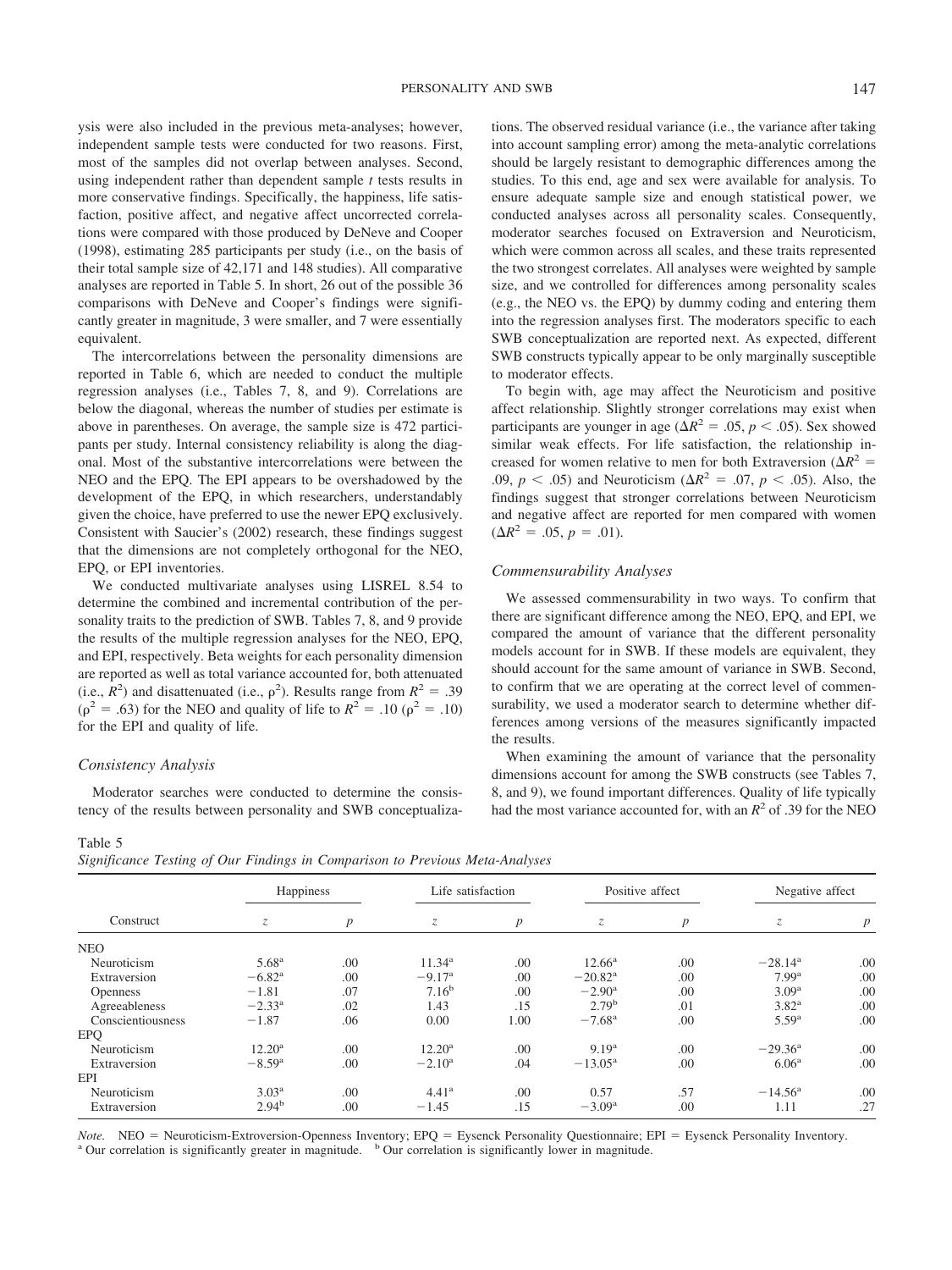ysis were also included in the previous meta-analyses; however, independent sample tests were conducted for two reasons. First, most of the samples did not overlap between analyses. Second, using independent rather than dependent sample *t* tests results in more conservative findings. Specifically, the happiness, life satisfaction, positive affect, and negative affect uncorrected correlations were compared with those produced by DeNeve and Cooper (1998), estimating 285 participants per study (i.e., on the basis of their total sample size of 42,171 and 148 studies). All comparative analyses are reported in Table 5. In short, 26 out of the possible 36 comparisons with DeNeve and Cooper's findings were significantly greater in magnitude, 3 were smaller, and 7 were essentially equivalent.

The intercorrelations between the personality dimensions are reported in Table 6, which are needed to conduct the multiple regression analyses (i.e., Tables 7, 8, and 9). Correlations are below the diagonal, whereas the number of studies per estimate is above in parentheses. On average, the sample size is 472 participants per study. Internal consistency reliability is along the diagonal. Most of the substantive intercorrelations were between the NEO and the EPQ. The EPI appears to be overshadowed by the development of the EPQ, in which researchers, understandably given the choice, have preferred to use the newer EPQ exclusively. Consistent with Saucier's (2002) research, these findings suggest that the dimensions are not completely orthogonal for the NEO, EPQ, or EPI inventories.

We conducted multivariate analyses using LISREL 8.54 to determine the combined and incremental contribution of the personality traits to the prediction of SWB. Tables 7, 8, and 9 provide the results of the multiple regression analyses for the NEO, EPQ, and EPI, respectively. Beta weights for each personality dimension are reported as well as total variance accounted for, both attenuated (i.e., $R^2$) and disattenuated (i.e., $\rho^2$). Results range from $R^2 = .39$ ($\rho^2 = .63$) for the NEO and quality of life to $R^2 = .10$ ($\rho^2 = .10$) for the EPI and quality of life.

### *Consistency Analysis*

Moderator searches were conducted to determine the consistency of the results between personality and SWB conceptualizations. The observed residual variance (i.e., the variance after taking into account sampling error) among the meta-analytic correlations should be largely resistant to demographic differences among the studies. To this end, age and sex were available for analysis. To ensure adequate sample size and enough statistical power, we conducted analyses across all personality scales. Consequently, moderator searches focused on Extraversion and Neuroticism, which were common across all scales, and these traits represented the two strongest correlates. All analyses were weighted by sample size, and we controlled for differences among personality scales (e.g., the NEO vs. the EPQ) by dummy coding and entering them into the regression analyses first. The moderators specific to each SWB conceptualization are reported next. As expected, different SWB constructs typically appear to be only marginally susceptible to moderator effects.

To begin with, age may affect the Neuroticism and positive affect relationship. Slightly stronger correlations may exist when participants are younger in age ($\Delta R^2 = .05$, $p < .05$). Sex showed similar weak effects. For life satisfaction, the relationship increased for women relative to men for both Extraversion ($\Delta R^2 = .09$, $p < .05$) and Neuroticism ($\Delta R^2 = .07$, $p < .05$). Also, the findings suggest that stronger correlations between Neuroticism and negative affect are reported for men compared with women ($\Delta R^2 = .05$, $p = .01$).

### *Commensurability Analyses*

We assessed commensurability in two ways. To confirm that there are significant difference among the NEO, EPQ, and EPI, we compared the amount of variance that the different personality models account for in SWB. If these models are equivalent, they should account for the same amount of variance in SWB. Second, to confirm that we are operating at the correct level of commensurability, we used a moderator search to determine whether differences among versions of the measures significantly impacted the results.

When examining the amount of variance that the personality dimensions account for among the SWB constructs (see Tables 7, 8, and 9), we found important differences. Quality of life typically had the most variance accounted for, with an $R^2$ of .39 for the NEO

Table 5
*Significance Testing of Our Findings in Comparison to Previous Meta-Analyses*

| Construct | Happiness | | Life satisfaction | | Positive affect | | Negative affect | |
|---|---|---|---|---|---|---|---|---|
| | *z* | *p* | *z* | *p* | *z* | *p* | *z* | *p* |
| NEO | | | | | | | | |
| Neuroticism | 5.68[a] | .00 | 11.34[a] | .00 | 12.66[a] | .00 | −28.14[a] | .00 |
| Extraversion | −6.82[a] | .00 | −9.17[a] | .00 | −20.82[a] | .00 | 7.99[a] | .00 |
| Openness | −1.81 | .07 | 7.16[b] | .00 | −2.90[a] | .00 | 3.09[a] | .00 |
| Agreeableness | −2.33[a] | .02 | 1.43 | .15 | 2.79[b] | .01 | 3.82[a] | .00 |
| Conscientiousness | −1.87 | .06 | 0.00 | 1.00 | −7.68[a] | .00 | 5.59[a] | .00 |
| EPQ | | | | | | | | |
| Neuroticism | 12.20[a] | .00 | 12.20[a] | .00 | 9.19[a] | .00 | −29.36[a] | .00 |
| Extraversion | −8.59[a] | .00 | −2.10[a] | .04 | −13.05[a] | .00 | 6.06[a] | .00 |
| EPI | | | | | | | | |
| Neuroticism | 3.03[a] | .00 | 4.41[a] | .00 | 0.57 | .57 | −14.56[a] | .00 |
| Extraversion | 2.94[b] | .00 | −1.45 | .15 | −3.09[a] | .00 | 1.11 | .27 |

*Note.* NEO = Neuroticism-Extroversion-Openness Inventory; EPQ = Eysenck Personality Questionnaire; EPI = Eysenck Personality Inventory.
[a] Our correlation is significantly greater in magnitude. [b] Our correlation is significantly lower in magnitude.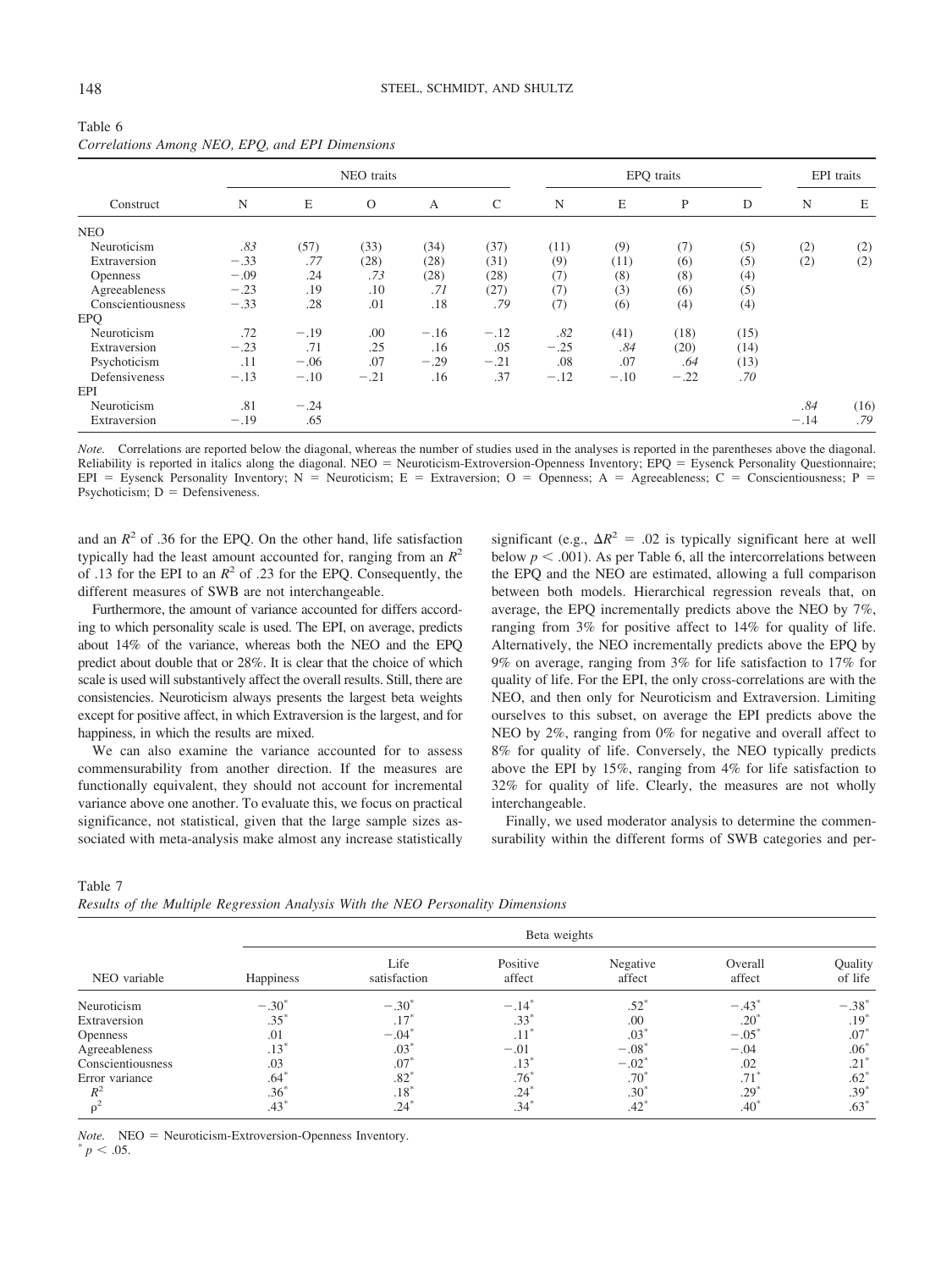Table 6
*Correlations Among NEO, EPQ, and EPI Dimensions*

| Construct | NEO traits | | | | | EPQ traits | | | | EPI traits | |
|---|---|---|---|---|---|---|---|---|---|---|---|
| | N | E | O | A | C | N | E | P | D | N | E |
| NEO | | | | | | | | | | | |
| Neuroticism | *.83* | (57) | (33) | (34) | (37) | (11) | (9) | (7) | (5) | (2) | (2) |
| Extraversion | −.33 | *.77* | (28) | (28) | (31) | (9) | (11) | (6) | (5) | (2) | (2) |
| Openness | −.09 | .24 | *.73* | (28) | (28) | (7) | (8) | (8) | (4) | | |
| Agreeableness | −.23 | .19 | .10 | *.71* | (27) | (7) | (3) | (6) | (5) | | |
| Conscientiousness | −.33 | .28 | .01 | .18 | *.79* | (7) | (6) | (4) | (4) | | |
| EPQ | | | | | | | | | | | |
| Neuroticism | .72 | −.19 | .00 | −.16 | −.12 | *.82* | (41) | (18) | (15) | | |
| Extraversion | −.23 | .71 | .25 | .16 | .05 | −.25 | *.84* | (20) | (14) | | |
| Psychoticism | .11 | −.06 | .07 | −.29 | −.21 | .08 | .07 | *.64* | (13) | | |
| Defensiveness | −.13 | −.10 | −.21 | .16 | .37 | −.12 | −.10 | −.22 | *.70* | | |
| EPI | | | | | | | | | | | |
| Neuroticism | .81 | −.24 | | | | | | | | *.84* | (16) |
| Extraversion | −.19 | .65 | | | | | | | | −.14 | *.79* |

*Note.* Correlations are reported below the diagonal, whereas the number of studies used in the analyses is reported in the parentheses above the diagonal. Reliability is reported in italics along the diagonal. NEO = Neuroticism-Extroversion-Openness Inventory; EPQ = Eysenck Personality Questionnaire; EPI = Eysenck Personality Inventory; N = Neuroticism; E = Extraversion; O = Openness; A = Agreeableness; C = Conscientiousness; P = Psychoticism; D = Defensiveness.

and an $R^2$ of .36 for the EPQ. On the other hand, life satisfaction typically had the least amount accounted for, ranging from an $R^2$ of .13 for the EPI to an $R^2$ of .23 for the EPQ. Consequently, the different measures of SWB are not interchangeable.

Furthermore, the amount of variance accounted for differs according to which personality scale is used. The EPI, on average, predicts about 14% of the variance, whereas both the NEO and the EPQ predict about double that or 28%. It is clear that the choice of which scale is used will substantively affect the overall results. Still, there are consistencies. Neuroticism always presents the largest beta weights except for positive affect, in which Extraversion is the largest, and for happiness, in which the results are mixed.

We can also examine the variance accounted for to assess commensurability from another direction. If the measures are functionally equivalent, they should not account for incremental variance above one another. To evaluate this, we focus on practical significance, not statistical, given that the large sample sizes associated with meta-analysis make almost any increase statistically significant (e.g., $\Delta R^2 = .02$ is typically significant here at well below $p < .001$). As per Table 6, all the intercorrelations between the EPQ and the NEO are estimated, allowing a full comparison between both models. Hierarchical regression reveals that, on average, the EPQ incrementally predicts above the NEO by 7%, ranging from 3% for positive affect to 14% for quality of life. Alternatively, the NEO incrementally predicts above the EPQ by 9% on average, ranging from 3% for life satisfaction to 17% for quality of life. For the EPI, the only cross-correlations are with the NEO, and then only for Neuroticism and Extraversion. Limiting ourselves to this subset, on average the EPI predicts above the NEO by 2%, ranging from 0% for negative and overall affect to 8% for quality of life. Conversely, the NEO typically predicts above the EPI by 15%, ranging from 4% for life satisfaction to 32% for quality of life. Clearly, the measures are not wholly interchangeable.

Finally, we used moderator analysis to determine the commensurability within the different forms of SWB categories and per-

Table 7
*Results of the Multiple Regression Analysis With the NEO Personality Dimensions*

| NEO variable | Beta weights | | | | | |
|---|---|---|---|---|---|---|
| | Happiness | Life satisfaction | Positive affect | Negative affect | Overall affect | Quality of life |
| Neuroticism | −.30* | −.30* | −.14* | .52* | −.43* | −.38* |
| Extraversion | .35* | .17* | .33* | .00 | .20* | .19* |
| Openness | .01 | −.04* | .11* | .03* | −.05* | .07* |
| Agreeableness | .13* | .03* | −.01 | −.08* | −.04 | .06* |
| Conscientiousness | .03 | .07* | .13* | −.02* | .02 | .21* |
| Error variance | .64* | .82* | .76* | .70* | .71* | .62* |
| $R^2$ | .36* | .18* | .24* | .30* | .29* | .39* |
| $\rho^2$ | .43* | .24* | .34* | .42* | .40* | .63* |

*Note.* NEO = Neuroticism-Extroversion-Openness Inventory.
* $p < .05$.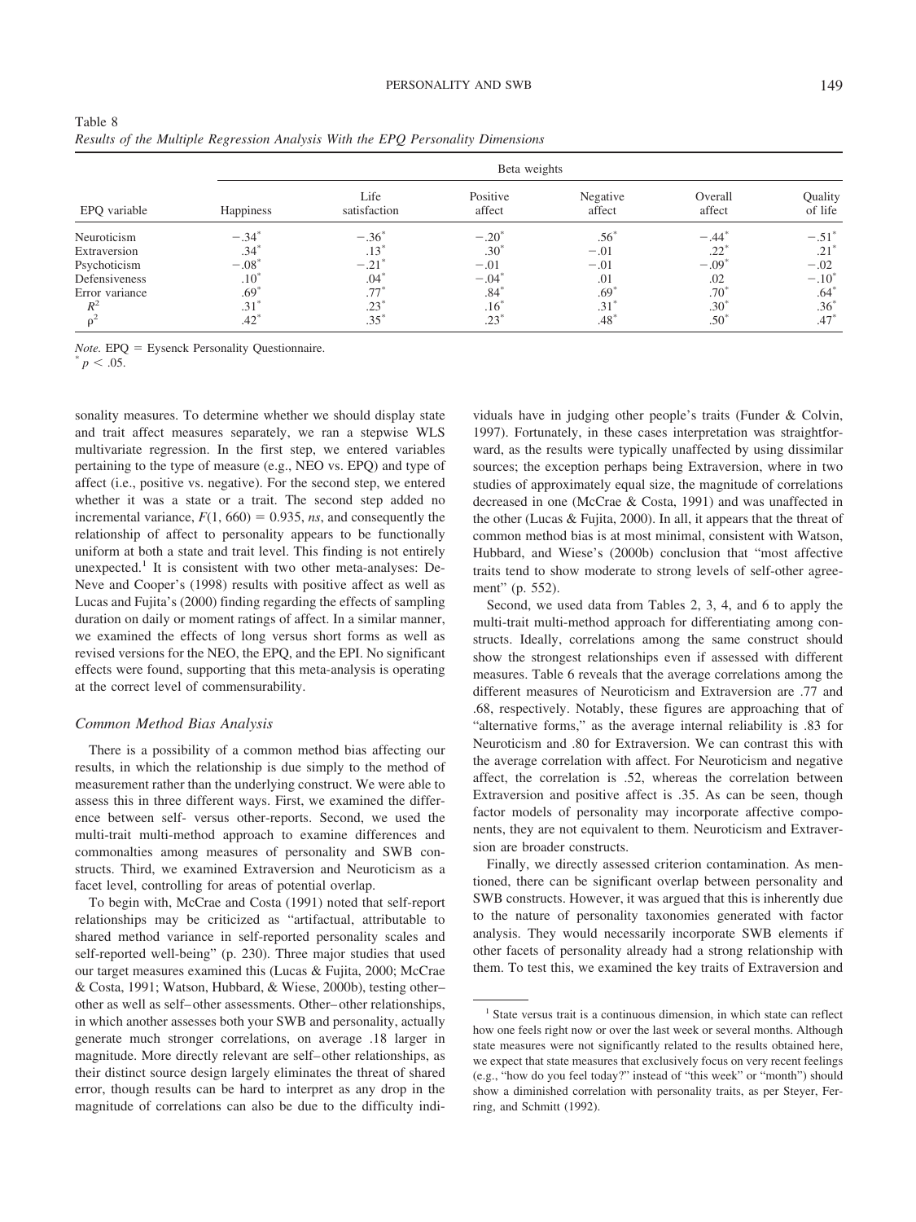Table 8
*Results of the Multiple Regression Analysis With the EPQ Personality Dimensions*

| EPQ variable | Beta weights | | | | | |
|---|---|---|---|---|---|---|
| | Happiness | Life satisfaction | Positive affect | Negative affect | Overall affect | Quality of life |
| Neuroticism | −.34* | −.36* | −.20* | .56* | −.44* | −.51* |
| Extraversion | .34* | .13* | .30* | −.01 | .22* | .21* |
| Psychoticism | −.08* | −.21* | −.01 | −.01 | −.09* | −.02 |
| Defensiveness | .10* | .04* | −.04* | .01 | .02 | −.10* |
| Error variance | .69* | .77* | .84* | .69* | .70* | .64* |
| $R^2$ | .31* | .23* | .16* | .31* | .30* | .36* |
| $\rho^2$ | .42* | .35* | .23* | .48* | .50* | .47* |

*Note.* EPQ = Eysenck Personality Questionnaire.
* $p < .05$.

sonality measures. To determine whether we should display state and trait affect measures separately, we ran a stepwise WLS multivariate regression. In the first step, we entered variables pertaining to the type of measure (e.g., NEO vs. EPQ) and type of affect (i.e., positive vs. negative). For the second step, we entered whether it was a state or a trait. The second step added no incremental variance, $F(1, 660) = 0.935$, *ns*, and consequently the relationship of affect to personality appears to be functionally uniform at both a state and trait level. This finding is not entirely unexpected.[1] It is consistent with two other meta-analyses: DeNeve and Cooper's (1998) results with positive affect as well as Lucas and Fujita's (2000) finding regarding the effects of sampling duration on daily or moment ratings of affect. In a similar manner, we examined the effects of long versus short forms as well as revised versions for the NEO, the EPQ, and the EPI. No significant effects were found, supporting that this meta-analysis is operating at the correct level of commensurability.

### Common Method Bias Analysis

There is a possibility of a common method bias affecting our results, in which the relationship is due simply to the method of measurement rather than the underlying construct. We were able to assess this in three different ways. First, we examined the difference between self- versus other-reports. Second, we used the multi-trait multi-method approach to examine differences and commonalties among measures of personality and SWB constructs. Third, we examined Extraversion and Neuroticism as a facet level, controlling for areas of potential overlap.

To begin with, McCrae and Costa (1991) noted that self-report relationships may be criticized as "artifactual, attributable to shared method variance in self-reported personality scales and self-reported well-being" (p. 230). Three major studies that used our target measures examined this (Lucas & Fujita, 2000; McCrae & Costa, 1991; Watson, Hubbard, & Wiese, 2000b), testing other–other as well as self–other assessments. Other–other relationships, in which another assesses both your SWB and personality, actually generate much stronger correlations, on average .18 larger in magnitude. More directly relevant are self–other relationships, as their distinct source design largely eliminates the threat of shared error, though results can be hard to interpret as any drop in the magnitude of correlations can also be due to the difficulty individuals have in judging other people's traits (Funder & Colvin, 1997). Fortunately, in these cases interpretation was straightforward, as the results were typically unaffected by using dissimilar sources; the exception perhaps being Extraversion, where in two studies of approximately equal size, the magnitude of correlations decreased in one (McCrae & Costa, 1991) and was unaffected in the other (Lucas & Fujita, 2000). In all, it appears that the threat of common method bias is at most minimal, consistent with Watson, Hubbard, and Wiese's (2000b) conclusion that "most affective traits tend to show moderate to strong levels of self-other agreement" (p. 552).

Second, we used data from Tables 2, 3, 4, and 6 to apply the multi-trait multi-method approach for differentiating among constructs. Ideally, correlations among the same construct should show the strongest relationships even if assessed with different measures. Table 6 reveals that the average correlations among the different measures of Neuroticism and Extraversion are .77 and .68, respectively. Notably, these figures are approaching that of "alternative forms," as the average internal reliability is .83 for Neuroticism and .80 for Extraversion. We can contrast this with the average correlation with affect. For Neuroticism and negative affect, the correlation is .52, whereas the correlation between Extraversion and positive affect is .35. As can be seen, though factor models of personality may incorporate affective components, they are not equivalent to them. Neuroticism and Extraversion are broader constructs.

Finally, we directly assessed criterion contamination. As mentioned, there can be significant overlap between personality and SWB constructs. However, it was argued that this is inherently due to the nature of personality taxonomies generated with factor analysis. They would necessarily incorporate SWB elements if other facets of personality already had a strong relationship with them. To test this, we examined the key traits of Extraversion and

[1] State versus trait is a continuous dimension, in which state can reflect how one feels right now or over the last week or several months. Although state measures were not significantly related to the results obtained here, we expect that state measures that exclusively focus on very recent feelings (e.g., "how do you feel today?" instead of "this week" or "month") should show a diminished correlation with personality traits, as per Steyer, Ferring, and Schmitt (1992).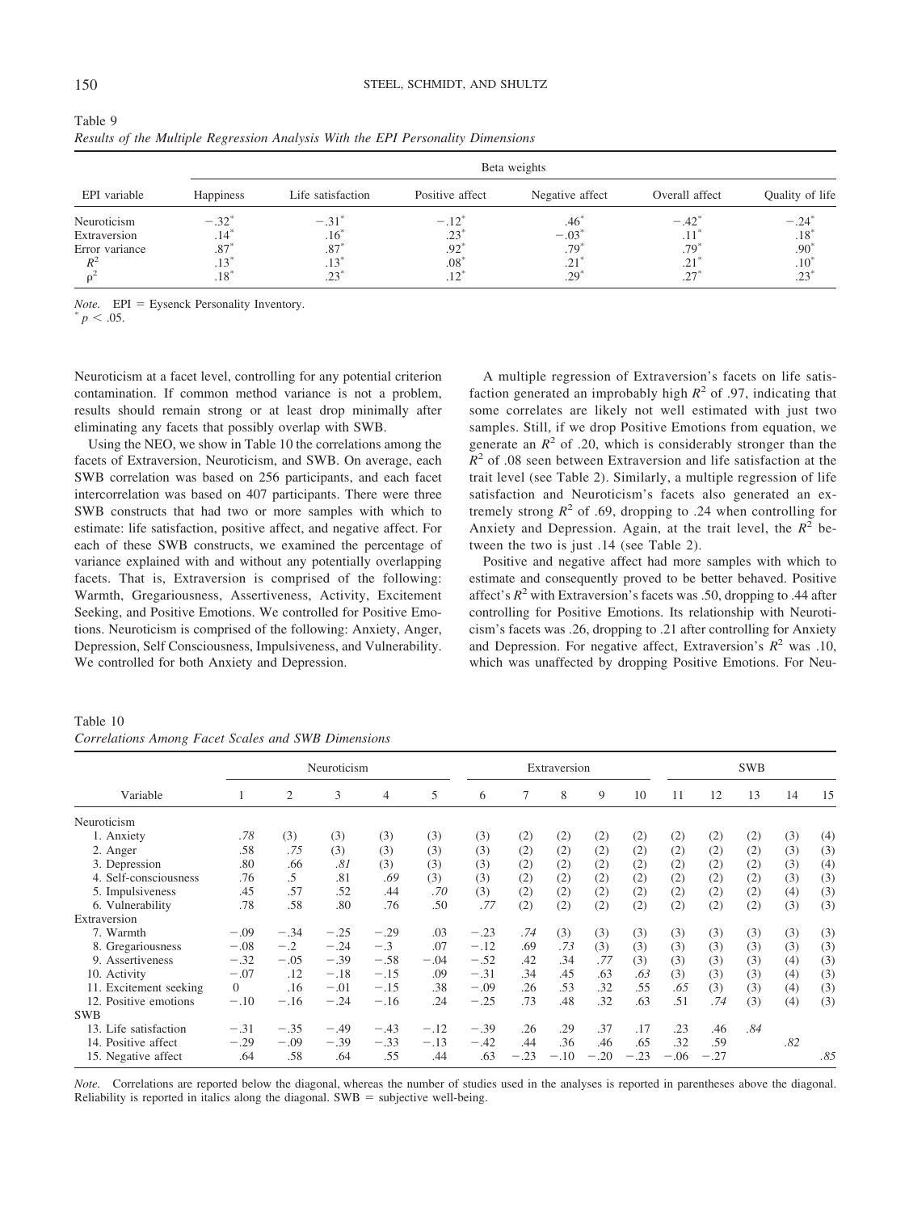Table 9
*Results of the Multiple Regression Analysis With the EPI Personality Dimensions*

| EPI variable | Beta weights | | | | | |
|---|---|---|---|---|---|---|
| | Happiness | Life satisfaction | Positive affect | Negative affect | Overall affect | Quality of life |
| Neuroticism | −.32* | −.31* | −.12* | .46* | −.42* | −.24* |
| Extraversion | .14* | .16* | .23* | −.03* | .11* | .18* |
| Error variance | .87* | .87* | .92* | .79* | .79* | .90* |
| $R^2$ | .13* | .13* | .08* | .21* | .21* | .10* |
| $\rho^2$ | .18* | .23* | .12* | .29* | .27* | .23* |

*Note.* EPI = Eysenck Personality Inventory.
* $p < .05$.

Neuroticism at a facet level, controlling for any potential criterion contamination. If common method variance is not a problem, results should remain strong or at least drop minimally after eliminating any facets that possibly overlap with SWB.

Using the NEO, we show in Table 10 the correlations among the facets of Extraversion, Neuroticism, and SWB. On average, each SWB correlation was based on 256 participants, and each facet intercorrelation was based on 407 participants. There were three SWB constructs that had two or more samples with which to estimate: life satisfaction, positive affect, and negative affect. For each of these SWB constructs, we examined the percentage of variance explained with and without any potentially overlapping facets. That is, Extraversion is comprised of the following: Warmth, Gregariousness, Assertiveness, Activity, Excitement Seeking, and Positive Emotions. We controlled for Positive Emotions. Neuroticism is comprised of the following: Anxiety, Anger, Depression, Self Consciousness, Impulsiveness, and Vulnerability. We controlled for both Anxiety and Depression.

A multiple regression of Extraversion's facets on life satisfaction generated an improbably high $R^2$ of .97, indicating that some correlates are likely not well estimated with just two samples. Still, if we drop Positive Emotions from equation, we generate an $R^2$ of .20, which is considerably stronger than the $R^2$ of .08 seen between Extraversion and life satisfaction at the trait level (see Table 2). Similarly, a multiple regression of life satisfaction and Neuroticism's facets also generated an extremely strong $R^2$ of .69, dropping to .24 when controlling for Anxiety and Depression. Again, at the trait level, the $R^2$ between the two is just .14 (see Table 2).

Positive and negative affect had more samples with which to estimate and consequently proved to be better behaved. Positive affect's $R^2$ with Extraversion's facets was .50, dropping to .44 after controlling for Positive Emotions. Its relationship with Neuroticism's facets was .26, dropping to .21 after controlling for Anxiety and Depression. For negative affect, Extraversion's $R^2$ was .10, which was unaffected by dropping Positive Emotions. For Neu-

Table 10
*Correlations Among Facet Scales and SWB Dimensions*

| Variable | Neuroticism | | | | | | Extraversion | | | | | SWB | | |
|---|---|---|---|---|---|---|---|---|---|---|---|---|---|---|
| | 1 | 2 | 3 | 4 | 5 | 6 | 7 | 8 | 9 | 10 | 11 | 12 | 13 | 14 | 15 |
| Neuroticism | | | | | | | | | | | | | | | |
| 1. Anxiety | *.78* | (3) | (3) | (3) | (3) | (3) | (2) | (2) | (2) | (2) | (2) | (2) | (2) | (3) | (4) |
| 2. Anger | .58 | *.75* | (3) | (3) | (3) | (3) | (2) | (2) | (2) | (2) | (2) | (2) | (2) | (3) | (3) |
| 3. Depression | .80 | .66 | *.81* | (3) | (3) | (3) | (2) | (2) | (2) | (2) | (2) | (2) | (2) | (3) | (4) |
| 4. Self-consciousness | .76 | .5 | .81 | *.69* | (3) | (3) | (2) | (2) | (2) | (2) | (2) | (2) | (2) | (3) | (3) |
| 5. Impulsiveness | .45 | .57 | .52 | .44 | *.70* | (3) | (2) | (2) | (2) | (2) | (2) | (2) | (2) | (4) | (3) |
| 6. Vulnerability | .78 | .58 | .80 | .76 | .50 | *.77* | (2) | (2) | (2) | (2) | (2) | (2) | (2) | (3) | (3) |
| Extraversion | | | | | | | | | | | | | | | |
| 7. Warmth | −.09 | −.34 | −.25 | −.29 | .03 | −.23 | *.74* | (3) | (3) | (3) | (3) | (3) | (3) | (3) | (3) |
| 8. Gregariousness | −.08 | −.2 | −.24 | −.3 | .07 | −.12 | .69 | *.73* | (3) | (3) | (3) | (3) | (3) | (3) | (3) |
| 9. Assertiveness | −.32 | −.05 | −.39 | −.58 | −.04 | −.52 | .42 | .34 | *.77* | (3) | (3) | (3) | (3) | (4) | (3) |
| 10. Activity | −.07 | .12 | −.18 | −.15 | .09 | −.31 | .34 | .45 | .63 | *.63* | (3) | (3) | (3) | (4) | (3) |
| 11. Excitement seeking | 0 | .16 | −.01 | −.15 | .38 | −.09 | .26 | .53 | .32 | .55 | *.65* | (3) | (3) | (4) | (3) |
| 12. Positive emotions | −.10 | −.16 | −.24 | −.16 | .24 | −.25 | .73 | .48 | .32 | .63 | .51 | *.74* | (3) | (4) | (3) |
| SWB | | | | | | | | | | | | | | | |
| 13. Life satisfaction | −.31 | −.35 | −.49 | −.43 | −.12 | −.39 | .26 | .29 | .37 | .17 | .23 | .46 | *.84* | | |
| 14. Positive affect | −.29 | −.09 | −.39 | −.33 | −.13 | −.42 | .44 | .36 | .46 | .65 | .32 | .59 | | *.82* | |
| 15. Negative affect | .64 | .58 | .64 | .55 | .44 | .63 | −.23 | −.10 | −.20 | −.23 | −.06 | −.27 | | | *.85* |

*Note.* Correlations are reported below the diagonal, whereas the number of studies used in the analyses is reported in parentheses above the diagonal. Reliability is reported in italics along the diagonal. SWB = subjective well-being.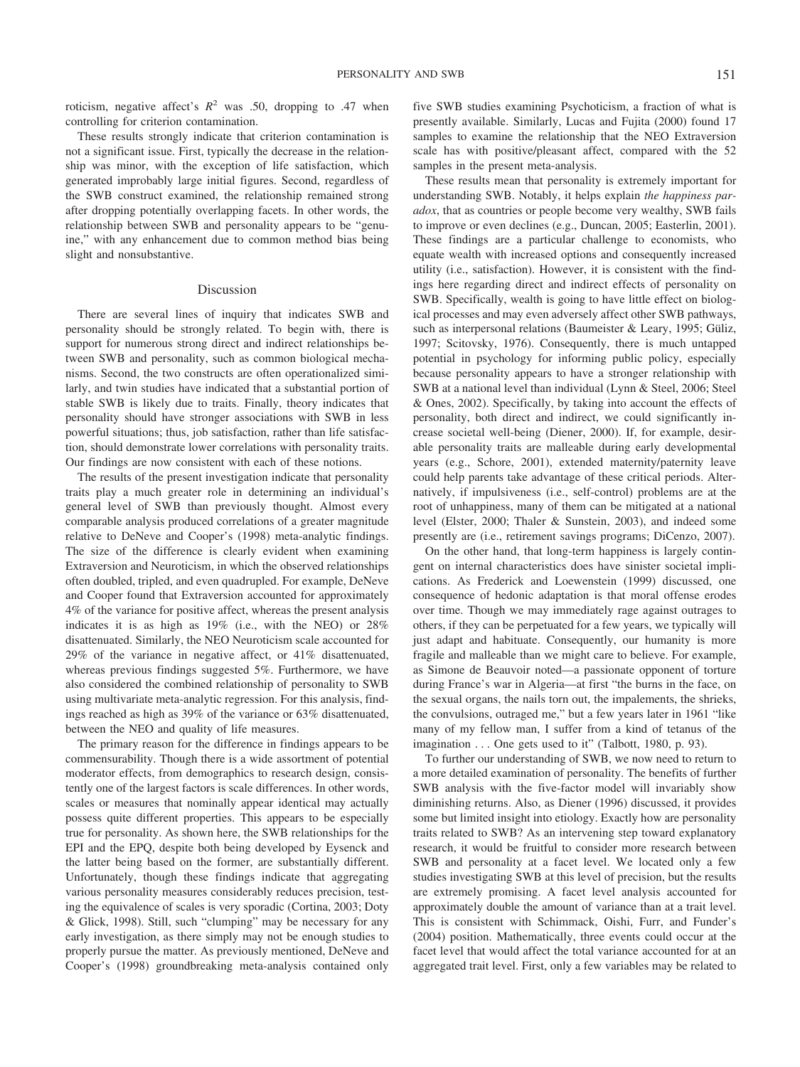roticism, negative affect's $R^2$ was .50, dropping to .47 when controlling for criterion contamination.

These results strongly indicate that criterion contamination is not a significant issue. First, typically the decrease in the relationship was minor, with the exception of life satisfaction, which generated improbably large initial figures. Second, regardless of the SWB construct examined, the relationship remained strong after dropping potentially overlapping facets. In other words, the relationship between SWB and personality appears to be "genuine," with any enhancement due to common method bias being slight and nonsubstantive.

## Discussion

There are several lines of inquiry that indicates SWB and personality should be strongly related. To begin with, there is support for numerous strong direct and indirect relationships between SWB and personality, such as common biological mechanisms. Second, the two constructs are often operationalized similarly, and twin studies have indicated that a substantial portion of stable SWB is likely due to traits. Finally, theory indicates that personality should have stronger associations with SWB in less powerful situations; thus, job satisfaction, rather than life satisfaction, should demonstrate lower correlations with personality traits. Our findings are now consistent with each of these notions.

The results of the present investigation indicate that personality traits play a much greater role in determining an individual's general level of SWB than previously thought. Almost every comparable analysis produced correlations of a greater magnitude relative to DeNeve and Cooper's (1998) meta-analytic findings. The size of the difference is clearly evident when examining Extraversion and Neuroticism, in which the observed relationships often doubled, tripled, and even quadrupled. For example, DeNeve and Cooper found that Extraversion accounted for approximately 4% of the variance for positive affect, whereas the present analysis indicates it is as high as 19% (i.e., with the NEO) or 28% disattenuated. Similarly, the NEO Neuroticism scale accounted for 29% of the variance in negative affect, or 41% disattenuated, whereas previous findings suggested 5%. Furthermore, we have also considered the combined relationship of personality to SWB using multivariate meta-analytic regression. For this analysis, findings reached as high as 39% of the variance or 63% disattenuated, between the NEO and quality of life measures.

The primary reason for the difference in findings appears to be commensurability. Though there is a wide assortment of potential moderator effects, from demographics to research design, consistently one of the largest factors is scale differences. In other words, scales or measures that nominally appear identical may actually possess quite different properties. This appears to be especially true for personality. As shown here, the SWB relationships for the EPI and the EPQ, despite both being developed by Eysenck and the latter being based on the former, are substantially different. Unfortunately, though these findings indicate that aggregating various personality measures considerably reduces precision, testing the equivalence of scales is very sporadic (Cortina, 2003; Doty & Glick, 1998). Still, such "clumping" may be necessary for any early investigation, as there simply may not be enough studies to properly pursue the matter. As previously mentioned, DeNeve and Cooper's (1998) groundbreaking meta-analysis contained only five SWB studies examining Psychoticism, a fraction of what is presently available. Similarly, Lucas and Fujita (2000) found 17 samples to examine the relationship that the NEO Extraversion scale has with positive/pleasant affect, compared with the 52 samples in the present meta-analysis.

These results mean that personality is extremely important for understanding SWB. Notably, it helps explain *the happiness paradox*, that as countries or people become very wealthy, SWB fails to improve or even declines (e.g., Duncan, 2005; Easterlin, 2001). These findings are a particular challenge to economists, who equate wealth with increased options and consequently increased utility (i.e., satisfaction). However, it is consistent with the findings here regarding direct and indirect effects of personality on SWB. Specifically, wealth is going to have little effect on biological processes and may even adversely affect other SWB pathways, such as interpersonal relations (Baumeister & Leary, 1995; Güliz, 1997; Scitovsky, 1976). Consequently, there is much untapped potential in psychology for informing public policy, especially because personality appears to have a stronger relationship with SWB at a national level than individual (Lynn & Steel, 2006; Steel & Ones, 2002). Specifically, by taking into account the effects of personality, both direct and indirect, we could significantly increase societal well-being (Diener, 2000). If, for example, desirable personality traits are malleable during early developmental years (e.g., Schore, 2001), extended maternity/paternity leave could help parents take advantage of these critical periods. Alternatively, if impulsiveness (i.e., self-control) problems are at the root of unhappiness, many of them can be mitigated at a national level (Elster, 2000; Thaler & Sunstein, 2003), and indeed some presently are (i.e., retirement savings programs; DiCenzo, 2007).

On the other hand, that long-term happiness is largely contingent on internal characteristics does have sinister societal implications. As Frederick and Loewenstein (1999) discussed, one consequence of hedonic adaptation is that moral offense erodes over time. Though we may immediately rage against outrages to others, if they can be perpetuated for a few years, we typically will just adapt and habituate. Consequently, our humanity is more fragile and malleable than we might care to believe. For example, as Simone de Beauvoir noted—a passionate opponent of torture during France's war in Algeria—at first "the burns in the face, on the sexual organs, the nails torn out, the impalements, the shrieks, the convulsions, outraged me," but a few years later in 1961 "like many of my fellow man, I suffer from a kind of tetanus of the imagination . . . One gets used to it" (Talbott, 1980, p. 93).

To further our understanding of SWB, we now need to return to a more detailed examination of personality. The benefits of further SWB analysis with the five-factor model will invariably show diminishing returns. Also, as Diener (1996) discussed, it provides some but limited insight into etiology. Exactly how are personality traits related to SWB? As an intervening step toward explanatory research, it would be fruitful to consider more research between SWB and personality at a facet level. We located only a few studies investigating SWB at this level of precision, but the results are extremely promising. A facet level analysis accounted for approximately double the amount of variance than at a trait level. This is consistent with Schimmack, Oishi, Furr, and Funder's (2004) position. Mathematically, three events could occur at the facet level that would affect the total variance accounted for at an aggregated trait level. First, only a few variables may be related to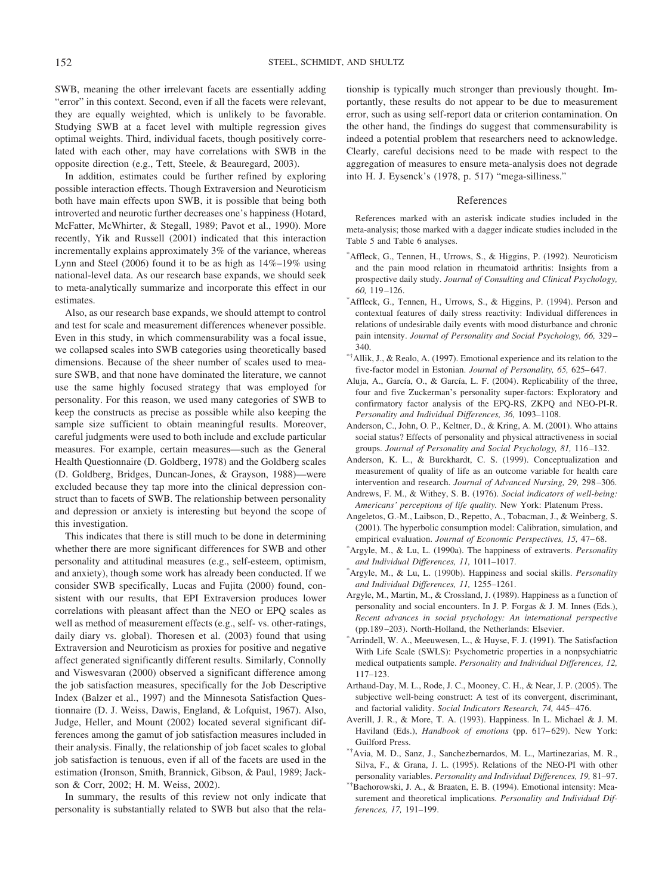SWB, meaning the other irrelevant facets are essentially adding "error" in this context. Second, even if all the facets were relevant, they are equally weighted, which is unlikely to be favorable. Studying SWB at a facet level with multiple regression gives optimal weights. Third, individual facets, though positively correlated with each other, may have correlations with SWB in the opposite direction (e.g., Tett, Steele, & Beauregard, 2003).

In addition, estimates could be further refined by exploring possible interaction effects. Though Extraversion and Neuroticism both have main effects upon SWB, it is possible that being both introverted and neurotic further decreases one's happiness (Hotard, McFatter, McWhirter, & Stegall, 1989; Pavot et al., 1990). More recently, Yik and Russell (2001) indicated that this interaction incrementally explains approximately 3% of the variance, whereas Lynn and Steel (2006) found it to be as high as 14%–19% using national-level data. As our research base expands, we should seek to meta-analytically summarize and incorporate this effect in our estimates.

Also, as our research base expands, we should attempt to control and test for scale and measurement differences whenever possible. Even in this study, in which commensurability was a focal issue, we collapsed scales into SWB categories using theoretically based dimensions. Because of the sheer number of scales used to measure SWB, and that none have dominated the literature, we cannot use the same highly focused strategy that was employed for personality. For this reason, we used many categories of SWB to keep the constructs as precise as possible while also keeping the sample size sufficient to obtain meaningful results. Moreover, careful judgments were used to both include and exclude particular measures. For example, certain measures—such as the General Health Questionnaire (D. Goldberg, 1978) and the Goldberg scales (D. Goldberg, Bridges, Duncan-Jones, & Grayson, 1988)—were excluded because they tap more into the clinical depression construct than to facets of SWB. The relationship between personality and depression or anxiety is interesting but beyond the scope of this investigation.

This indicates that there is still much to be done in determining whether there are more significant differences for SWB and other personality and attitudinal measures (e.g., self-esteem, optimism, and anxiety), though some work has already been conducted. If we consider SWB specifically, Lucas and Fujita (2000) found, consistent with our results, that EPI Extraversion produces lower correlations with pleasant affect than the NEO or EPQ scales as well as method of measurement effects (e.g., self- vs. other-ratings, daily diary vs. global). Thoresen et al. (2003) found that using Extraversion and Neuroticism as proxies for positive and negative affect generated significantly different results. Similarly, Connolly and Viswesvaran (2000) observed a significant difference among the job satisfaction measures, specifically for the Job Descriptive Index (Balzer et al., 1997) and the Minnesota Satisfaction Questionnaire (D. J. Weiss, Dawis, England, & Lofquist, 1967). Also, Judge, Heller, and Mount (2002) located several significant differences among the gamut of job satisfaction measures included in their analysis. Finally, the relationship of job facet scales to global job satisfaction is tenuous, even if all of the facets are used in the estimation (Ironson, Smith, Brannick, Gibson, & Paul, 1989; Jackson & Corr, 2002; H. M. Weiss, 2002).

In summary, the results of this review not only indicate that personality is substantially related to SWB but also that the relationship is typically much stronger than previously thought. Importantly, these results do not appear to be due to measurement error, such as using self-report data or criterion contamination. On the other hand, the findings do suggest that commensurability is indeed a potential problem that researchers need to acknowledge. Clearly, careful decisions need to be made with respect to the aggregation of measures to ensure meta-analysis does not degrade into H. J. Eysenck's (1978, p. 517) "mega-silliness."

## References

References marked with an asterisk indicate studies included in the meta-analysis; those marked with a dagger indicate studies included in the Table 5 and Table 6 analyses.

*Affleck, G., Tennen, H., Urrows, S., & Higgins, P. (1992). Neuroticism and the pain mood relation in rheumatoid arthritis: Insights from a prospective daily study. *Journal of Consulting and Clinical Psychology, 60,* 119–126.

*Affleck, G., Tennen, H., Urrows, S., & Higgins, P. (1994). Person and contextual features of daily stress reactivity: Individual differences in relations of undesirable daily events with mood disturbance and chronic pain intensity. *Journal of Personality and Social Psychology, 66,* 329–340.

*†Allik, J., & Realo, A. (1997). Emotional experience and its relation to the five-factor model in Estonian. *Journal of Personality, 65,* 625–647.

Aluja, A., García, O., & García, L. F. (2004). Replicability of the three, four and five Zuckerman's personality super-factors: Exploratory and confirmatory factor analysis of the EPQ-RS, ZKPQ and NEO-PI-R. *Personality and Individual Differences, 36,* 1093–1108.

Anderson, C., John, O. P., Keltner, D., & Kring, A. M. (2001). Who attains social status? Effects of personality and physical attractiveness in social groups. *Journal of Personality and Social Psychology, 81,* 116–132.

Anderson, K. L., & Burckhardt, C. S. (1999). Conceptualization and measurement of quality of life as an outcome variable for health care intervention and research. *Journal of Advanced Nursing, 29,* 298–306.

Andrews, F. M., & Withey, S. B. (1976). *Social indicators of well-being: Americans' perceptions of life quality.* New York: Platenum Press.

Angeletos, G.-M., Laibson, D., Repetto, A., Tobacman, J., & Weinberg, S. (2001). The hyperbolic consumption model: Calibration, simulation, and empirical evaluation. *Journal of Economic Perspectives, 15,* 47–68.

*Argyle, M., & Lu, L. (1990a). The happiness of extraverts. *Personality and Individual Differences, 11,* 1011–1017.

*Argyle, M., & Lu, L. (1990b). Happiness and social skills. *Personality and Individual Differences, 11,* 1255–1261.

Argyle, M., Martin, M., & Crossland, J. (1989). Happiness as a function of personality and social encounters. In J. P. Forgas & J. M. Innes (Eds.), *Recent advances in social psychology: An international perspective* (pp.189–203). North-Holland, the Netherlands: Elsevier.

*Arrindell, W. A., Meeuwesen, L., & Huyse, F. J. (1991). The Satisfaction With Life Scale (SWLS): Psychometric properties in a nonpsychiatric medical outpatients sample. *Personality and Individual Differences, 12,* 117–123.

Arthaud-Day, M. L., Rode, J. C., Mooney, C. H., & Near, J. P. (2005). The subjective well-being construct: A test of its convergent, discriminant, and factorial validity. *Social Indicators Research, 74,* 445–476.

Averill, J. R., & More, T. A. (1993). Happiness. In L. Michael & J. M. Haviland (Eds.), *Handbook of emotions* (pp. 617–629). New York: Guilford Press.

*†Avia, M. D., Sanz, J., Sanchezbernardos, M. L., Martinezarias, M. R., Silva, F., & Grana, J. L. (1995). Relations of the NEO-PI with other personality variables. *Personality and Individual Differences, 19,* 81–97.

*†Bachorowski, J. A., & Braaten, E. B. (1994). Emotional intensity: Measurement and theoretical implications. *Personality and Individual Differences, 17,* 191–199.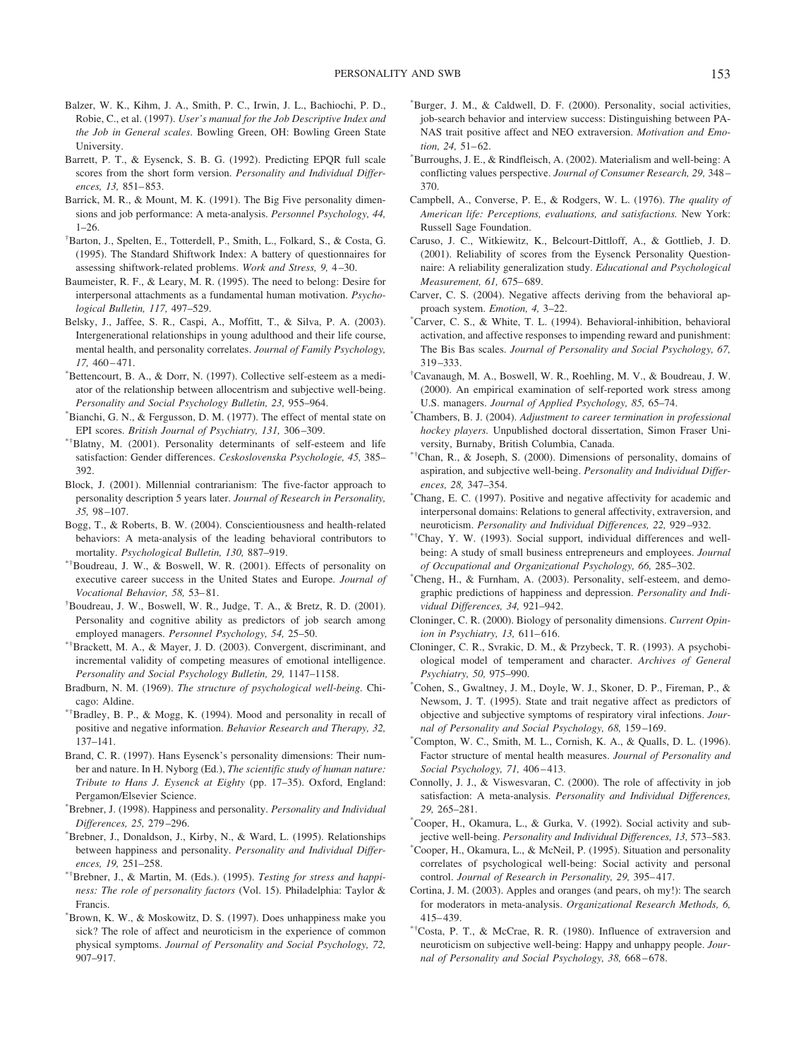Balzer, W. K., Kihm, J. A., Smith, P. C., Irwin, J. L., Bachiochi, P. D., Robie, C., et al. (1997). *User's manual for the Job Descriptive Index and the Job in General scales*. Bowling Green, OH: Bowling Green State University.

Barrett, P. T., & Eysenck, S. B. G. (1992). Predicting EPQR full scale scores from the short form version. *Personality and Individual Differences, 13,* 851–853.

Barrick, M. R., & Mount, M. K. (1991). The Big Five personality dimensions and job performance: A meta-analysis. *Personnel Psychology, 44,* 1–26.

†Barton, J., Spelten, E., Totterdell, P., Smith, L., Folkard, S., & Costa, G. (1995). The Standard Shiftwork Index: A battery of questionnaires for assessing shiftwork-related problems. *Work and Stress, 9,* 4–30.

Baumeister, R. F., & Leary, M. R. (1995). The need to belong: Desire for interpersonal attachments as a fundamental human motivation. *Psychological Bulletin, 117,* 497–529.

Belsky, J., Jaffee, S. R., Caspi, A., Moffitt, T., & Silva, P. A. (2003). Intergenerational relationships in young adulthood and their life course, mental health, and personality correlates. *Journal of Family Psychology, 17,* 460–471.

*Bettencourt, B. A., & Dorr, N. (1997). Collective self-esteem as a mediator of the relationship between allocentrism and subjective well-being. *Personality and Social Psychology Bulletin, 23,* 955–964.

*Bianchi, G. N., & Fergusson, D. M. (1977). The effect of mental state on EPI scores. *British Journal of Psychiatry, 131,* 306–309.

*†Blatny, M. (2001). Personality determinants of self-esteem and life satisfaction: Gender differences. *Ceskoslovenska Psychologie, 45,* 385–392.

Block, J. (2001). Millennial contrarianism: The five-factor approach to personality description 5 years later. *Journal of Research in Personality, 35,* 98–107.

Bogg, T., & Roberts, B. W. (2004). Conscientiousness and health-related behaviors: A meta-analysis of the leading behavioral contributors to mortality. *Psychological Bulletin, 130,* 887–919.

*†Boudreau, J. W., & Boswell, W. R. (2001). Effects of personality on executive career success in the United States and Europe. *Journal of Vocational Behavior, 58,* 53–81.

†Boudreau, J. W., Boswell, W. R., Judge, T. A., & Bretz, R. D. (2001). Personality and cognitive ability as predictors of job search among employed managers. *Personnel Psychology, 54,* 25–50.

*†Brackett, M. A., & Mayer, J. D. (2003). Convergent, discriminant, and incremental validity of competing measures of emotional intelligence. *Personality and Social Psychology Bulletin, 29,* 1147–1158.

Bradburn, N. M. (1969). *The structure of psychological well-being.* Chicago: Aldine.

*†Bradley, B. P., & Mogg, K. (1994). Mood and personality in recall of positive and negative information. *Behavior Research and Therapy, 32,* 137–141.

Brand, C. R. (1997). Hans Eysenck's personality dimensions: Their number and nature. In H. Nyborg (Ed.), *The scientific study of human nature: Tribute to Hans J. Eysenck at Eighty* (pp. 17–35). Oxford, England: Pergamon/Elsevier Science.

*Brebner, J. (1998). Happiness and personality. *Personality and Individual Differences, 25,* 279–296.

*Brebner, J., Donaldson, J., Kirby, N., & Ward, L. (1995). Relationships between happiness and personality. *Personality and Individual Differences, 19,* 251–258.

*†Brebner, J., & Martin, M. (Eds.). (1995). *Testing for stress and happiness: The role of personality factors* (Vol. 15). Philadelphia: Taylor & Francis.

*Brown, K. W., & Moskowitz, D. S. (1997). Does unhappiness make you sick? The role of affect and neuroticism in the experience of common physical symptoms. *Journal of Personality and Social Psychology, 72,* 907–917.

*Burger, J. M., & Caldwell, D. F. (2000). Personality, social activities, job-search behavior and interview success: Distinguishing between PANAS trait positive affect and NEO extraversion. *Motivation and Emotion, 24,* 51–62.

*Burroughs, J. E., & Rindfleisch, A. (2002). Materialism and well-being: A conflicting values perspective. *Journal of Consumer Research, 29,* 348–370.

Campbell, A., Converse, P. E., & Rodgers, W. L. (1976). *The quality of American life: Perceptions, evaluations, and satisfactions.* New York: Russell Sage Foundation.

Caruso, J. C., Witkiewitz, K., Belcourt-Dittloff, A., & Gottlieb, J. D. (2001). Reliability of scores from the Eysenck Personality Questionnaire: A reliability generalization study. *Educational and Psychological Measurement, 61,* 675–689.

Carver, C. S. (2004). Negative affects deriving from the behavioral approach system. *Emotion, 4,* 3–22.

*Carver, C. S., & White, T. L. (1994). Behavioral-inhibition, behavioral activation, and affective responses to impending reward and punishment: The Bis Bas scales. *Journal of Personality and Social Psychology, 67,* 319–333.

†Cavanaugh, M. A., Boswell, W. R., Roehling, M. V., & Boudreau, J. W. (2000). An empirical examination of self-reported work stress among U.S. managers. *Journal of Applied Psychology, 85,* 65–74.

*Chambers, B. J. (2004). *Adjustment to career termination in professional hockey players.* Unpublished doctoral dissertation, Simon Fraser University, Burnaby, British Columbia, Canada.

*†Chan, R., & Joseph, S. (2000). Dimensions of personality, domains of aspiration, and subjective well-being. *Personality and Individual Differences, 28,* 347–354.

*Chang, E. C. (1997). Positive and negative affectivity for academic and interpersonal domains: Relations to general affectivity, extraversion, and neuroticism. *Personality and Individual Differences, 22,* 929–932.

*†Chay, Y. W. (1993). Social support, individual differences and well-being: A study of small business entrepreneurs and employees. *Journal of Occupational and Organizational Psychology, 66,* 285–302.

*Cheng, H., & Furnham, A. (2003). Personality, self-esteem, and demographic predictions of happiness and depression. *Personality and Individual Differences, 34,* 921–942.

Cloninger, C. R. (2000). Biology of personality dimensions. *Current Opinion in Psychiatry, 13,* 611–616.

Cloninger, C. R., Svrakic, D. M., & Przybeck, T. R. (1993). A psychobiological model of temperament and character. *Archives of General Psychiatry, 50,* 975–990.

*Cohen, S., Gwaltney, J. M., Doyle, W. J., Skoner, D. P., Fireman, P., & Newsom, J. T. (1995). State and trait negative affect as predictors of objective and subjective symptoms of respiratory viral infections. *Journal of Personality and Social Psychology, 68,* 159–169.

*Compton, W. C., Smith, M. L., Cornish, K. A., & Qualls, D. L. (1996). Factor structure of mental health measures. *Journal of Personality and Social Psychology, 71,* 406–413.

Connolly, J. J., & Viswesvaran, C. (2000). The role of affectivity in job satisfaction: A meta-analysis. *Personality and Individual Differences, 29,* 265–281.

*Cooper, H., Okamura, L., & Gurka, V. (1992). Social activity and subjective well-being. *Personality and Individual Differences, 13,* 573–583.

*Cooper, H., Okamura, L., & McNeil, P. (1995). Situation and personality correlates of psychological well-being: Social activity and personal control. *Journal of Research in Personality, 29,* 395–417.

Cortina, J. M. (2003). Apples and oranges (and pears, oh my!): The search for moderators in meta-analysis. *Organizational Research Methods, 6,* 415–439.

*†Costa, P. T., & McCrae, R. R. (1980). Influence of extraversion and neuroticism on subjective well-being: Happy and unhappy people. *Journal of Personality and Social Psychology, 38,* 668–678.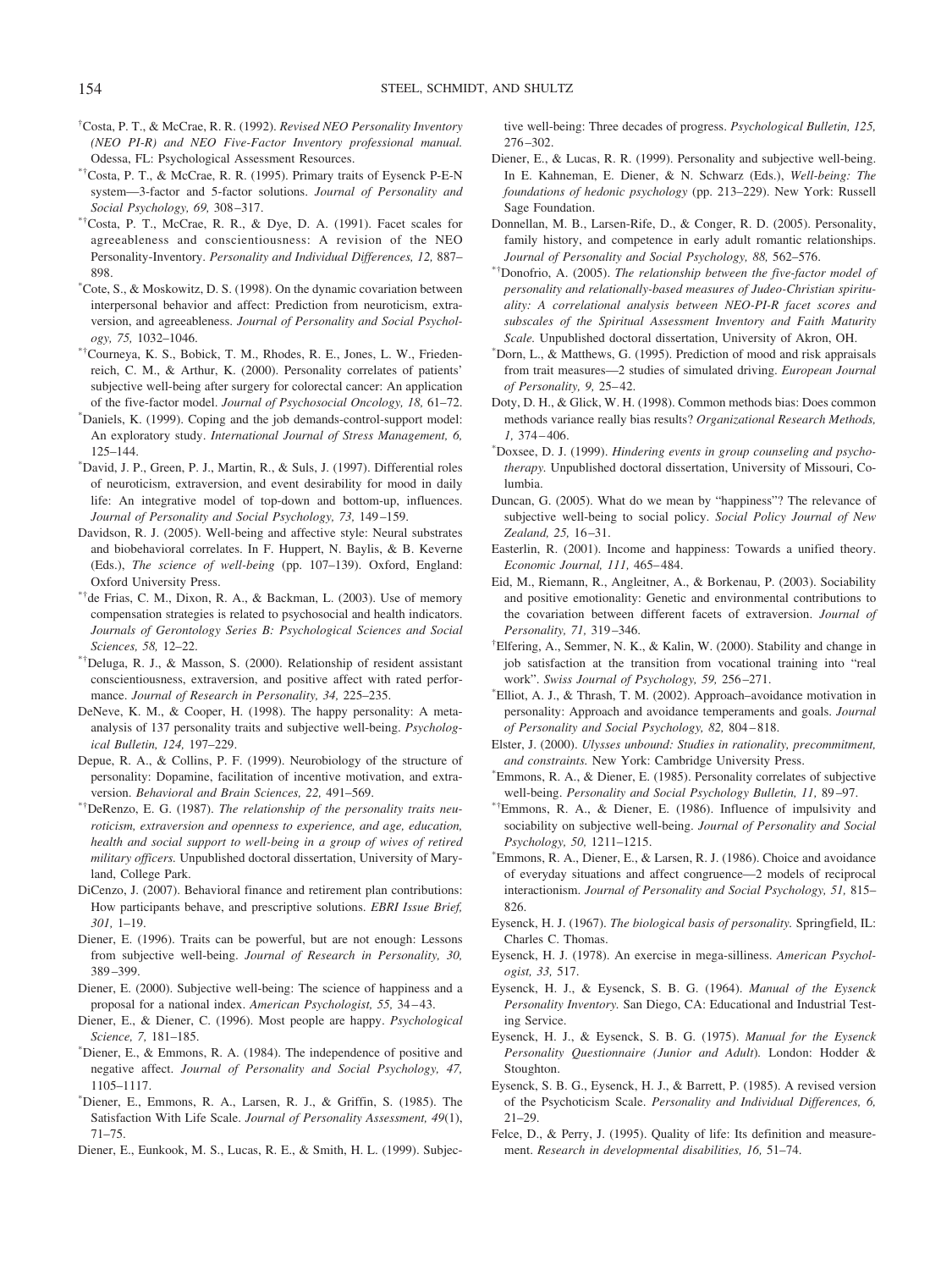†Costa, P. T., & McCrae, R. R. (1992). *Revised NEO Personality Inventory (NEO PI-R) and NEO Five-Factor Inventory professional manual.* Odessa, FL: Psychological Assessment Resources.

*†Costa, P. T., & McCrae, R. R. (1995). Primary traits of Eysenck P-E-N system—3-factor and 5-factor solutions. *Journal of Personality and Social Psychology, 69,* 308–317.

*†Costa, P. T., McCrae, R. R., & Dye, D. A. (1991). Facet scales for agreeableness and conscientiousness: A revision of the NEO Personality-Inventory. *Personality and Individual Differences, 12,* 887–898.

*Cote, S., & Moskowitz, D. S. (1998). On the dynamic covariation between interpersonal behavior and affect: Prediction from neuroticism, extraversion, and agreeableness. *Journal of Personality and Social Psychology, 75,* 1032–1046.

*†Courneya, K. S., Bobick, T. M., Rhodes, R. E., Jones, L. W., Friedenreich, C. M., & Arthur, K. (2000). Personality correlates of patients' subjective well-being after surgery for colorectal cancer: An application of the five-factor model. *Journal of Psychosocial Oncology, 18,* 61–72.

*Daniels, K. (1999). Coping and the job demands-control-support model: An exploratory study. *International Journal of Stress Management, 6,* 125–144.

*David, J. P., Green, P. J., Martin, R., & Suls, J. (1997). Differential roles of neuroticism, extraversion, and event desirability for mood in daily life: An integrative model of top-down and bottom-up, influences. *Journal of Personality and Social Psychology, 73,* 149–159.

Davidson, R. J. (2005). Well-being and affective style: Neural substrates and biobehavioral correlates. In F. Huppert, N. Baylis, & B. Keverne (Eds.), *The science of well-being* (pp. 107–139). Oxford, England: Oxford University Press.

*†de Frias, C. M., Dixon, R. A., & Backman, L. (2003). Use of memory compensation strategies is related to psychosocial and health indicators. *Journals of Gerontology Series B: Psychological Sciences and Social Sciences, 58,* 12–22.

*†Deluga, R. J., & Masson, S. (2000). Relationship of resident assistant conscientiousness, extraversion, and positive affect with rated performance. *Journal of Research in Personality, 34,* 225–235.

DeNeve, K. M., & Cooper, H. (1998). The happy personality: A meta-analysis of 137 personality traits and subjective well-being. *Psychological Bulletin, 124,* 197–229.

Depue, R. A., & Collins, P. F. (1999). Neurobiology of the structure of personality: Dopamine, facilitation of incentive motivation, and extraversion. *Behavioral and Brain Sciences, 22,* 491–569.

*†DeRenzo, E. G. (1987). *The relationship of the personality traits neuroticism, extraversion and openness to experience, and age, education, health and social support to well-being in a group of wives of retired military officers.* Unpublished doctoral dissertation, University of Maryland, College Park.

DiCenzo, J. (2007). Behavioral finance and retirement plan contributions: How participants behave, and prescriptive solutions. *EBRI Issue Brief, 301,* 1–19.

Diener, E. (1996). Traits can be powerful, but are not enough: Lessons from subjective well-being. *Journal of Research in Personality, 30,* 389–399.

Diener, E. (2000). Subjective well-being: The science of happiness and a proposal for a national index. *American Psychologist, 55,* 34–43.

Diener, E., & Diener, C. (1996). Most people are happy. *Psychological Science, 7,* 181–185.

*Diener, E., & Emmons, R. A. (1984). The independence of positive and negative affect. *Journal of Personality and Social Psychology, 47,* 1105–1117.

*Diener, E., Emmons, R. A., Larsen, R. J., & Griffin, S. (1985). The Satisfaction With Life Scale. *Journal of Personality Assessment, 49*(1), 71–75.

Diener, E., Eunkook, M. S., Lucas, R. E., & Smith, H. L. (1999). Subjective well-being: Three decades of progress. *Psychological Bulletin, 125,* 276–302.

Diener, E., & Lucas, R. R. (1999). Personality and subjective well-being. In E. Kahneman, E. Diener, & N. Schwarz (Eds.), *Well-being: The foundations of hedonic psychology* (pp. 213–229). New York: Russell Sage Foundation.

Donnellan, M. B., Larsen-Rife, D., & Conger, R. D. (2005). Personality, family history, and competence in early adult romantic relationships. *Journal of Personality and Social Psychology, 88,* 562–576.

*†Donofrio, A. (2005). *The relationship between the five-factor model of personality and relationally-based measures of Judeo-Christian spirituality: A correlational analysis between NEO-PI-R facet scores and subscales of the Spiritual Assessment Inventory and Faith Maturity Scale.* Unpublished doctoral dissertation, University of Akron, OH.

*Dorn, L., & Matthews, G. (1995). Prediction of mood and risk appraisals from trait measures—2 studies of simulated driving. *European Journal of Personality, 9,* 25–42.

Doty, D. H., & Glick, W. H. (1998). Common methods bias: Does common methods variance really bias results? *Organizational Research Methods, 1,* 374–406.

*Doxsee, D. J. (1999). *Hindering events in group counseling and psychotherapy.* Unpublished doctoral dissertation, University of Missouri, Columbia.

Duncan, G. (2005). What do we mean by "happiness"? The relevance of subjective well-being to social policy. *Social Policy Journal of New Zealand, 25,* 16–31.

Easterlin, R. (2001). Income and happiness: Towards a unified theory. *Economic Journal, 111,* 465–484.

Eid, M., Riemann, R., Angleitner, A., & Borkenau, P. (2003). Sociability and positive emotionality: Genetic and environmental contributions to the covariation between different facets of extraversion. *Journal of Personality, 71,* 319–346.

†Elfering, A., Semmer, N. K., & Kalin, W. (2000). Stability and change in job satisfaction at the transition from vocational training into "real work". *Swiss Journal of Psychology, 59,* 256–271.

*Elliot, A. J., & Thrash, T. M. (2002). Approach–avoidance motivation in personality: Approach and avoidance temperaments and goals. *Journal of Personality and Social Psychology, 82,* 804–818.

Elster, J. (2000). *Ulysses unbound: Studies in rationality, precommitment, and constraints.* New York: Cambridge University Press.

*Emmons, R. A., & Diener, E. (1985). Personality correlates of subjective well-being. *Personality and Social Psychology Bulletin, 11,* 89–97.

*†Emmons, R. A., & Diener, E. (1986). Influence of impulsivity and sociability on subjective well-being. *Journal of Personality and Social Psychology, 50,* 1211–1215.

*Emmons, R. A., Diener, E., & Larsen, R. J. (1986). Choice and avoidance of everyday situations and affect congruence—2 models of reciprocal interactionism. *Journal of Personality and Social Psychology, 51,* 815–826.

Eysenck, H. J. (1967). *The biological basis of personality.* Springfield, IL: Charles C. Thomas.

Eysenck, H. J. (1978). An exercise in mega-silliness. *American Psychologist, 33,* 517.

Eysenck, H. J., & Eysenck, S. B. G. (1964). *Manual of the Eysenck Personality Inventory.* San Diego, CA: Educational and Industrial Testing Service.

Eysenck, H. J., & Eysenck, S. B. G. (1975). *Manual for the Eysenck Personality Questionnaire (Junior and Adult).* London: Hodder & Stoughton.

Eysenck, S. B. G., Eysenck, H. J., & Barrett, P. (1985). A revised version of the Psychoticism Scale. *Personality and Individual Differences, 6,* 21–29.

Felce, D., & Perry, J. (1995). Quality of life: Its definition and measurement. *Research in developmental disabilities, 16,* 51–74.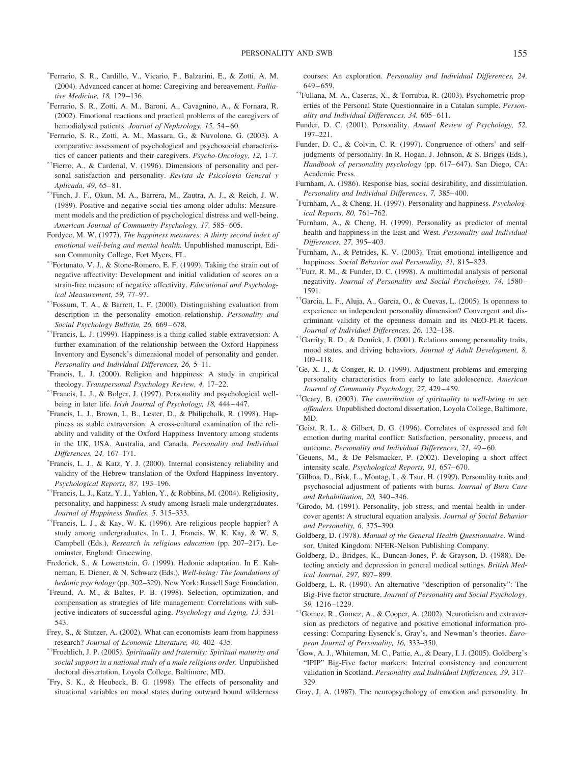*Ferrario, S. R., Cardillo, V., Vicario, F., Balzarini, E., & Zotti, A. M. (2004). Advanced cancer at home: Caregiving and bereavement. *Palliative Medicine, 18,* 129–136.

*Ferrario, S. R., Zotti, A. M., Baroni, A., Cavagnino, A., & Fornara, R. (2002). Emotional reactions and practical problems of the caregivers of hemodialysed patients. *Journal of Nephrology, 15,* 54–60.

*Ferrario, S. R., Zotti, A. M., Massara, G., & Nuvolone, G. (2003). A comparative assessment of psychological and psychosocial characteristics of cancer patients and their caregivers. *Psycho-Oncology, 12,* 1–7.

*†Fierro, A., & Cardenal, V. (1996). Dimensions of personality and personal satisfaction and personality. *Revista de Psicologia General y Aplicada, 49,* 65–81.

*†Finch, J. F., Okun, M. A., Barrera, M., Zautra, A. J., & Reich, J. W. (1989). Positive and negative social ties among older adults: Measurement models and the prediction of psychological distress and well-being. *American Journal of Community Psychology, 17,* 585–605.

Fordyce, M. W. (1977). *The happiness measures: A thirty second index of emotional well-being and mental health.* Unpublished manuscript, Edison Community College, Fort Myers, FL.

*†Fortunato, V. J., & Stone-Romero, E. F. (1999). Taking the strain out of negative affectivity: Development and initial validation of scores on a strain-free measure of negative affectivity. *Educational and Psychological Measurement, 59,* 77–97.

*†Fossum, T. A., & Barrett, L. F. (2000). Distinguishing evaluation from description in the personality–emotion relationship. *Personality and Social Psychology Bulletin, 26,* 669–678.

*†Francis, L. J. (1999). Happiness is a thing called stable extraversion: A further examination of the relationship between the Oxford Happiness Inventory and Eysenck's dimensional model of personality and gender. *Personality and Individual Differences, 26,* 5–11.

*Francis, L. J. (2000). Religion and happiness: A study in empirical theology. *Transpersonal Psychology Review, 4,* 17–22.

*†Francis, L. J., & Bolger, J. (1997). Personality and psychological well-being in later life. *Irish Journal of Psychology, 18,* 444–447.

*Francis, L. J., Brown, L. B., Lester, D., & Philipchalk, R. (1998). Happiness as stable extraversion: A cross-cultural examination of the reliability and validity of the Oxford Happiness Inventory among students in the UK, USA, Australia, and Canada. *Personality and Individual Differences, 24,* 167–171.

*Francis, L. J., & Katz, Y. J. (2000). Internal consistency reliability and validity of the Hebrew translation of the Oxford Happiness Inventory. *Psychological Reports, 87,* 193–196.

*†Francis, L. J., Katz, Y. J., Yablon, Y., & Robbins, M. (2004). Religiosity, personality, and happiness: A study among Israeli male undergraduates. *Journal of Happiness Studies, 5,* 315–333.

*†Francis, L. J., & Kay, W. K. (1996). Are religious people happier? A study among undergraduates. In L. J. Francis, W. K. Kay, & W. S. Campbell (Eds.), *Research in religious education* (pp. 207–217). Leominster, England: Gracewing.

Frederick, S., & Lowenstein, G. (1999). Hedonic adaptation. In E. Kahneman, E. Diener, & N. Schwarz (Eds.), *Well-being: The foundations of hedonic psychology* (pp. 302–329). New York: Russell Sage Foundation.

*Freund, A. M., & Baltes, P. B. (1998). Selection, optimization, and compensation as strategies of life management: Correlations with subjective indicators of successful aging. *Psychology and Aging, 13,* 531–543.

Frey, S., & Stutzer, A. (2002). What can economists learn from happiness research? *Journal of Economic Literature, 40,* 402–435.

*†Froehlich, J. P. (2005). *Spirituality and fraternity: Spiritual maturity and social support in a national study of a male religious order.* Unpublished doctoral dissertation, Loyola College, Baltimore, MD.

*Fry, S. K., & Heubeck, B. G. (1998). The effects of personality and situational variables on mood states during outward bound wilderness courses: An exploration. *Personality and Individual Differences, 24,* 649–659.

*†Fullana, M. A., Caseras, X., & Torrubia, R. (2003). Psychometric properties of the Personal State Questionnaire in a Catalan sample. *Personality and Individual Differences, 34,* 605–611.

Funder, D. C. (2001). Personality. *Annual Review of Psychology, 52,* 197–221.

Funder, D. C., & Colvin, C. R. (1997). Congruence of others' and self-judgments of personality. In R. Hogan, J. Johnson, & S. Briggs (Eds.), *Handbook of personality psychology* (pp. 617–647). San Diego, CA: Academic Press.

Furnham, A. (1986). Response bias, social desirability, and dissimulation. *Personality and Individual Differences, 7,* 385–400.

*Furnham, A., & Cheng, H. (1997). Personality and happiness. *Psychological Reports, 80,* 761–762.

*Furnham, A., & Cheng, H. (1999). Personality as predictor of mental health and happiness in the East and West. *Personality and Individual Differences, 27,* 395–403.

*Furnham, A., & Petrides, K. V. (2003). Trait emotional intelligence and happiness. *Social Behavior and Personality, 31,* 815–823.

*†Furr, R. M., & Funder, D. C. (1998). A multimodal analysis of personal negativity. *Journal of Personality and Social Psychology, 74,* 1580–1591.

*†Garcia, L. F., Aluja, A., Garcia, O., & Cuevas, L. (2005). Is openness to experience an independent personality dimension? Convergent and discriminant validity of the openness domain and its NEO-PI-R facets. *Journal of Individual Differences, 26,* 132–138.

*†Garrity, R. D., & Demick, J. (2001). Relations among personality traits, mood states, and driving behaviors. *Journal of Adult Development, 8,* 109–118.

*Ge, X. J., & Conger, R. D. (1999). Adjustment problems and emerging personality characteristics from early to late adolescence. *American Journal of Community Psychology, 27,* 429–459.

*†Geary, B. (2003). *The contribution of spirituality to well-being in sex offenders.* Unpublished doctoral dissertation, Loyola College, Baltimore, MD.

*Geist, R. L., & Gilbert, D. G. (1996). Correlates of expressed and felt emotion during marital conflict: Satisfaction, personality, process, and outcome. *Personality and Individual Differences, 21,* 49–60.

*Geuens, M., & De Pelsmacker, P. (2002). Developing a short affect intensity scale. *Psychological Reports, 91,* 657–670.

*Gilboa, D., Bisk, L., Montag, I., & Tsur, H. (1999). Personality traits and psychosocial adjustment of patients with burns. *Journal of Burn Care and Rehabilitation, 20,* 340–346.

†Girodo, M. (1991). Personality, job stress, and mental health in undercover agents: A structural equation analysis. *Journal of Social Behavior and Personality, 6,* 375–390.

Goldberg, D. (1978). *Manual of the General Health Questionnaire.* Windsor, United Kingdom: NFER-Nelson Publishing Company.

Goldberg, D., Bridges, K., Duncan-Jones, P. & Grayson, D. (1988). Detecting anxiety and depression in general medical settings. *British Medical Journal, 297,* 897–899.

Goldberg, L. R. (1990). An alternative "description of personality": The Big-Five factor structure. *Journal of Personality and Social Psychology, 59,* 1216–1229.

*†Gomez, R., Gomez, A., & Cooper, A. (2002). Neuroticism and extraversion as predictors of negative and positive emotional information processing: Comparing Eysenck's, Gray's, and Newman's theories. *European Journal of Personality, 16,* 333–350.

†Gow, A. J., Whiteman, M. C., Pattie, A., & Deary, I. J. (2005). Goldberg's "IPIP" Big-Five factor markers: Internal consistency and concurrent validation in Scotland. *Personality and Individual Differences, 39,* 317–329.

Gray, J. A. (1987). The neuropsychology of emotion and personality. In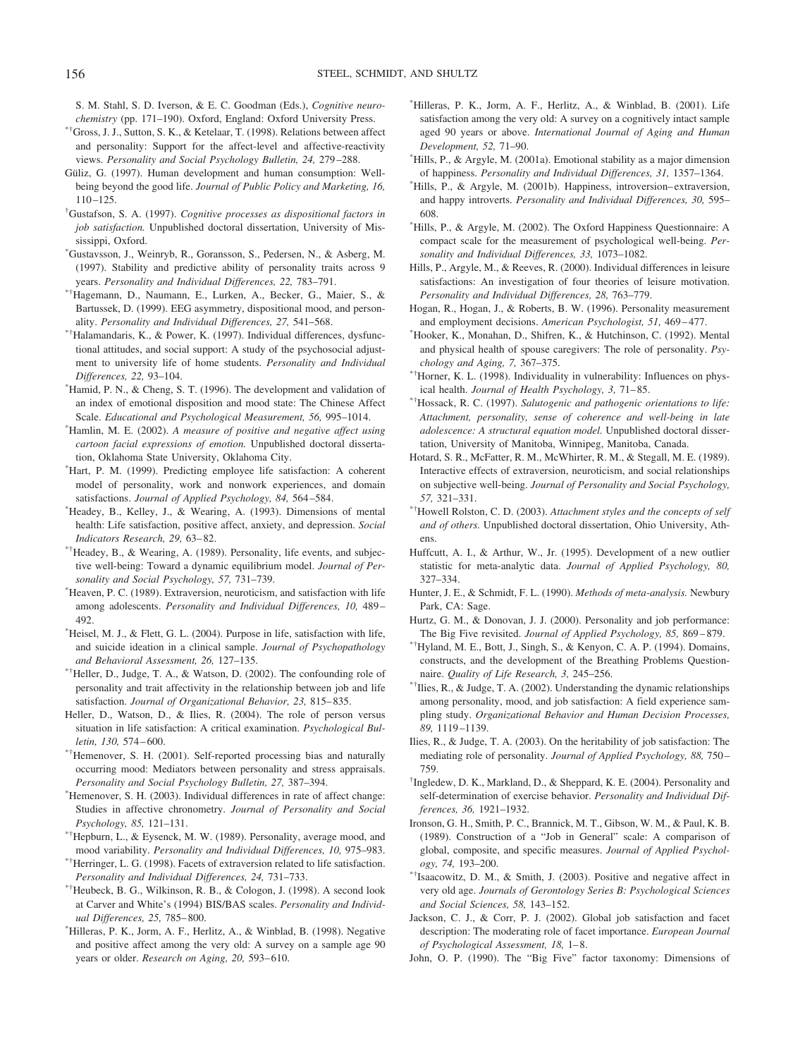S. M. Stahl, S. D. Iverson, & E. C. Goodman (Eds.), *Cognitive neurochemistry* (pp. 171–190). Oxford, England: Oxford University Press.

*†Gross, J. J., Sutton, S. K., & Ketelaar, T. (1998). Relations between affect and personality: Support for the affect-level and affective-reactivity views. *Personality and Social Psychology Bulletin, 24,* 279–288.

Güliz, G. (1997). Human development and human consumption: Well-being beyond the good life. *Journal of Public Policy and Marketing, 16,* 110–125.

†Gustafson, S. A. (1997). *Cognitive processes as dispositional factors in job satisfaction.* Unpublished doctoral dissertation, University of Mississippi, Oxford.

*Gustavsson, J., Weinryb, R., Goransson, S., Pedersen, N., & Asberg, M. (1997). Stability and predictive ability of personality traits across 9 years. *Personality and Individual Differences, 22,* 783–791.

*†Hagemann, D., Naumann, E., Lurken, A., Becker, G., Maier, S., & Bartussek, D. (1999). EEG asymmetry, dispositional mood, and personality. *Personality and Individual Differences, 27,* 541–568.

*†Halamandaris, K., & Power, K. (1997). Individual differences, dysfunctional attitudes, and social support: A study of the psychosocial adjustment to university life of home students. *Personality and Individual Differences, 22,* 93–104.

*Hamid, P. N., & Cheng, S. T. (1996). The development and validation of an index of emotional disposition and mood state: The Chinese Affect Scale. *Educational and Psychological Measurement, 56,* 995–1014.

*Hamlin, M. E. (2002). *A measure of positive and negative affect using cartoon facial expressions of emotion.* Unpublished doctoral dissertation, Oklahoma State University, Oklahoma City.

*Hart, P. M. (1999). Predicting employee life satisfaction: A coherent model of personality, work and nonwork experiences, and domain satisfactions. *Journal of Applied Psychology, 84,* 564–584.

*Headey, B., Kelley, J., & Wearing, A. (1993). Dimensions of mental health: Life satisfaction, positive affect, anxiety, and depression. *Social Indicators Research, 29,* 63–82.

*†Headey, B., & Wearing, A. (1989). Personality, life events, and subjective well-being: Toward a dynamic equilibrium model. *Journal of Personality and Social Psychology, 57,* 731–739.

*Heaven, P. C. (1989). Extraversion, neuroticism, and satisfaction with life among adolescents. *Personality and Individual Differences, 10,* 489–492.

*Heisel, M. J., & Flett, G. L. (2004). Purpose in life, satisfaction with life, and suicide ideation in a clinical sample. *Journal of Psychopathology and Behavioral Assessment, 26,* 127–135.

*†Heller, D., Judge, T. A., & Watson, D. (2002). The confounding role of personality and trait affectivity in the relationship between job and life satisfaction. *Journal of Organizational Behavior, 23,* 815–835.

Heller, D., Watson, D., & Ilies, R. (2004). The role of person versus situation in life satisfaction: A critical examination. *Psychological Bulletin, 130,* 574–600.

*†Hemenover, S. H. (2001). Self-reported processing bias and naturally occurring mood: Mediators between personality and stress appraisals. *Personality and Social Psychology Bulletin, 27,* 387–394.

*Hemenover, S. H. (2003). Individual differences in rate of affect change: Studies in affective chronometry. *Journal of Personality and Social Psychology, 85,* 121–131.

*†Hepburn, L., & Eysenck, M. W. (1989). Personality, average mood, and mood variability. *Personality and Individual Differences, 10,* 975–983.

*†Herringer, L. G. (1998). Facets of extraversion related to life satisfaction. *Personality and Individual Differences, 24,* 731–733.

*†Heubeck, B. G., Wilkinson, R. B., & Cologon, J. (1998). A second look at Carver and White's (1994) BIS/BAS scales. *Personality and Individual Differences, 25,* 785–800.

*Hilleras, P. K., Jorm, A. F., Herlitz, A., & Winblad, B. (1998). Negative and positive affect among the very old: A survey on a sample age 90 years or older. *Research on Aging, 20,* 593–610.

*Hilleras, P. K., Jorm, A. F., Herlitz, A., & Winblad, B. (2001). Life satisfaction among the very old: A survey on a cognitively intact sample aged 90 years or above. *International Journal of Aging and Human Development, 52,* 71–90.

*Hills, P., & Argyle, M. (2001a). Emotional stability as a major dimension of happiness. *Personality and Individual Differences, 31,* 1357–1364.

*Hills, P., & Argyle, M. (2001b). Happiness, introversion–extraversion, and happy introverts. *Personality and Individual Differences, 30,* 595–608.

*Hills, P., & Argyle, M. (2002). The Oxford Happiness Questionnaire: A compact scale for the measurement of psychological well-being. *Personality and Individual Differences, 33,* 1073–1082.

Hills, P., Argyle, M., & Reeves, R. (2000). Individual differences in leisure satisfactions: An investigation of four theories of leisure motivation. *Personality and Individual Differences, 28,* 763–779.

Hogan, R., Hogan, J., & Roberts, B. W. (1996). Personality measurement and employment decisions. *American Psychologist, 51,* 469–477.

*Hooker, K., Monahan, D., Shifren, K., & Hutchinson, C. (1992). Mental and physical health of spouse caregivers: The role of personality. *Psychology and Aging, 7,* 367–375.

*†Horner, K. L. (1998). Individuality in vulnerability: Influences on physical health. *Journal of Health Psychology, 3,* 71–85.

*†Hossack, R. C. (1997). *Salutogenic and pathogenic orientations to life: Attachment, personality, sense of coherence and well-being in late adolescence: A structural equation model.* Unpublished doctoral dissertation, University of Manitoba, Winnipeg, Manitoba, Canada.

Hotard, S. R., McFatter, R. M., McWhirter, R. M., & Stegall, M. E. (1989). Interactive effects of extraversion, neuroticism, and social relationships on subjective well-being. *Journal of Personality and Social Psychology, 57,* 321–331.

*†Howell Rolston, C. D. (2003). *Attachment styles and the concepts of self and of others.* Unpublished doctoral dissertation, Ohio University, Athens.

Huffcutt, A. I., & Arthur, W., Jr. (1995). Development of a new outlier statistic for meta-analytic data. *Journal of Applied Psychology, 80,* 327–334.

Hunter, J. E., & Schmidt, F. L. (1990). *Methods of meta-analysis.* Newbury Park, CA: Sage.

Hurtz, G. M., & Donovan, J. J. (2000). Personality and job performance: The Big Five revisited. *Journal of Applied Psychology, 85,* 869–879.

*†Hyland, M. E., Bott, J., Singh, S., & Kenyon, C. A. P. (1994). Domains, constructs, and the development of the Breathing Problems Questionnaire. *Quality of Life Research, 3,* 245–256.

*†Ilies, R., & Judge, T. A. (2002). Understanding the dynamic relationships among personality, mood, and job satisfaction: A field experience sampling study. *Organizational Behavior and Human Decision Processes, 89,* 1119–1139.

Ilies, R., & Judge, T. A. (2003). On the heritability of job satisfaction: The mediating role of personality. *Journal of Applied Psychology, 88,* 750–759.

†Ingledew, D. K., Markland, D., & Sheppard, K. E. (2004). Personality and self-determination of exercise behavior. *Personality and Individual Differences, 36,* 1921–1932.

Ironson, G. H., Smith, P. C., Brannick, M. T., Gibson, W. M., & Paul, K. B. (1989). Construction of a "Job in General" scale: A comparison of global, composite, and specific measures. *Journal of Applied Psychology, 74,* 193–200.

*†Isaacowitz, D. M., & Smith, J. (2003). Positive and negative affect in very old age. *Journals of Gerontology Series B: Psychological Sciences and Social Sciences, 58,* 143–152.

Jackson, C. J., & Corr, P. J. (2002). Global job satisfaction and facet description: The moderating role of facet importance. *European Journal of Psychological Assessment, 18,* 1–8.

John, O. P. (1990). The "Big Five" factor taxonomy: Dimensions of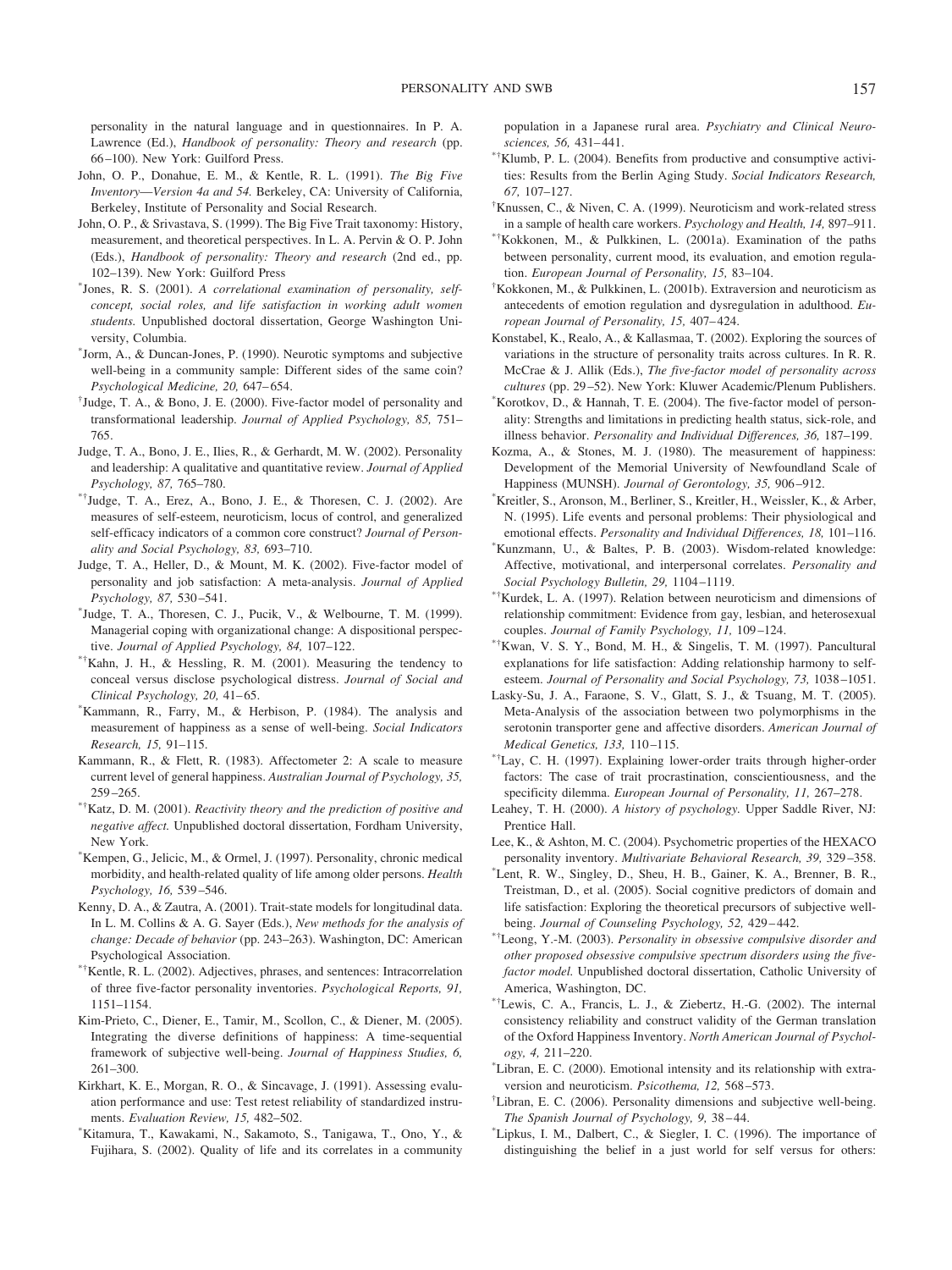personality in the natural language and in questionnaires. In P. A. Lawrence (Ed.), *Handbook of personality: Theory and research* (pp. 66–100). New York: Guilford Press.

John, O. P., Donahue, E. M., & Kentle, R. L. (1991). *The Big Five Inventory—Version 4a and 54.* Berkeley, CA: University of California, Berkeley, Institute of Personality and Social Research.

John, O. P., & Srivastava, S. (1999). The Big Five Trait taxonomy: History, measurement, and theoretical perspectives. In L. A. Pervin & O. P. John (Eds.), *Handbook of personality: Theory and research* (2nd ed., pp. 102–139). New York: Guilford Press

*Jones, R. S. (2001). *A correlational examination of personality, self-concept, social roles, and life satisfaction in working adult women students.* Unpublished doctoral dissertation, George Washington University, Columbia.

*Jorm, A., & Duncan-Jones, P. (1990). Neurotic symptoms and subjective well-being in a community sample: Different sides of the same coin? *Psychological Medicine, 20,* 647–654.

†Judge, T. A., & Bono, J. E. (2000). Five-factor model of personality and transformational leadership. *Journal of Applied Psychology, 85,* 751–765.

Judge, T. A., Bono, J. E., Ilies, R., & Gerhardt, M. W. (2002). Personality and leadership: A qualitative and quantitative review. *Journal of Applied Psychology, 87,* 765–780.

*†Judge, T. A., Erez, A., Bono, J. E., & Thoresen, C. J. (2002). Are measures of self-esteem, neuroticism, locus of control, and generalized self-efficacy indicators of a common core construct? *Journal of Personality and Social Psychology, 83,* 693–710.

Judge, T. A., Heller, D., & Mount, M. K. (2002). Five-factor model of personality and job satisfaction: A meta-analysis. *Journal of Applied Psychology, 87,* 530–541.

*Judge, T. A., Thoresen, C. J., Pucik, V., & Welbourne, T. M. (1999). Managerial coping with organizational change: A dispositional perspective. *Journal of Applied Psychology, 84,* 107–122.

*†Kahn, J. H., & Hessling, R. M. (2001). Measuring the tendency to conceal versus disclose psychological distress. *Journal of Social and Clinical Psychology, 20,* 41–65.

*Kammann, R., Farry, M., & Herbison, P. (1984). The analysis and measurement of happiness as a sense of well-being. *Social Indicators Research, 15,* 91–115.

Kammann, R., & Flett, R. (1983). Affectometer 2: A scale to measure current level of general happiness. *Australian Journal of Psychology, 35,* 259–265.

*†Katz, D. M. (2001). *Reactivity theory and the prediction of positive and negative affect.* Unpublished doctoral dissertation, Fordham University, New York.

*Kempen, G., Jelicic, M., & Ormel, J. (1997). Personality, chronic medical morbidity, and health-related quality of life among older persons. *Health Psychology, 16,* 539–546.

Kenny, D. A., & Zautra, A. (2001). Trait-state models for longitudinal data. In L. M. Collins & A. G. Sayer (Eds.), *New methods for the analysis of change: Decade of behavior* (pp. 243–263). Washington, DC: American Psychological Association.

*†Kentle, R. L. (2002). Adjectives, phrases, and sentences: Intracorrelation of three five-factor personality inventories. *Psychological Reports, 91,* 1151–1154.

Kim-Prieto, C., Diener, E., Tamir, M., Scollon, C., & Diener, M. (2005). Integrating the diverse definitions of happiness: A time-sequential framework of subjective well-being. *Journal of Happiness Studies, 6,* 261–300.

Kirkhart, K. E., Morgan, R. O., & Sincavage, J. (1991). Assessing evaluation performance and use: Test retest reliability of standardized instruments. *Evaluation Review, 15,* 482–502.

*Kitamura, T., Kawakami, N., Sakamoto, S., Tanigawa, T., Ono, Y., & Fujihara, S. (2002). Quality of life and its correlates in a community population in a Japanese rural area. *Psychiatry and Clinical Neurosciences, 56,* 431–441.

*†Klumb, P. L. (2004). Benefits from productive and consumptive activities: Results from the Berlin Aging Study. *Social Indicators Research, 67,* 107–127.

†Knussen, C., & Niven, C. A. (1999). Neuroticism and work-related stress in a sample of health care workers. *Psychology and Health, 14,* 897–911.

*†Kokkonen, M., & Pulkkinen, L. (2001a). Examination of the paths between personality, current mood, its evaluation, and emotion regulation. *European Journal of Personality, 15,* 83–104.

†Kokkonen, M., & Pulkkinen, L. (2001b). Extraversion and neuroticism as antecedents of emotion regulation and dysregulation in adulthood. *European Journal of Personality, 15,* 407–424.

Konstabel, K., Realo, A., & Kallasmaa, T. (2002). Exploring the sources of variations in the structure of personality traits across cultures. In R. R. McCrae & J. Allik (Eds.), *The five-factor model of personality across cultures* (pp. 29–52). New York: Kluwer Academic/Plenum Publishers.

*Korotkov, D., & Hannah, T. E. (2004). The five-factor model of personality: Strengths and limitations in predicting health status, sick-role, and illness behavior. *Personality and Individual Differences, 36,* 187–199.

Kozma, A., & Stones, M. J. (1980). The measurement of happiness: Development of the Memorial University of Newfoundland Scale of Happiness (MUNSH). *Journal of Gerontology, 35,* 906–912.

*Kreitler, S., Aronson, M., Berliner, S., Kreitler, H., Weissler, K., & Arber, N. (1995). Life events and personal problems: Their physiological and emotional effects. *Personality and Individual Differences, 18,* 101–116.

*Kunzmann, U., & Baltes, P. B. (2003). Wisdom-related knowledge: Affective, motivational, and interpersonal correlates. *Personality and Social Psychology Bulletin, 29,* 1104–1119.

*†Kurdek, L. A. (1997). Relation between neuroticism and dimensions of relationship commitment: Evidence from gay, lesbian, and heterosexual couples. *Journal of Family Psychology, 11,* 109–124.

*†Kwan, V. S. Y., Bond, M. H., & Singelis, T. M. (1997). Pancultural explanations for life satisfaction: Adding relationship harmony to self-esteem. *Journal of Personality and Social Psychology, 73,* 1038–1051.

Lasky-Su, J. A., Faraone, S. V., Glatt, S. J., & Tsuang, M. T. (2005). Meta-Analysis of the association between two polymorphisms in the serotonin transporter gene and affective disorders. *American Journal of Medical Genetics, 133,* 110–115.

*†Lay, C. H. (1997). Explaining lower-order traits through higher-order factors: The case of trait procrastination, conscientiousness, and the specificity dilemma. *European Journal of Personality, 11,* 267–278.

Leahey, T. H. (2000). *A history of psychology.* Upper Saddle River, NJ: Prentice Hall.

Lee, K., & Ashton, M. C. (2004). Psychometric properties of the HEXACO personality inventory. *Multivariate Behavioral Research, 39,* 329–358.

*Lent, R. W., Singley, D., Sheu, H. B., Gainer, K. A., Brenner, B. R., Treistman, D., et al. (2005). Social cognitive predictors of domain and life satisfaction: Exploring the theoretical precursors of subjective well-being. *Journal of Counseling Psychology, 52,* 429–442.

*†Leong, Y.-M. (2003). *Personality in obsessive compulsive disorder and other proposed obsessive compulsive spectrum disorders using the five-factor model.* Unpublished doctoral dissertation, Catholic University of America, Washington, DC.

*†Lewis, C. A., Francis, L. J., & Ziebertz, H.-G. (2002). The internal consistency reliability and construct validity of the German translation of the Oxford Happiness Inventory. *North American Journal of Psychology, 4,* 211–220.

*Libran, E. C. (2000). Emotional intensity and its relationship with extraversion and neuroticism. *Psicothema, 12,* 568–573.

†Libran, E. C. (2006). Personality dimensions and subjective well-being. *The Spanish Journal of Psychology, 9,* 38–44.

*Lipkus, I. M., Dalbert, C., & Siegler, I. C. (1996). The importance of distinguishing the belief in a just world for self versus for others: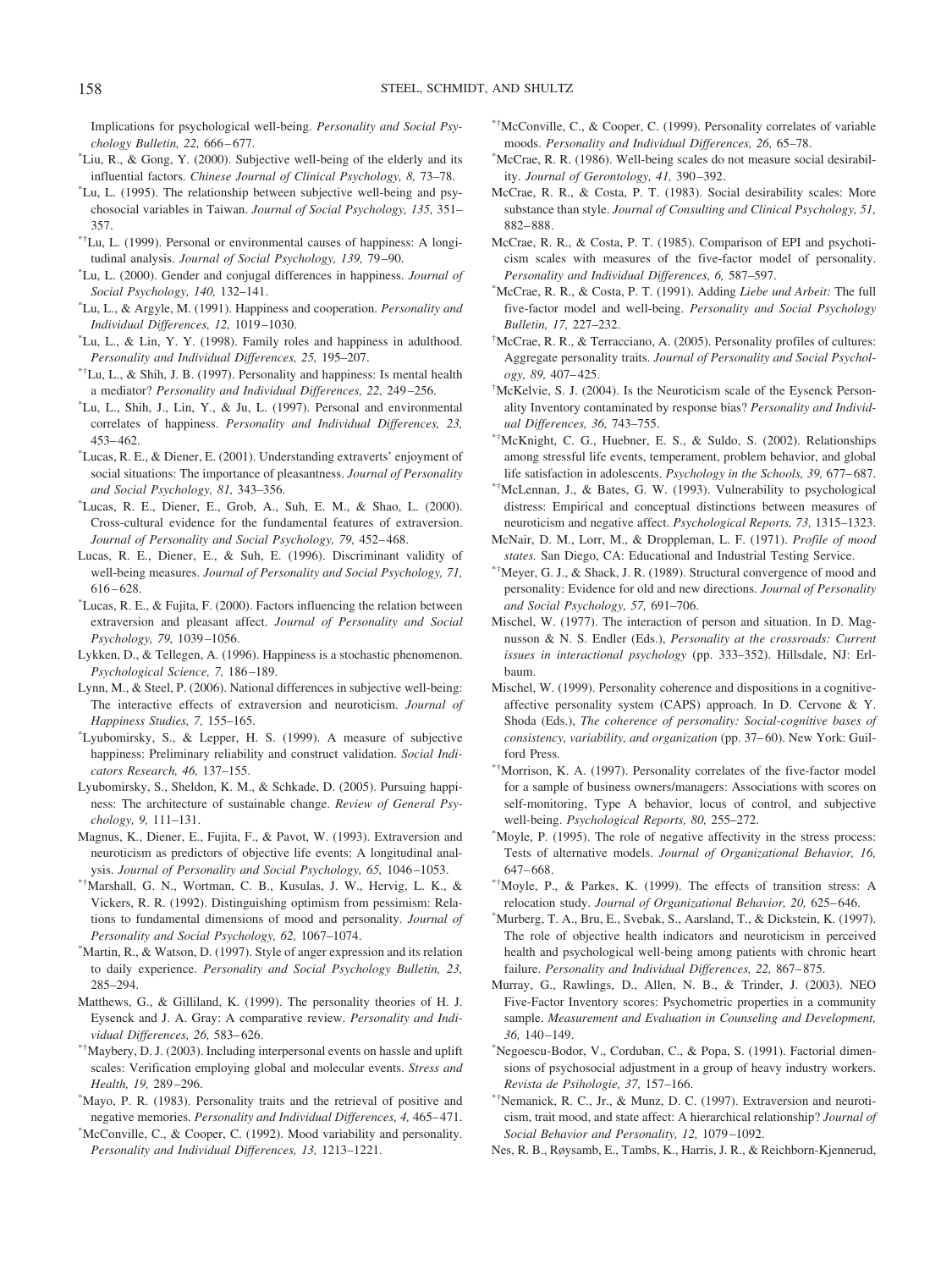Implications for psychological well-being. *Personality and Social Psychology Bulletin, 22,* 666–677.

*Liu, R., & Gong, Y. (2000). Subjective well-being of the elderly and its influential factors. *Chinese Journal of Clinical Psychology, 8,* 73–78.

*Lu, L. (1995). The relationship between subjective well-being and psychosocial variables in Taiwan. *Journal of Social Psychology, 135,* 351–357.

*†Lu, L. (1999). Personal or environmental causes of happiness: A longitudinal analysis. *Journal of Social Psychology, 139,* 79–90.

*Lu, L. (2000). Gender and conjugal differences in happiness. *Journal of Social Psychology, 140,* 132–141.

*Lu, L., & Argyle, M. (1991). Happiness and cooperation. *Personality and Individual Differences, 12,* 1019–1030.

*Lu, L., & Lin, Y. Y. (1998). Family roles and happiness in adulthood. *Personality and Individual Differences, 25,* 195–207.

*†Lu, L., & Shih, J. B. (1997). Personality and happiness: Is mental health a mediator? *Personality and Individual Differences, 22,* 249–256.

*Lu, L., Shih, J., Lin, Y., & Ju, L. (1997). Personal and environmental correlates of happiness. *Personality and Individual Differences, 23,* 453–462.

*Lucas, R. E., & Diener, E. (2001). Understanding extraverts' enjoyment of social situations: The importance of pleasantness. *Journal of Personality and Social Psychology, 81,* 343–356.

*Lucas, R. E., Diener, E., Grob, A., Suh, E. M., & Shao, L. (2000). Cross-cultural evidence for the fundamental features of extraversion. *Journal of Personality and Social Psychology, 79,* 452–468.

Lucas, R. E., Diener, E., & Suh, E. (1996). Discriminant validity of well-being measures. *Journal of Personality and Social Psychology, 71,* 616–628.

*Lucas, R. E., & Fujita, F. (2000). Factors influencing the relation between extraversion and pleasant affect. *Journal of Personality and Social Psychology, 79,* 1039–1056.

Lykken, D., & Tellegen, A. (1996). Happiness is a stochastic phenomenon. *Psychological Science, 7,* 186–189.

Lynn, M., & Steel, P. (2006). National differences in subjective well-being: The interactive effects of extraversion and neuroticism. *Journal of Happiness Studies, 7,* 155–165.

*Lyubomirsky, S., & Lepper, H. S. (1999). A measure of subjective happiness: Preliminary reliability and construct validation. *Social Indicators Research, 46,* 137–155.

Lyubomirsky, S., Sheldon, K. M., & Schkade, D. (2005). Pursuing happiness: The architecture of sustainable change. *Review of General Psychology, 9,* 111–131.

Magnus, K., Diener, E., Fujita, F., & Pavot, W. (1993). Extraversion and neuroticism as predictors of objective life events: A longitudinal analysis. *Journal of Personality and Social Psychology, 65,* 1046–1053.

*†Marshall, G. N., Wortman, C. B., Kusulas, J. W., Hervig, L. K., & Vickers, R. R. (1992). Distinguishing optimism from pessimism: Relations to fundamental dimensions of mood and personality. *Journal of Personality and Social Psychology, 62,* 1067–1074.

*Martin, R., & Watson, D. (1997). Style of anger expression and its relation to daily experience. *Personality and Social Psychology Bulletin, 23,* 285–294.

Matthews, G., & Gilliland, K. (1999). The personality theories of H. J. Eysenck and J. A. Gray: A comparative review. *Personality and Individual Differences, 26,* 583–626.

*†Maybery, D. J. (2003). Including interpersonal events on hassle and uplift scales: Verification employing global and molecular events. *Stress and Health, 19,* 289–296.

*Mayo, P. R. (1983). Personality traits and the retrieval of positive and negative memories. *Personality and Individual Differences, 4,* 465–471.

*McConville, C., & Cooper, C. (1992). Mood variability and personality. *Personality and Individual Differences, 13,* 1213–1221.

*†McConville, C., & Cooper, C. (1999). Personality correlates of variable moods. *Personality and Individual Differences, 26,* 65–78.

*McCrae, R. R. (1986). Well-being scales do not measure social desirability. *Journal of Gerontology, 41,* 390–392.

McCrae, R. R., & Costa, P. T. (1983). Social desirability scales: More substance than style. *Journal of Consulting and Clinical Psychology, 51,* 882–888.

McCrae, R. R., & Costa, P. T. (1985). Comparison of EPI and psychoticism scales with measures of the five-factor model of personality. *Personality and Individual Differences, 6,* 587–597.

*McCrae, R. R., & Costa, P. T. (1991). Adding *Liebe und Arbeit:* The full five-factor model and well-being. *Personality and Social Psychology Bulletin, 17,* 227–232.

†McCrae, R. R., & Terracciano, A. (2005). Personality profiles of cultures: Aggregate personality traits. *Journal of Personality and Social Psychology, 89,* 407–425.

†McKelvie, S. J. (2004). Is the Neuroticism scale of the Eysenck Personality Inventory contaminated by response bias? *Personality and Individual Differences, 36,* 743–755.

*†McKnight, C. G., Huebner, E. S., & Suldo, S. (2002). Relationships among stressful life events, temperament, problem behavior, and global life satisfaction in adolescents. *Psychology in the Schools, 39,* 677–687.

*†McLennan, J., & Bates, G. W. (1993). Vulnerability to psychological distress: Empirical and conceptual distinctions between measures of neuroticism and negative affect. *Psychological Reports, 73,* 1315–1323.

McNair, D. M., Lorr, M., & Droppleman, L. F. (1971). *Profile of mood states.* San Diego, CA: Educational and Industrial Testing Service.

*†Meyer, G. J., & Shack, J. R. (1989). Structural convergence of mood and personality: Evidence for old and new directions. *Journal of Personality and Social Psychology, 57,* 691–706.

Mischel, W. (1977). The interaction of person and situation. In D. Magnusson & N. S. Endler (Eds.), *Personality at the crossroads: Current issues in interactional psychology* (pp. 333–352). Hillsdale, NJ: Erlbaum.

Mischel, W. (1999). Personality coherence and dispositions in a cognitive-affective personality system (CAPS) approach. In D. Cervone & Y. Shoda (Eds.), *The coherence of personality: Social-cognitive bases of consistency, variability, and organization* (pp. 37–60). New York: Guilford Press.

*†Morrison, K. A. (1997). Personality correlates of the five-factor model for a sample of business owners/managers: Associations with scores on self-monitoring, Type A behavior, locus of control, and subjective well-being. *Psychological Reports, 80,* 255–272.

*Moyle, P. (1995). The role of negative affectivity in the stress process: Tests of alternative models. *Journal of Organizational Behavior, 16,* 647–668.

*†Moyle, P., & Parkes, K. (1999). The effects of transition stress: A relocation study. *Journal of Organizational Behavior, 20,* 625–646.

*Murberg, T. A., Bru, E., Svebak, S., Aarsland, T., & Dickstein, K. (1997). The role of objective health indicators and neuroticism in perceived health and psychological well-being among patients with chronic heart failure. *Personality and Individual Differences, 22,* 867–875.

Murray, G., Rawlings, D., Allen, N. B., & Trinder, J. (2003). NEO Five-Factor Inventory scores: Psychometric properties in a community sample. *Measurement and Evaluation in Counseling and Development, 36,* 140–149.

*Negoescu-Bodor, V., Corduban, C., & Popa, S. (1991). Factorial dimensions of psychosocial adjustment in a group of heavy industry workers. *Revista de Psihologie, 37,* 157–166.

*†Nemanick, R. C., Jr., & Munz, D. C. (1997). Extraversion and neuroticism, trait mood, and state affect: A hierarchical relationship? *Journal of Social Behavior and Personality, 12,* 1079–1092.

Nes, R. B., Røysamb, E., Tambs, K., Harris, J. R., & Reichborn-Kjennerud,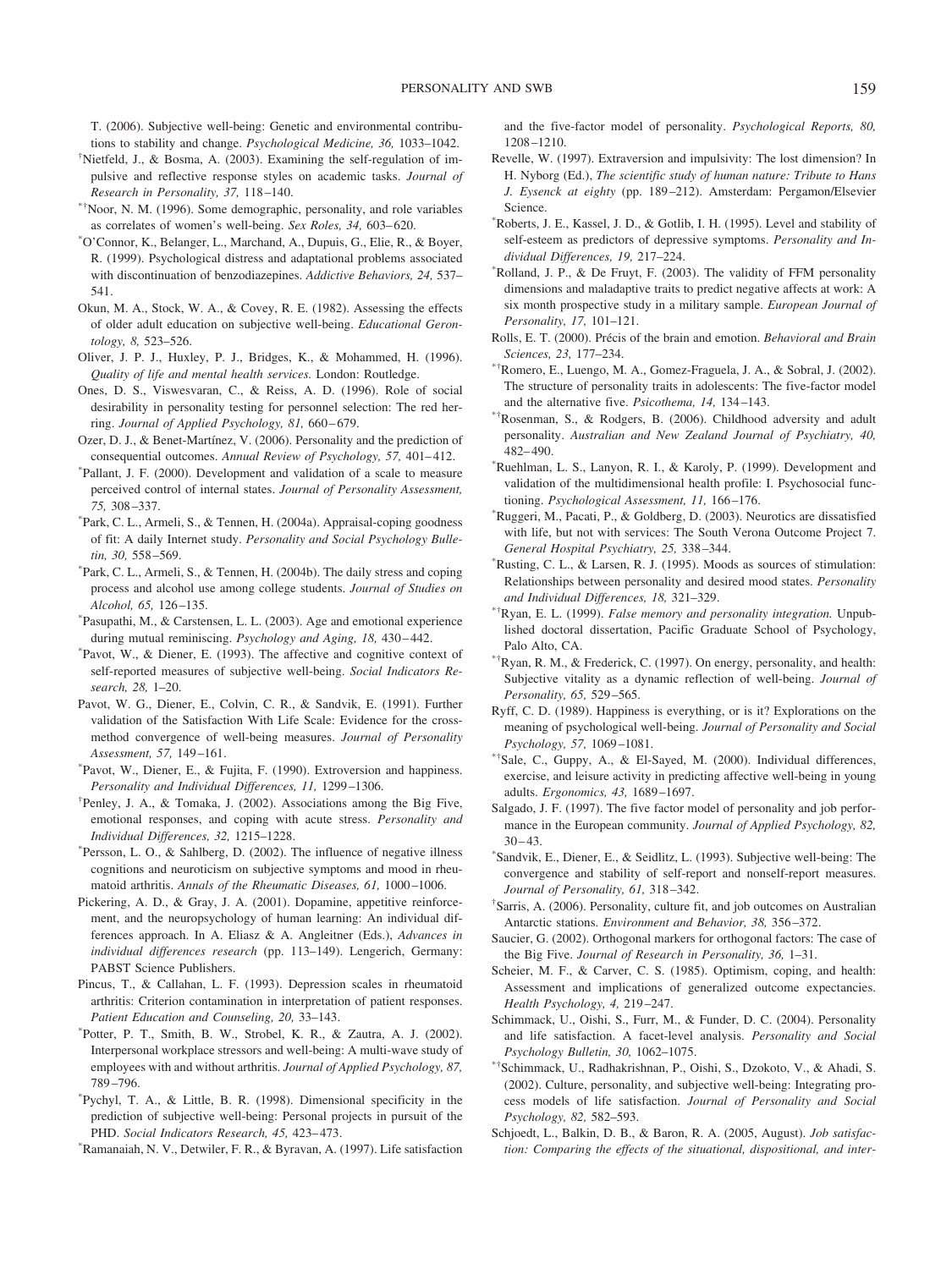T. (2006). Subjective well-being: Genetic and environmental contributions to stability and change. *Psychological Medicine, 36,* 1033–1042.

†Nietfeld, J., & Bosma, A. (2003). Examining the self-regulation of impulsive and reflective response styles on academic tasks. *Journal of Research in Personality, 37,* 118–140.

*†Noor, N. M. (1996). Some demographic, personality, and role variables as correlates of women's well-being. *Sex Roles, 34,* 603–620.

*O'Connor, K., Belanger, L., Marchand, A., Dupuis, G., Elie, R., & Boyer, R. (1999). Psychological distress and adaptational problems associated with discontinuation of benzodiazepines. *Addictive Behaviors, 24,* 537–541.

Okun, M. A., Stock, W. A., & Covey, R. E. (1982). Assessing the effects of older adult education on subjective well-being. *Educational Gerontology, 8,* 523–526.

Oliver, J. P. J., Huxley, P. J., Bridges, K., & Mohammed, H. (1996). *Quality of life and mental health services.* London: Routledge.

Ones, D. S., Viswesvaran, C., & Reiss, A. D. (1996). Role of social desirability in personality testing for personnel selection: The red herring. *Journal of Applied Psychology, 81,* 660–679.

Ozer, D. J., & Benet-Martínez, V. (2006). Personality and the prediction of consequential outcomes. *Annual Review of Psychology, 57,* 401–412.

*Pallant, J. F. (2000). Development and validation of a scale to measure perceived control of internal states. *Journal of Personality Assessment, 75,* 308–337.

*Park, C. L., Armeli, S., & Tennen, H. (2004a). Appraisal-coping goodness of fit: A daily Internet study. *Personality and Social Psychology Bulletin, 30,* 558–569.

*Park, C. L., Armeli, S., & Tennen, H. (2004b). The daily stress and coping process and alcohol use among college students. *Journal of Studies on Alcohol, 65,* 126–135.

*Pasupathi, M., & Carstensen, L. L. (2003). Age and emotional experience during mutual reminiscing. *Psychology and Aging, 18,* 430–442.

*Pavot, W., & Diener, E. (1993). The affective and cognitive context of self-reported measures of subjective well-being. *Social Indicators Research, 28,* 1–20.

Pavot, W. G., Diener, E., Colvin, C. R., & Sandvik, E. (1991). Further validation of the Satisfaction With Life Scale: Evidence for the cross-method convergence of well-being measures. *Journal of Personality Assessment, 57,* 149–161.

*Pavot, W., Diener, E., & Fujita, F. (1990). Extroversion and happiness. *Personality and Individual Differences, 11,* 1299–1306.

†Penley, J. A., & Tomaka, J. (2002). Associations among the Big Five, emotional responses, and coping with acute stress. *Personality and Individual Differences, 32,* 1215–1228.

*Persson, L. O., & Sahlberg, D. (2002). The influence of negative illness cognitions and neuroticism on subjective symptoms and mood in rheumatoid arthritis. *Annals of the Rheumatic Diseases, 61,* 1000–1006.

Pickering, A. D., & Gray, J. A. (2001). Dopamine, appetitive reinforcement, and the neuropsychology of human learning: An individual differences approach. In A. Eliasz & A. Angleitner (Eds.), *Advances in individual differences research* (pp. 113–149). Lengerich, Germany: PABST Science Publishers.

Pincus, T., & Callahan, L. F. (1993). Depression scales in rheumatoid arthritis: Criterion contamination in interpretation of patient responses. *Patient Education and Counseling, 20,* 33–143.

*Potter, P. T., Smith, B. W., Strobel, K. R., & Zautra, A. J. (2002). Interpersonal workplace stressors and well-being: A multi-wave study of employees with and without arthritis. *Journal of Applied Psychology, 87,* 789–796.

*Pychyl, T. A., & Little, B. R. (1998). Dimensional specificity in the prediction of subjective well-being: Personal projects in pursuit of the PHD. *Social Indicators Research, 45,* 423–473.

*Ramanaiah, N. V., Detwiler, F. R., & Byravan, A. (1997). Life satisfaction and the five-factor model of personality. *Psychological Reports, 80,* 1208–1210.

Revelle, W. (1997). Extraversion and impulsivity: The lost dimension? In H. Nyborg (Ed.), *The scientific study of human nature: Tribute to Hans J. Eysenck at eighty* (pp. 189–212). Amsterdam: Pergamon/Elsevier Science.

*Roberts, J. E., Kassel, J. D., & Gotlib, I. H. (1995). Level and stability of self-esteem as predictors of depressive symptoms. *Personality and Individual Differences, 19,* 217–224.

*Rolland, J. P., & De Fruyt, F. (2003). The validity of FFM personality dimensions and maladaptive traits to predict negative affects at work: A six month prospective study in a military sample. *European Journal of Personality, 17,* 101–121.

Rolls, E. T. (2000). Précis of the brain and emotion. *Behavioral and Brain Sciences, 23,* 177–234.

*†Romero, E., Luengo, M. A., Gomez-Fraguela, J. A., & Sobral, J. (2002). The structure of personality traits in adolescents: The five-factor model and the alternative five. *Psicothema, 14,* 134–143.

*†Rosenman, S., & Rodgers, B. (2006). Childhood adversity and adult personality. *Australian and New Zealand Journal of Psychiatry, 40,* 482–490.

*Ruehlman, L. S., Lanyon, R. I., & Karoly, P. (1999). Development and validation of the multidimensional health profile: I. Psychosocial functioning. *Psychological Assessment, 11,* 166–176.

*Ruggeri, M., Pacati, P., & Goldberg, D. (2003). Neurotics are dissatisfied with life, but not with services: The South Verona Outcome Project 7. *General Hospital Psychiatry, 25,* 338–344.

*Rusting, C. L., & Larsen, R. J. (1995). Moods as sources of stimulation: Relationships between personality and desired mood states. *Personality and Individual Differences, 18,* 321–329.

*†Ryan, E. L. (1999). *False memory and personality integration.* Unpublished doctoral dissertation, Pacific Graduate School of Psychology, Palo Alto, CA.

*†Ryan, R. M., & Frederick, C. (1997). On energy, personality, and health: Subjective vitality as a dynamic reflection of well-being. *Journal of Personality, 65,* 529–565.

Ryff, C. D. (1989). Happiness is everything, or is it? Explorations on the meaning of psychological well-being. *Journal of Personality and Social Psychology, 57,* 1069–1081.

*†Sale, C., Guppy, A., & El-Sayed, M. (2000). Individual differences, exercise, and leisure activity in predicting affective well-being in young adults. *Ergonomics, 43,* 1689–1697.

Salgado, J. F. (1997). The five factor model of personality and job performance in the European community. *Journal of Applied Psychology, 82,* 30–43.

*Sandvik, E., Diener, E., & Seidlitz, L. (1993). Subjective well-being: The convergence and stability of self-report and nonself-report measures. *Journal of Personality, 61,* 318–342.

†Sarris, A. (2006). Personality, culture fit, and job outcomes on Australian Antarctic stations. *Environment and Behavior, 38,* 356–372.

Saucier, G. (2002). Orthogonal markers for orthogonal factors: The case of the Big Five. *Journal of Research in Personality, 36,* 1–31.

Scheier, M. F., & Carver, C. S. (1985). Optimism, coping, and health: Assessment and implications of generalized outcome expectancies. *Health Psychology, 4,* 219–247.

Schimmack, U., Oishi, S., Furr, M., & Funder, D. C. (2004). Personality and life satisfaction. A facet-level analysis. *Personality and Social Psychology Bulletin, 30,* 1062–1075.

*†Schimmack, U., Radhakrishnan, P., Oishi, S., Dzokoto, V., & Ahadi, S. (2002). Culture, personality, and subjective well-being: Integrating process models of life satisfaction. *Journal of Personality and Social Psychology, 82,* 582–593.

Schjoedt, L., Balkin, D. B., & Baron, R. A. (2005, August). *Job satisfaction: Comparing the effects of the situational, dispositional, and inter-*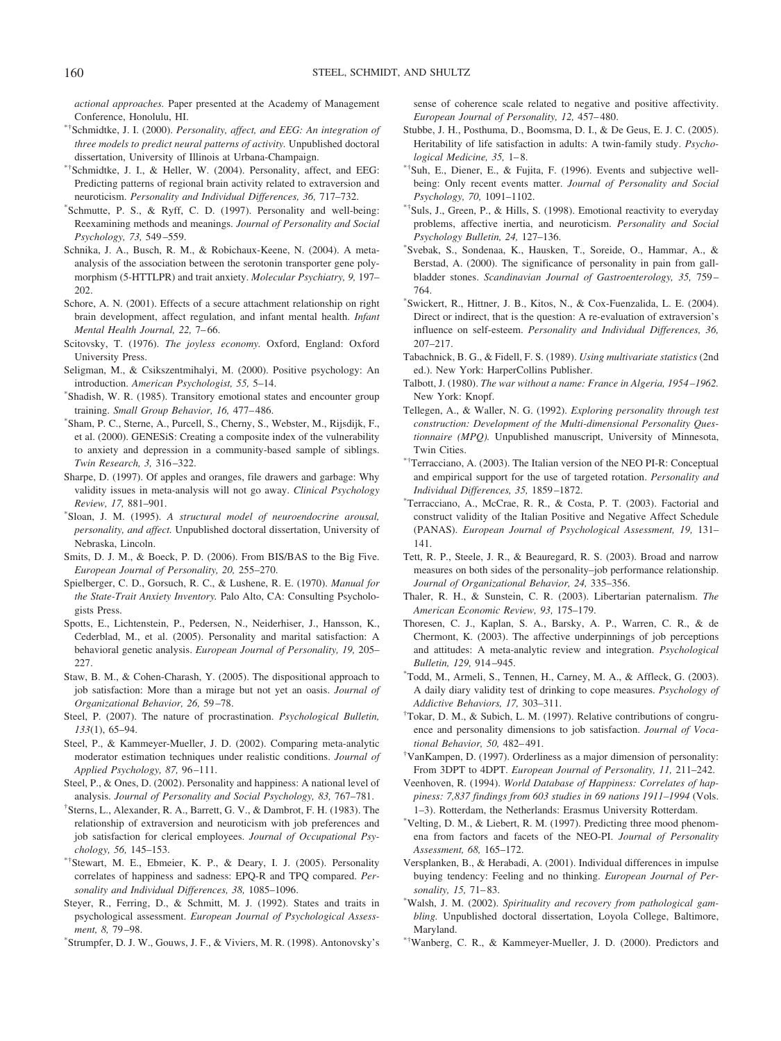*actional approaches.* Paper presented at the Academy of Management Conference, Honolulu, HI.

*†Schmidtke, J. I. (2000). *Personality, affect, and EEG: An integration of three models to predict neural patterns of activity.* Unpublished doctoral dissertation, University of Illinois at Urbana-Champaign.

*†Schmidtke, J. I., & Heller, W. (2004). Personality, affect, and EEG: Predicting patterns of regional brain activity related to extraversion and neuroticism. *Personality and Individual Differences, 36,* 717–732.

*Schmutte, P. S., & Ryff, C. D. (1997). Personality and well-being: Reexamining methods and meanings. *Journal of Personality and Social Psychology, 73,* 549–559.

Schnika, J. A., Busch, R. M., & Robichaux-Keene, N. (2004). A meta-analysis of the association between the serotonin transporter gene polymorphism (5-HTTLPR) and trait anxiety. *Molecular Psychiatry, 9,* 197–202.

Schore, A. N. (2001). Effects of a secure attachment relationship on right brain development, affect regulation, and infant mental health. *Infant Mental Health Journal, 22,* 7–66.

Scitovsky, T. (1976). *The joyless economy.* Oxford, England: Oxford University Press.

Seligman, M., & Csikszentmihalyi, M. (2000). Positive psychology: An introduction. *American Psychologist, 55,* 5–14.

*Shadish, W. R. (1985). Transitory emotional states and encounter group training. *Small Group Behavior, 16,* 477–486.

*Sham, P. C., Sterne, A., Purcell, S., Cherny, S., Webster, M., Rijsdijk, F., et al. (2000). GENESiS: Creating a composite index of the vulnerability to anxiety and depression in a community-based sample of siblings. *Twin Research, 3,* 316–322.

Sharpe, D. (1997). Of apples and oranges, file drawers and garbage: Why validity issues in meta-analysis will not go away. *Clinical Psychology Review, 17,* 881–901.

*Sloan, J. M. (1995). *A structural model of neuroendocrine arousal, personality, and affect.* Unpublished doctoral dissertation, University of Nebraska, Lincoln.

Smits, D. J. M., & Boeck, P. D. (2006). From BIS/BAS to the Big Five. *European Journal of Personality, 20,* 255–270.

Spielberger, C. D., Gorsuch, R. C., & Lushene, R. E. (1970). *Manual for the State-Trait Anxiety Inventory.* Palo Alto, CA: Consulting Psychologists Press.

Spotts, E., Lichtenstein, P., Pedersen, N., Neiderhiser, J., Hansson, K., Cederblad, M., et al. (2005). Personality and marital satisfaction: A behavioral genetic analysis. *European Journal of Personality, 19,* 205–227.

Staw, B. M., & Cohen-Charash, Y. (2005). The dispositional approach to job satisfaction: More than a mirage but not yet an oasis. *Journal of Organizational Behavior, 26,* 59–78.

Steel, P. (2007). The nature of procrastination. *Psychological Bulletin, 133*(1), 65–94.

Steel, P., & Kammeyer-Mueller, J. D. (2002). Comparing meta-analytic moderator estimation techniques under realistic conditions. *Journal of Applied Psychology, 87,* 96–111.

Steel, P., & Ones, D. (2002). Personality and happiness: A national level of analysis. *Journal of Personality and Social Psychology, 83,* 767–781.

†Sterns, L., Alexander, R. A., Barrett, G. V., & Dambrot, F. H. (1983). The relationship of extraversion and neuroticism with job preferences and job satisfaction for clerical employees. *Journal of Occupational Psychology, 56,* 145–153.

*†Stewart, M. E., Ebmeier, K. P., & Deary, I. J. (2005). Personality correlates of happiness and sadness: EPQ-R and TPQ compared. *Personality and Individual Differences, 38,* 1085–1096.

Steyer, R., Ferring, D., & Schmitt, M. J. (1992). States and traits in psychological assessment. *European Journal of Psychological Assessment, 8,* 79–98.

*Strumpfer, D. J. W., Gouws, J. F., & Viviers, M. R. (1998). Antonovsky's sense of coherence scale related to negative and positive affectivity. *European Journal of Personality, 12,* 457–480.

Stubbe, J. H., Posthuma, D., Boomsma, D. I., & De Geus, E. J. C. (2005). Heritability of life satisfaction in adults: A twin-family study. *Psychological Medicine, 35,* 1–8.

*†Suh, E., Diener, E., & Fujita, F. (1996). Events and subjective well-being: Only recent events matter. *Journal of Personality and Social Psychology, 70,* 1091–1102.

*†Suls, J., Green, P., & Hills, S. (1998). Emotional reactivity to everyday problems, affective inertia, and neuroticism. *Personality and Social Psychology Bulletin, 24,* 127–136.

*Svebak, S., Sondenaa, K., Hausken, T., Soreide, O., Hammar, A., & Berstad, A. (2000). The significance of personality in pain from gallbladder stones. *Scandinavian Journal of Gastroenterology, 35,* 759–764.

*Swickert, R., Hittner, J. B., Kitos, N., & Cox-Fuenzalida, L. E. (2004). Direct or indirect, that is the question: A re-evaluation of extraversion's influence on self-esteem. *Personality and Individual Differences, 36,* 207–217.

Tabachnick, B. G., & Fidell, F. S. (1989). *Using multivariate statistics* (2nd ed.). New York: HarperCollins Publisher.

Talbott, J. (1980). *The war without a name: France in Algeria, 1954–1962.* New York: Knopf.

Tellegen, A., & Waller, N. G. (1992). *Exploring personality through test construction: Development of the Multi-dimensional Personality Questionnaire (MPQ).* Unpublished manuscript, University of Minnesota, Twin Cities.

*†Terracciano, A. (2003). The Italian version of the NEO PI-R: Conceptual and empirical support for the use of targeted rotation. *Personality and Individual Differences, 35,* 1859–1872.

*Terracciano, A., McCrae, R. R., & Costa, P. T. (2003). Factorial and construct validity of the Italian Positive and Negative Affect Schedule (PANAS). *European Journal of Psychological Assessment, 19,* 131–141.

Tett, R. P., Steele, J. R., & Beauregard, R. S. (2003). Broad and narrow measures on both sides of the personality–job performance relationship. *Journal of Organizational Behavior, 24,* 335–356.

Thaler, R. H., & Sunstein, C. R. (2003). Libertarian paternalism. *The American Economic Review, 93,* 175–179.

Thoresen, C. J., Kaplan, S. A., Barsky, A. P., Warren, C. R., & de Chermont, K. (2003). The affective underpinnings of job perceptions and attitudes: A meta-analytic review and integration. *Psychological Bulletin, 129,* 914–945.

*Todd, M., Armeli, S., Tennen, H., Carney, M. A., & Affleck, G. (2003). A daily diary validity test of drinking to cope measures. *Psychology of Addictive Behaviors, 17,* 303–311.

†Tokar, D. M., & Subich, L. M. (1997). Relative contributions of congruence and personality dimensions to job satisfaction. *Journal of Vocational Behavior, 50,* 482–491.

†VanKampen, D. (1997). Orderliness as a major dimension of personality: From 3DPT to 4DPT. *European Journal of Personality, 11,* 211–242.

Veenhoven, R. (1994). *World Database of Happiness: Correlates of happiness: 7,837 findings from 603 studies in 69 nations 1911–1994* (Vols. 1–3). Rotterdam, the Netherlands: Erasmus University Rotterdam.

*Velting, D. M., & Liebert, R. M. (1997). Predicting three mood phenomena from factors and facets of the NEO-PI. *Journal of Personality Assessment, 68,* 165–172.

Versplanken, B., & Herabadi, A. (2001). Individual differences in impulse buying tendency: Feeling and no thinking. *European Journal of Personality, 15,* 71–83.

*Walsh, J. M. (2002). *Spirituality and recovery from pathological gambling.* Unpublished doctoral dissertation, Loyola College, Baltimore, Maryland.

*†Wanberg, C. R., & Kammeyer-Mueller, J. D. (2000). Predictors and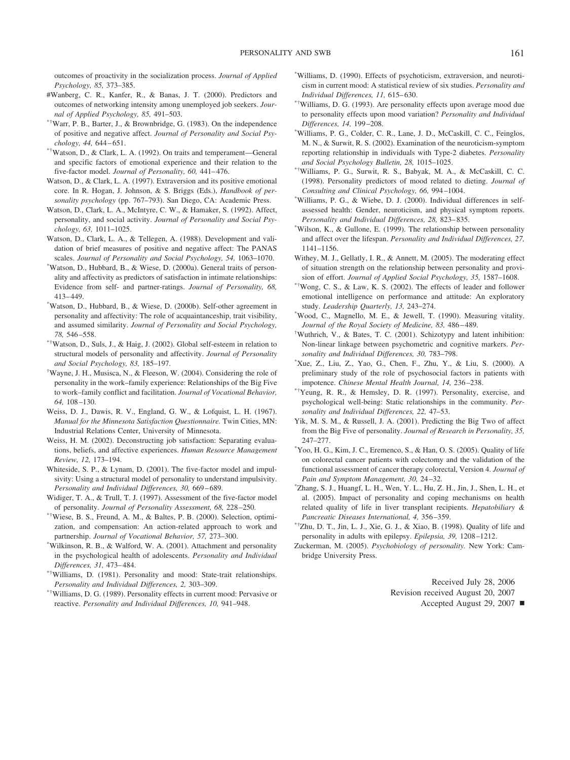outcomes of proactivity in the socialization process. *Journal of Applied Psychology, 85,* 373–385.

#Wanberg, C. R., Kanfer, R., & Banas, J. T. (2000). Predictors and outcomes of networking intensity among unemployed job seekers. *Journal of Applied Psychology, 85,* 491–503.

*†Warr, P. B., Barter, J., & Brownbridge, G. (1983). On the independence of positive and negative affect. *Journal of Personality and Social Psychology, 44,* 644–651.

*†Watson, D., & Clark, L. A. (1992). On traits and temperament—General and specific factors of emotional experience and their relation to the five-factor model. *Journal of Personality, 60,* 441–476.

Watson, D., & Clark, L. A. (1997). Extraversion and its positive emotional core. In R. Hogan, J. Johnson, & S. Briggs (Eds.), *Handbook of personality psychology* (pp. 767–793). San Diego, CA: Academic Press.

Watson, D., Clark, L. A., McIntyre, C. W., & Hamaker, S. (1992). Affect, personality, and social activity. *Journal of Personality and Social Psychology, 63,* 1011–1025.

Watson, D., Clark, L. A., & Tellegen, A. (1988). Development and validation of brief measures of positive and negative affect: The PANAS scales. *Journal of Personality and Social Psychology, 54,* 1063–1070.

*Watson, D., Hubbard, B., & Wiese, D. (2000a). General traits of personality and affectivity as predictors of satisfaction in intimate relationships: Evidence from self- and partner-ratings. *Journal of Personality, 68,* 413–449.

*Watson, D., Hubbard, B., & Wiese, D. (2000b). Self-other agreement in personality and affectivity: The role of acquaintanceship, trait visibility, and assumed similarity. *Journal of Personality and Social Psychology, 78,* 546–558.

*†Watson, D., Suls, J., & Haig, J. (2002). Global self-esteem in relation to structural models of personality and affectivity. *Journal of Personality and Social Psychology, 83,* 185–197.

†Wayne, J. H., Musisca, N., & Fleeson, W. (2004). Considering the role of personality in the work–family experience: Relationships of the Big Five to work–family conflict and facilitation. *Journal of Vocational Behavior, 64,* 108–130.

Weiss, D. J., Dawis, R. V., England, G. W., & Lofquist, L. H. (1967). *Manual for the Minnesota Satisfaction Questionnaire.* Twin Cities, MN: Industrial Relations Center, University of Minnesota.

Weiss, H. M. (2002). Deconstructing job satisfaction: Separating evaluations, beliefs, and affective experiences. *Human Resource Management Review, 12,* 173–194.

Whiteside, S. P., & Lynam, D. (2001). The five-factor model and impulsivity: Using a structural model of personality to understand impulsivity. *Personality and Individual Differences, 30,* 669–689.

Widiger, T. A., & Trull, T. J. (1997). Assessment of the five-factor model of personality. *Journal of Personality Assessment, 68,* 228–250.

*†Wiese, B. S., Freund, A. M., & Baltes, P. B. (2000). Selection, optimization, and compensation: An action-related approach to work and partnership. *Journal of Vocational Behavior, 57,* 273–300.

*Wilkinson, R. B., & Walford, W. A. (2001). Attachment and personality in the psychological health of adolescents. *Personality and Individual Differences, 31,* 473–484.

*†Williams, D. (1981). Personality and mood: State-trait relationships. *Personality and Individual Differences, 2,* 303–309.

*†Williams, D. G. (1989). Personality effects in current mood: Pervasive or reactive. *Personality and Individual Differences, 10,* 941–948.

*Williams, D. (1990). Effects of psychoticism, extraversion, and neuroticism in current mood: A statistical review of six studies. *Personality and Individual Differences, 11,* 615–630.

*†Williams, D. G. (1993). Are personality effects upon average mood due to personality effects upon mood variation? *Personality and Individual Differences, 14,* 199–208.

*Williams, P. G., Colder, C. R., Lane, J. D., McCaskill, C. C., Feinglos, M. N., & Surwit, R. S. (2002). Examination of the neuroticism-symptom reporting relationship in individuals with Type-2 diabetes. *Personality and Social Psychology Bulletin, 28,* 1015–1025.

*†Williams, P. G., Surwit, R. S., Babyak, M. A., & McCaskill, C. C. (1998). Personality predictors of mood related to dieting. *Journal of Consulting and Clinical Psychology, 66,* 994–1004.

*Williams, P. G., & Wiebe, D. J. (2000). Individual differences in self-assessed health: Gender, neuroticism, and physical symptom reports. *Personality and Individual Differences, 28,* 823–835.

*Wilson, K., & Gullone, E. (1999). The relationship between personality and affect over the lifespan. *Personality and Individual Differences, 27,* 1141–1156.

Withey, M. J., Gellatly, I. R., & Annett, M. (2005). The moderating effect of situation strength on the relationship between personality and provision of effort. *Journal of Applied Social Psychology, 35,* 1587–1608.

*†Wong, C. S., & Law, K. S. (2002). The effects of leader and follower emotional intelligence on performance and attitude: An exploratory study. *Leadership Quarterly, 13,* 243–274.

*Wood, C., Magnello, M. E., & Jewell, T. (1990). Measuring vitality. *Journal of the Royal Society of Medicine, 83,* 486–489.

†Wuthrich, V., & Bates, T. C. (2001). Schizotypy and latent inhibition: Non-linear linkage between psychometric and cognitive markers. *Personality and Individual Differences, 30,* 783–798.

*Xue, Z., Liu, Z., Yao, G., Chen, F., Zhu, Y., & Liu, S. (2000). A preliminary study of the role of psychosocial factors in patients with impotence. *Chinese Mental Health Journal, 14,* 236–238.

*†Yeung, R. R., & Hemsley, D. R. (1997). Personality, exercise, and psychological well-being: Static relationships in the community. *Personality and Individual Differences, 22,* 47–53.

Yik, M. S. M., & Russell, J. A. (2001). Predicting the Big Two of affect from the Big Five of personality. *Journal of Research in Personality, 35,* 247–277.

*Yoo, H. G., Kim, J. C., Eremenco, S., & Han, O. S. (2005). Quality of life on colorectal cancer patients with colectomy and the validation of the functional assessment of cancer therapy colorectal, Version 4. *Journal of Pain and Symptom Management, 30,* 24–32.

*Zhang, S. J., Huangf, L. H., Wen, Y. L., Hu, Z. H., Jin, J., Shen, L. H., et al. (2005). Impact of personality and coping mechanisms on health related quality of life in liver transplant recipients. *Hepatobiliary & Pancreatic Diseases International, 4,* 356–359.

*†Zhu, D. T., Jin, L. J., Xie, G. J., & Xiao, B. (1998). Quality of life and personality in adults with epilepsy. *Epilepsia, 39,* 1208–1212.

Zuckerman, M. (2005). *Psychobiology of personality.* New York: Cambridge University Press.

Received July 28, 2006
Revision received August 20, 2007
Accepted August 29, 2007 ■